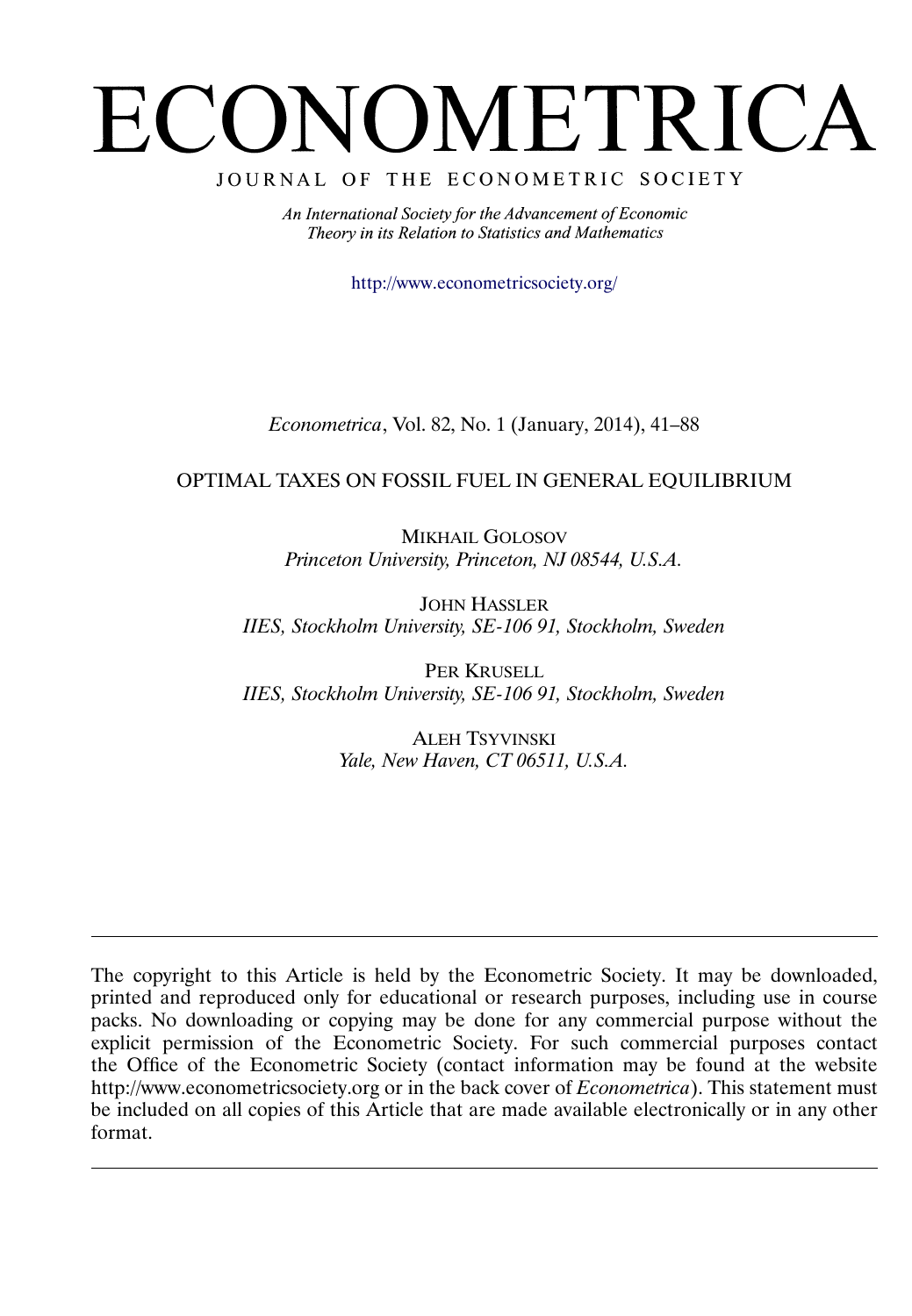# ECONOMETRICA

JOURNAL OF THE ECONOMETRIC SOCIETY

*An International Society for the Advancement of Economic Theory in its Relation to Statistics and Mathematics*

http://www.econometricsociety.org/

*Econometrica*, Vol. 82, No. 1 (January, 2014), 41–88

## OPTIMAL TAXES ON FOSSIL FUEL IN GENERAL EQUILIBRIUM

MIKHAIL GOLOSOV
*Princeton University, Princeton, NJ 08544, U.S.A.*

JOHN HASSLER
*IIES, Stockholm University, SE-106 91, Stockholm, Sweden*

PER KRUSELL
*IIES, Stockholm University, SE-106 91, Stockholm, Sweden*

ALEH TSYVINSKI
*Yale, New Haven, CT 06511, U.S.A.*

---

The copyright to this Article is held by the Econometric Society. It may be downloaded, printed and reproduced only for educational or research purposes, including use in course packs. No downloading or copying may be done for any commercial purpose without the explicit permission of the Econometric Society. For such commercial purposes contact the Office of the Econometric Society (contact information may be found at the website http://www.econometricsociety.org or in the back cover of *Econometrica*). This statement must be included on all copies of this Article that are made available electronically or in any other format.

---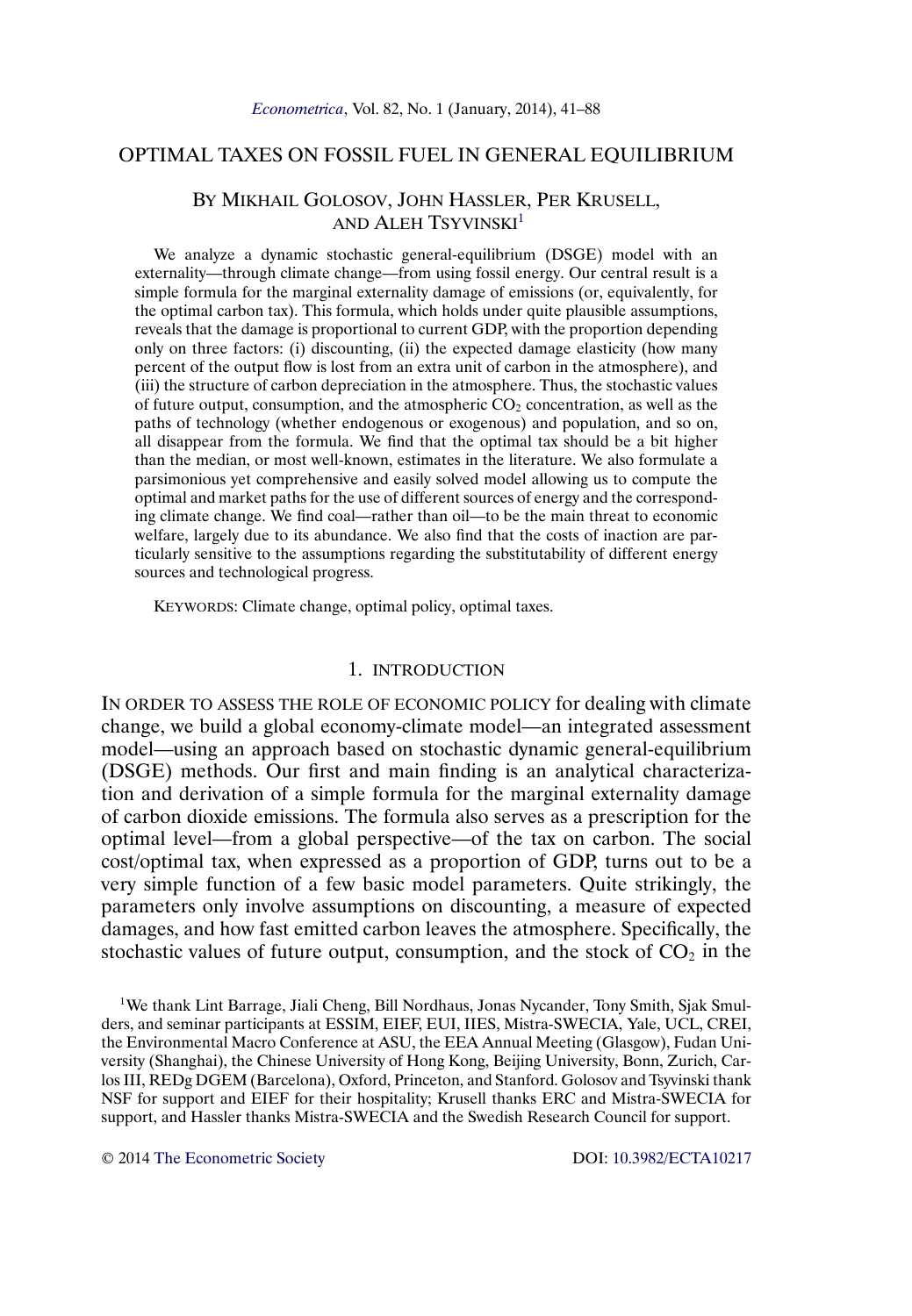# OPTIMAL TAXES ON FOSSIL FUEL IN GENERAL EQUILIBRIUM

## BY MIKHAIL GOLOSOV, JOHN HASSLER, PER KRUSELL, AND ALEH TSYVINSKI[1]

We analyze a dynamic stochastic general-equilibrium (DSGE) model with an externality—through climate change—from using fossil energy. Our central result is a simple formula for the marginal externality damage of emissions (or, equivalently, for the optimal carbon tax). This formula, which holds under quite plausible assumptions, reveals that the damage is proportional to current GDP, with the proportion depending only on three factors: (i) discounting, (ii) the expected damage elasticity (how many percent of the output flow is lost from an extra unit of carbon in the atmosphere), and (iii) the structure of carbon depreciation in the atmosphere. Thus, the stochastic values of future output, consumption, and the atmospheric $CO_2$ concentration, as well as the paths of technology (whether endogenous or exogenous) and population, and so on, all disappear from the formula. We find that the optimal tax should be a bit higher than the median, or most well-known, estimates in the literature. We also formulate a parsimonious yet comprehensive and easily solved model allowing us to compute the optimal and market paths for the use of different sources of energy and the corresponding climate change. We find coal—rather than oil—to be the main threat to economic welfare, largely due to its abundance. We also find that the costs of inaction are particularly sensitive to the assumptions regarding the substitutability of different energy sources and technological progress.

KEYWORDS: Climate change, optimal policy, optimal taxes.

## 1. INTRODUCTION

IN ORDER TO ASSESS THE ROLE OF ECONOMIC POLICY for dealing with climate change, we build a global economy-climate model—an integrated assessment model—using an approach based on stochastic dynamic general-equilibrium (DSGE) methods. Our first and main finding is an analytical characterization and derivation of a simple formula for the marginal externality damage of carbon dioxide emissions. The formula also serves as a prescription for the optimal level—from a global perspective—of the tax on carbon. The social cost/optimal tax, when expressed as a proportion of GDP, turns out to be a very simple function of a few basic model parameters. Quite strikingly, the parameters only involve assumptions on discounting, a measure of expected damages, and how fast emitted carbon leaves the atmosphere. Specifically, the stochastic values of future output, consumption, and the stock of $CO_2$ in the

[1] We thank Lint Barrage, Jiali Cheng, Bill Nordhaus, Jonas Nycander, Tony Smith, Sjak Smulders, and seminar participants at ESSIM, EIEF, EUI, IIES, Mistra-SWECIA, Yale, UCL, CREI, the Environmental Macro Conference at ASU, the EEA Annual Meeting (Glasgow), Fudan University (Shanghai), the Chinese University of Hong Kong, Beijing University, Bonn, Zurich, Carlos III, REDg DGEM (Barcelona), Oxford, Princeton, and Stanford. Golosov and Tsyvinski thank NSF for support and EIEF for their hospitality; Krusell thanks ERC and Mistra-SWECIA for support, and Hassler thanks Mistra-SWECIA and the Swedish Research Council for support.

© 2014 The Econometric Society DOI: 10.3982/ECTA10217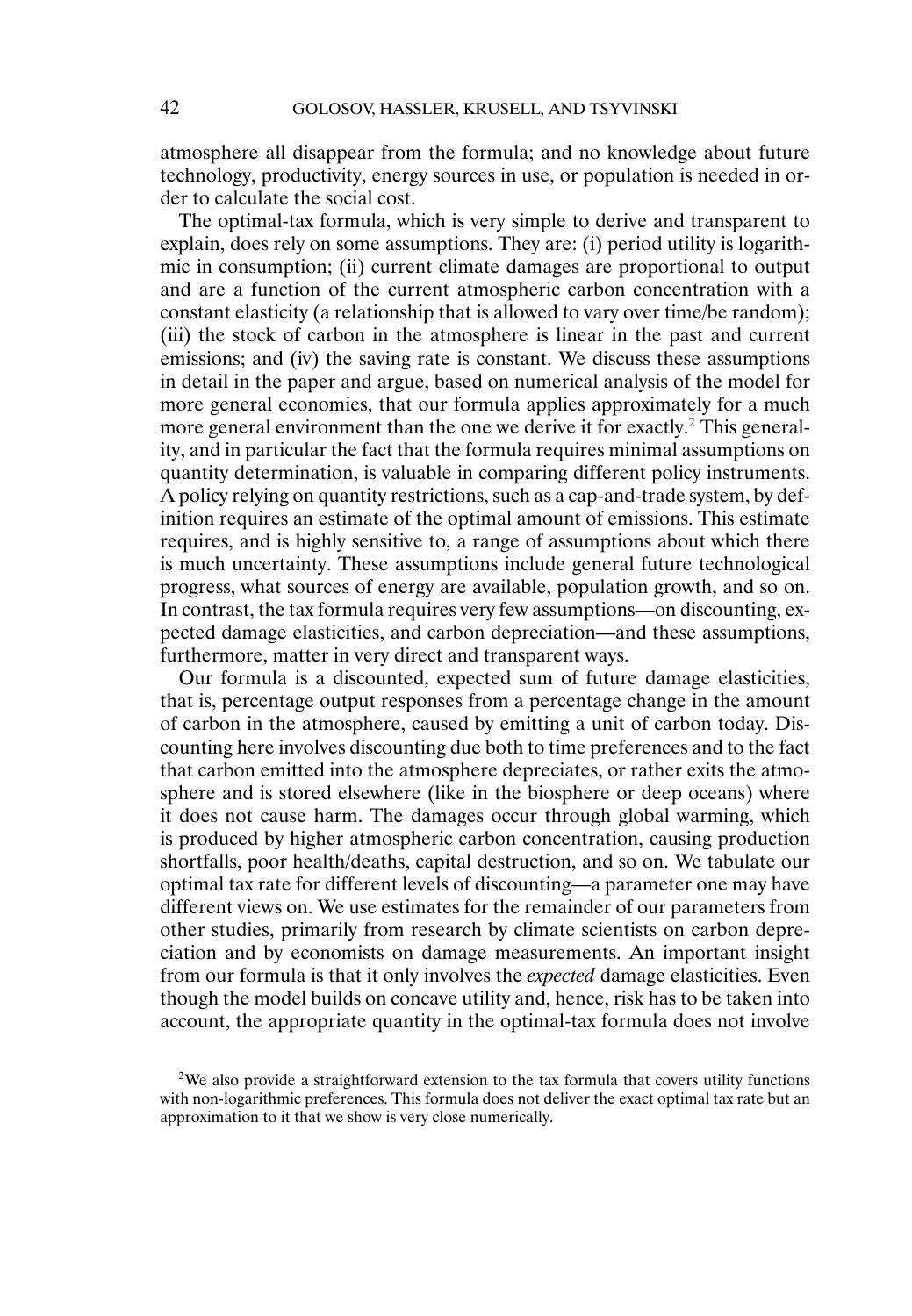atmosphere all disappear from the formula; and no knowledge about future technology, productivity, energy sources in use, or population is needed in order to calculate the social cost.

The optimal-tax formula, which is very simple to derive and transparent to explain, does rely on some assumptions. They are: (i) period utility is logarithmic in consumption; (ii) current climate damages are proportional to output and are a function of the current atmospheric carbon concentration with a constant elasticity (a relationship that is allowed to vary over time/be random); (iii) the stock of carbon in the atmosphere is linear in the past and current emissions; and (iv) the saving rate is constant. We discuss these assumptions in detail in the paper and argue, based on numerical analysis of the model for more general economies, that our formula applies approximately for a much more general environment than the one we derive it for exactly.[2] This generality, and in particular the fact that the formula requires minimal assumptions on quantity determination, is valuable in comparing different policy instruments. A policy relying on quantity restrictions, such as a cap-and-trade system, by definition requires an estimate of the optimal amount of emissions. This estimate requires, and is highly sensitive to, a range of assumptions about which there is much uncertainty. These assumptions include general future technological progress, what sources of energy are available, population growth, and so on. In contrast, the tax formula requires very few assumptions—on discounting, expected damage elasticities, and carbon depreciation—and these assumptions, furthermore, matter in very direct and transparent ways.

Our formula is a discounted, expected sum of future damage elasticities, that is, percentage output responses from a percentage change in the amount of carbon in the atmosphere, caused by emitting a unit of carbon today. Discounting here involves discounting due both to time preferences and to the fact that carbon emitted into the atmosphere depreciates, or rather exits the atmosphere and is stored elsewhere (like in the biosphere or deep oceans) where it does not cause harm. The damages occur through global warming, which is produced by higher atmospheric carbon concentration, causing production shortfalls, poor health/deaths, capital destruction, and so on. We tabulate our optimal tax rate for different levels of discounting—a parameter one may have different views on. We use estimates for the remainder of our parameters from other studies, primarily from research by climate scientists on carbon depreciation and by economists on damage measurements. An important insight from our formula is that it only involves the *expected* damage elasticities. Even though the model builds on concave utility and, hence, risk has to be taken into account, the appropriate quantity in the optimal-tax formula does not involve

[2] We also provide a straightforward extension to the tax formula that covers utility functions with non-logarithmic preferences. This formula does not deliver the exact optimal tax rate but an approximation to it that we show is very close numerically.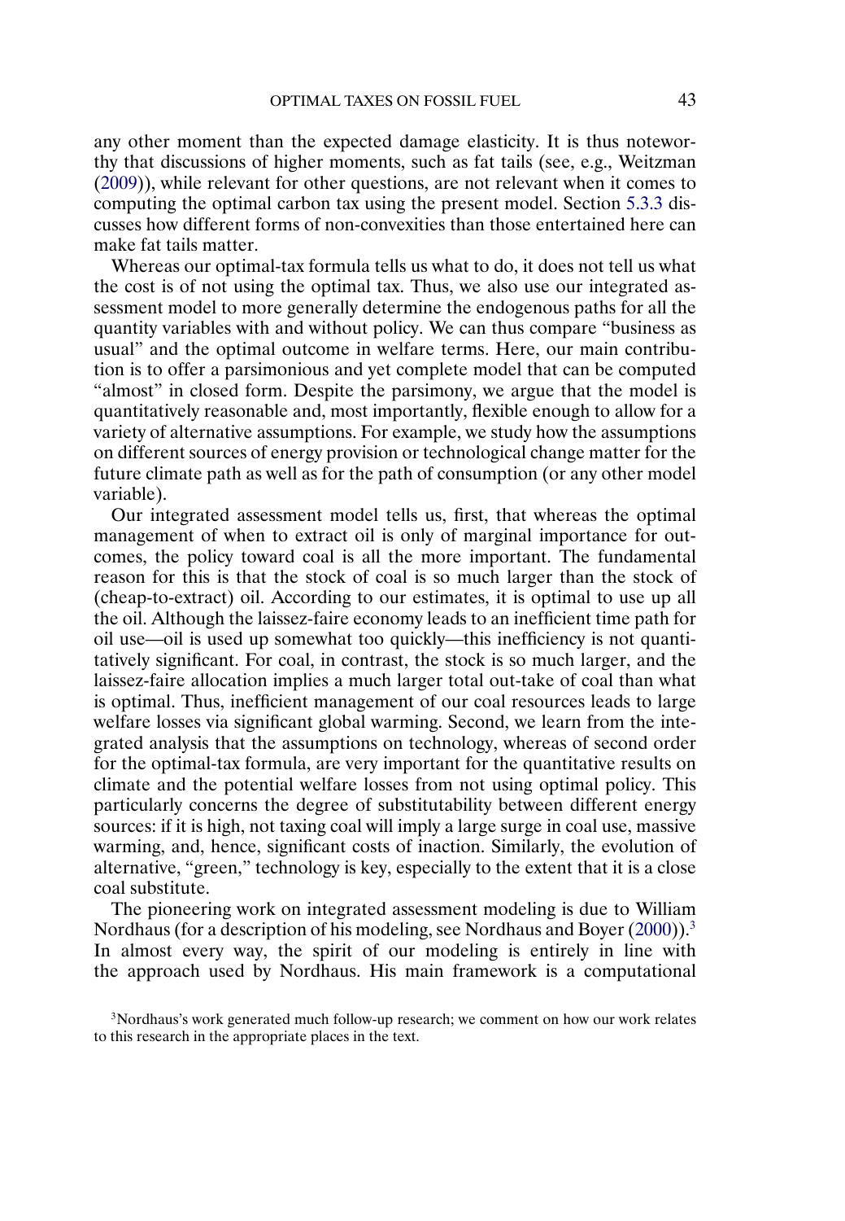any other moment than the expected damage elasticity. It is thus noteworthy that discussions of higher moments, such as fat tails (see, e.g., Weitzman (2009)), while relevant for other questions, are not relevant when it comes to computing the optimal carbon tax using the present model. Section 5.3.3 discusses how different forms of non-convexities than those entertained here can make fat tails matter.

Whereas our optimal-tax formula tells us what to do, it does not tell us what the cost is of not using the optimal tax. Thus, we also use our integrated assessment model to more generally determine the endogenous paths for all the quantity variables with and without policy. We can thus compare "business as usual" and the optimal outcome in welfare terms. Here, our main contribution is to offer a parsimonious and yet complete model that can be computed "almost" in closed form. Despite the parsimony, we argue that the model is quantitatively reasonable and, most importantly, flexible enough to allow for a variety of alternative assumptions. For example, we study how the assumptions on different sources of energy provision or technological change matter for the future climate path as well as for the path of consumption (or any other model variable).

Our integrated assessment model tells us, first, that whereas the optimal management of when to extract oil is only of marginal importance for outcomes, the policy toward coal is all the more important. The fundamental reason for this is that the stock of coal is so much larger than the stock of (cheap-to-extract) oil. According to our estimates, it is optimal to use up all the oil. Although the laissez-faire economy leads to an inefficient time path for oil use—oil is used up somewhat too quickly—this inefficiency is not quantitatively significant. For coal, in contrast, the stock is so much larger, and the laissez-faire allocation implies a much larger total out-take of coal than what is optimal. Thus, inefficient management of our coal resources leads to large welfare losses via significant global warming. Second, we learn from the integrated analysis that the assumptions on technology, whereas of second order for the optimal-tax formula, are very important for the quantitative results on climate and the potential welfare losses from not using optimal policy. This particularly concerns the degree of substitutability between different energy sources: if it is high, not taxing coal will imply a large surge in coal use, massive warming, and, hence, significant costs of inaction. Similarly, the evolution of alternative, "green," technology is key, especially to the extent that it is a close coal substitute.

The pioneering work on integrated assessment modeling is due to William Nordhaus (for a description of his modeling, see Nordhaus and Boyer (2000)).[3] In almost every way, the spirit of our modeling is entirely in line with the approach used by Nordhaus. His main framework is a computational

[3]Nordhaus's work generated much follow-up research; we comment on how our work relates to this research in the appropriate places in the text.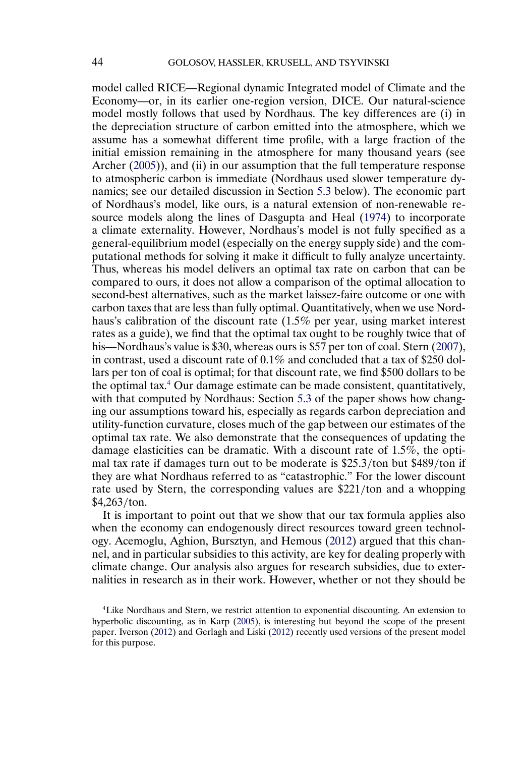model called RICE—Regional dynamic Integrated model of Climate and the Economy—or, in its earlier one-region version, DICE. Our natural-science model mostly follows that used by Nordhaus. The key differences are (i) in the depreciation structure of carbon emitted into the atmosphere, which we assume has a somewhat different time profile, with a large fraction of the initial emission remaining in the atmosphere for many thousand years (see Archer (2005)), and (ii) in our assumption that the full temperature response to atmospheric carbon is immediate (Nordhaus used slower temperature dynamics; see our detailed discussion in Section 5.3 below). The economic part of Nordhaus's model, like ours, is a natural extension of non-renewable resource models along the lines of Dasgupta and Heal (1974) to incorporate a climate externality. However, Nordhaus's model is not fully specified as a general-equilibrium model (especially on the energy supply side) and the computational methods for solving it make it difficult to fully analyze uncertainty. Thus, whereas his model delivers an optimal tax rate on carbon that can be compared to ours, it does not allow a comparison of the optimal allocation to second-best alternatives, such as the market laissez-faire outcome or one with carbon taxes that are less than fully optimal. Quantitatively, when we use Nordhaus's calibration of the discount rate (1.5% per year, using market interest rates as a guide), we find that the optimal tax ought to be roughly twice that of his—Nordhaus's value is \$30, whereas ours is \$57 per ton of coal. Stern (2007), in contrast, used a discount rate of 0.1% and concluded that a tax of \$250 dollars per ton of coal is optimal; for that discount rate, we find \$500 dollars to be the optimal tax.[4] Our damage estimate can be made consistent, quantitatively, with that computed by Nordhaus: Section 5.3 of the paper shows how changing our assumptions toward his, especially as regards carbon depreciation and utility-function curvature, closes much of the gap between our estimates of the optimal tax rate. We also demonstrate that the consequences of updating the damage elasticities can be dramatic. With a discount rate of 1.5%, the optimal tax rate if damages turn out to be moderate is \$25.3/ton but \$489/ton if they are what Nordhaus referred to as "catastrophic." For the lower discount rate used by Stern, the corresponding values are \$221/ton and a whopping \$4,263/ton.

It is important to point out that we show that our tax formula applies also when the economy can endogenously direct resources toward green technology. Acemoglu, Aghion, Bursztyn, and Hemous (2012) argued that this channel, and in particular subsidies to this activity, are key for dealing properly with climate change. Our analysis also argues for research subsidies, due to externalities in research as in their work. However, whether or not they should be

[4]Like Nordhaus and Stern, we restrict attention to exponential discounting. An extension to hyperbolic discounting, as in Karp (2005), is interesting but beyond the scope of the present paper. Iverson (2012) and Gerlagh and Liski (2012) recently used versions of the present model for this purpose.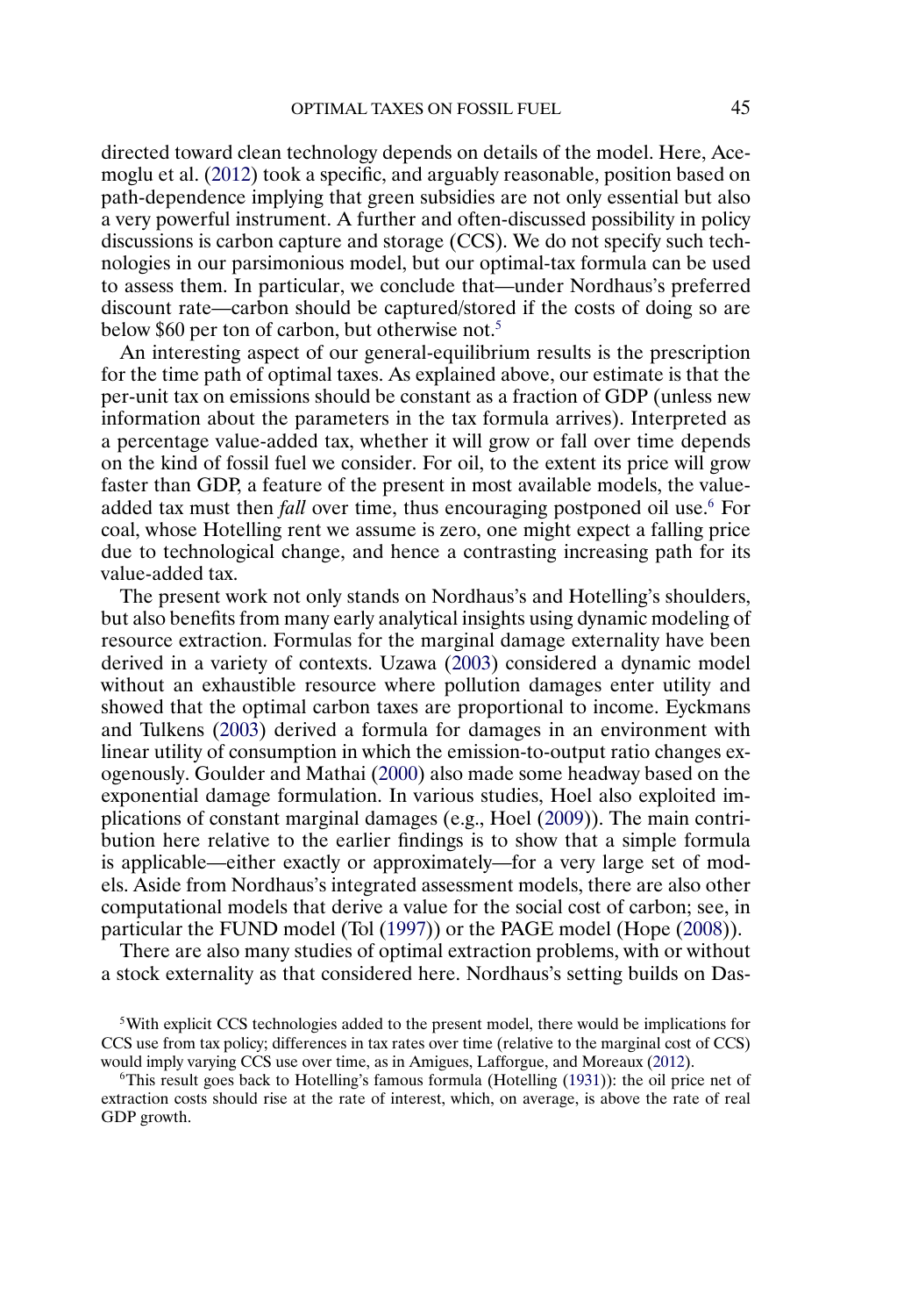directed toward clean technology depends on details of the model. Here, Acemoglu et al. (2012) took a specific, and arguably reasonable, position based on path-dependence implying that green subsidies are not only essential but also a very powerful instrument. A further and often-discussed possibility in policy discussions is carbon capture and storage (CCS). We do not specify such technologies in our parsimonious model, but our optimal-tax formula can be used to assess them. In particular, we conclude that—under Nordhaus's preferred discount rate—carbon should be captured/stored if the costs of doing so are below \$60 per ton of carbon, but otherwise not.[5]

An interesting aspect of our general-equilibrium results is the prescription for the time path of optimal taxes. As explained above, our estimate is that the per-unit tax on emissions should be constant as a fraction of GDP (unless new information about the parameters in the tax formula arrives). Interpreted as a percentage value-added tax, whether it will grow or fall over time depends on the kind of fossil fuel we consider. For oil, to the extent its price will grow faster than GDP, a feature of the present in most available models, the value-added tax must then *fall* over time, thus encouraging postponed oil use.[6] For coal, whose Hotelling rent we assume is zero, one might expect a falling price due to technological change, and hence a contrasting increasing path for its value-added tax.

The present work not only stands on Nordhaus's and Hotelling's shoulders, but also benefits from many early analytical insights using dynamic modeling of resource extraction. Formulas for the marginal damage externality have been derived in a variety of contexts. Uzawa (2003) considered a dynamic model without an exhaustible resource where pollution damages enter utility and showed that the optimal carbon taxes are proportional to income. Eyckmans and Tulkens (2003) derived a formula for damages in an environment with linear utility of consumption in which the emission-to-output ratio changes exogenously. Goulder and Mathai (2000) also made some headway based on the exponential damage formulation. In various studies, Hoel also exploited implications of constant marginal damages (e.g., Hoel (2009)). The main contribution here relative to the earlier findings is to show that a simple formula is applicable—either exactly or approximately—for a very large set of models. Aside from Nordhaus's integrated assessment models, there are also other computational models that derive a value for the social cost of carbon; see, in particular the FUND model (Tol (1997)) or the PAGE model (Hope (2008)).

There are also many studies of optimal extraction problems, with or without a stock externality as that considered here. Nordhaus's setting builds on Das-

[5]With explicit CCS technologies added to the present model, there would be implications for CCS use from tax policy; differences in tax rates over time (relative to the marginal cost of CCS) would imply varying CCS use over time, as in Amigues, Lafforgue, and Moreaux (2012).

[6]This result goes back to Hotelling's famous formula (Hotelling (1931)): the oil price net of extraction costs should rise at the rate of interest, which, on average, is above the rate of real GDP growth.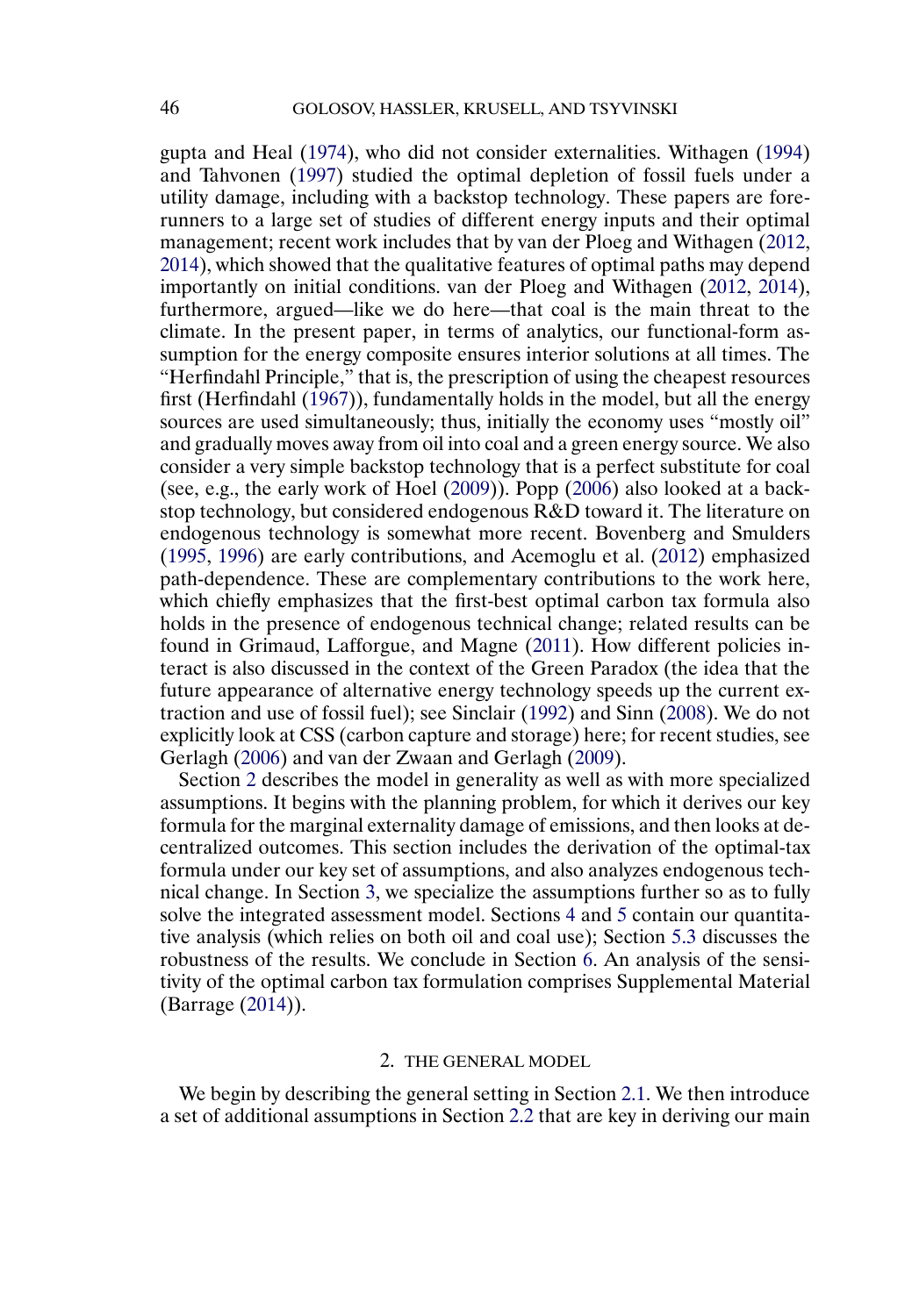gupta and Heal (1974), who did not consider externalities. Withagen (1994) and Tahvonen (1997) studied the optimal depletion of fossil fuels under a utility damage, including with a backstop technology. These papers are forerunners to a large set of studies of different energy inputs and their optimal management; recent work includes that by van der Ploeg and Withagen (2012, 2014), which showed that the qualitative features of optimal paths may depend importantly on initial conditions. van der Ploeg and Withagen (2012, 2014), furthermore, argued—like we do here—that coal is the main threat to the climate. In the present paper, in terms of analytics, our functional-form assumption for the energy composite ensures interior solutions at all times. The "Herfindahl Principle," that is, the prescription of using the cheapest resources first (Herfindahl (1967)), fundamentally holds in the model, but all the energy sources are used simultaneously; thus, initially the economy uses "mostly oil" and gradually moves away from oil into coal and a green energy source. We also consider a very simple backstop technology that is a perfect substitute for coal (see, e.g., the early work of Hoel (2009)). Popp (2006) also looked at a backstop technology, but considered endogenous R&D toward it. The literature on endogenous technology is somewhat more recent. Bovenberg and Smulders (1995, 1996) are early contributions, and Acemoglu et al. (2012) emphasized path-dependence. These are complementary contributions to the work here, which chiefly emphasizes that the first-best optimal carbon tax formula also holds in the presence of endogenous technical change; related results can be found in Grimaud, Lafforgue, and Magne (2011). How different policies interact is also discussed in the context of the Green Paradox (the idea that the future appearance of alternative energy technology speeds up the current extraction and use of fossil fuel); see Sinclair (1992) and Sinn (2008). We do not explicitly look at CSS (carbon capture and storage) here; for recent studies, see Gerlagh (2006) and van der Zwaan and Gerlagh (2009).

Section 2 describes the model in generality as well as with more specialized assumptions. It begins with the planning problem, for which it derives our key formula for the marginal externality damage of emissions, and then looks at decentralized outcomes. This section includes the derivation of the optimal-tax formula under our key set of assumptions, and also analyzes endogenous technical change. In Section 3, we specialize the assumptions further so as to fully solve the integrated assessment model. Sections 4 and 5 contain our quantitative analysis (which relies on both oil and coal use); Section 5.3 discusses the robustness of the results. We conclude in Section 6. An analysis of the sensitivity of the optimal carbon tax formulation comprises Supplemental Material (Barrage (2014)).

## 2. THE GENERAL MODEL

We begin by describing the general setting in Section 2.1. We then introduce a set of additional assumptions in Section 2.2 that are key in deriving our main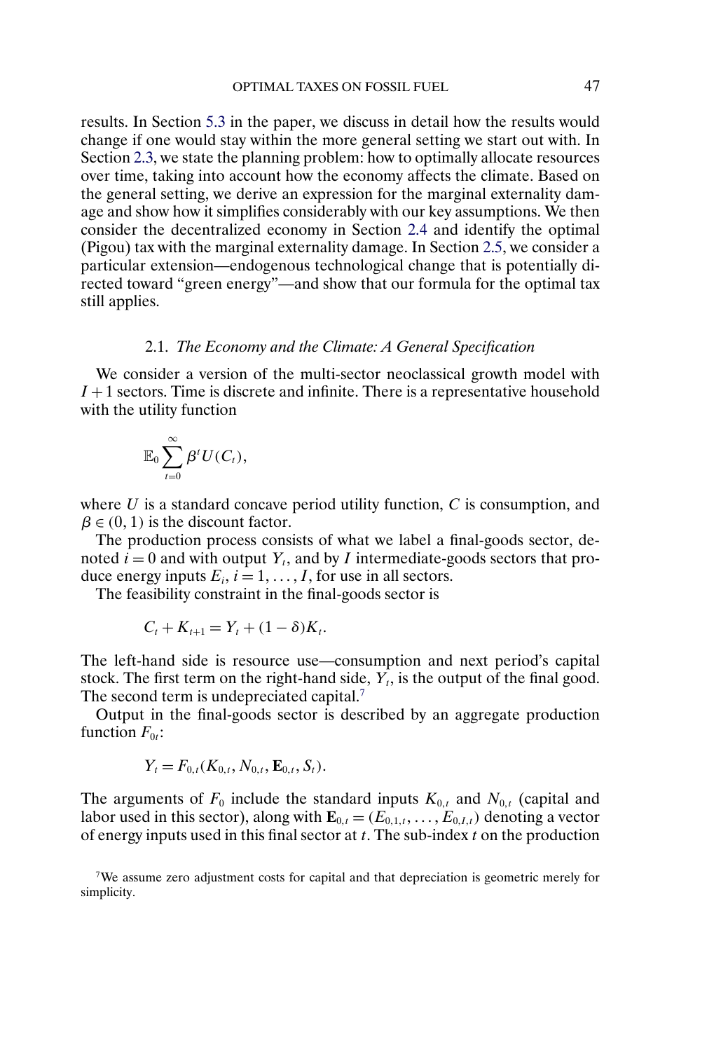results. In Section 5.3 in the paper, we discuss in detail how the results would change if one would stay within the more general setting we start out with. In Section 2.3, we state the planning problem: how to optimally allocate resources over time, taking into account how the economy affects the climate. Based on the general setting, we derive an expression for the marginal externality damage and show how it simplifies considerably with our key assumptions. We then consider the decentralized economy in Section 2.4 and identify the optimal (Pigou) tax with the marginal externality damage. In Section 2.5, we consider a particular extension—endogenous technological change that is potentially directed toward "green energy"—and show that our formula for the optimal tax still applies.

### 2.1. *The Economy and the Climate: A General Specification*

We consider a version of the multi-sector neoclassical growth model with $I+1$ sectors. Time is discrete and infinite. There is a representative household with the utility function

$$\mathbb{E}_0 \sum_{t=0}^{\infty} \beta^t U(C_t),$$

where $U$ is a standard concave period utility function, $C$ is consumption, and $\beta \in (0, 1)$ is the discount factor.

The production process consists of what we label a final-goods sector, denoted $i = 0$ and with output $Y_t$, and by $I$ intermediate-goods sectors that produce energy inputs $E_i$, $i = 1, \dots, I$, for use in all sectors.

The feasibility constraint in the final-goods sector is

$$C_t + K_{t+1} = Y_t + (1 - \delta)K_t.$$

The left-hand side is resource use—consumption and next period's capital stock. The first term on the right-hand side, $Y_t$, is the output of the final good. The second term is undepreciated capital.[7]

Output in the final-goods sector is described by an aggregate production function $F_{0t}$:

$$Y_t = F_{0,t}(K_{0,t}, N_{0,t}, \mathbf{E}_{0,t}, S_t).$$

The arguments of $F_0$ include the standard inputs $K_{0,t}$ and $N_{0,t}$ (capital and labor used in this sector), along with $\mathbf{E}_{0,t} = (E_{0,1,t}, \dots, E_{0,I,t})$ denoting a vector of energy inputs used in this final sector at $t$. The sub-index $t$ on the production

[7] We assume zero adjustment costs for capital and that depreciation is geometric merely for simplicity.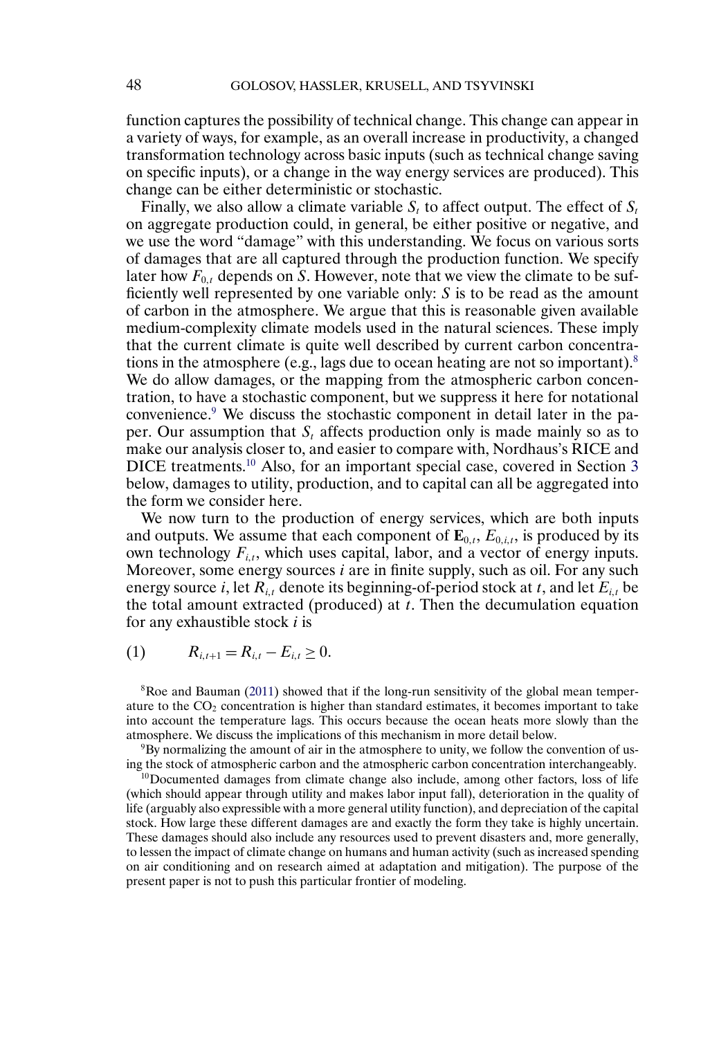function captures the possibility of technical change. This change can appear in a variety of ways, for example, as an overall increase in productivity, a changed transformation technology across basic inputs (such as technical change saving on specific inputs), or a change in the way energy services are produced). This change can be either deterministic or stochastic.

Finally, we also allow a climate variable $S_t$ to affect output. The effect of $S_t$ on aggregate production could, in general, be either positive or negative, and we use the word "damage" with this understanding. We focus on various sorts of damages that are all captured through the production function. We specify later how $F_{0,t}$ depends on $S$. However, note that we view the climate to be sufficiently well represented by one variable only: $S$ is to be read as the amount of carbon in the atmosphere. We argue that this is reasonable given available medium-complexity climate models used in the natural sciences. These imply that the current climate is quite well described by current carbon concentrations in the atmosphere (e.g., lags due to ocean heating are not so important).[8] We do allow damages, or the mapping from the atmospheric carbon concentration, to have a stochastic component, but we suppress it here for notational convenience.[9] We discuss the stochastic component in detail later in the paper. Our assumption that $S_t$ affects production only is made mainly so as to make our analysis closer to, and easier to compare with, Nordhaus's RICE and DICE treatments.[10] Also, for an important special case, covered in Section 3 below, damages to utility, production, and to capital can all be aggregated into the form we consider here.

We now turn to the production of energy services, which are both inputs and outputs. We assume that each component of $\mathbf{E}_{0,t}$, $E_{0,i,t}$, is produced by its own technology $F_{i,t}$, which uses capital, labor, and a vector of energy inputs. Moreover, some energy sources $i$ are in finite supply, such as oil. For any such energy source $i$, let $R_{i,t}$ denote its beginning-of-period stock at $t$, and let $E_{i,t}$ be the total amount extracted (produced) at $t$. Then the decumulation equation for any exhaustible stock $i$ is

$$R_{i,t+1} = R_{i,t} - E_{i,t} \geq 0. \tag{1}$$

[8]Roe and Bauman (2011) showed that if the long-run sensitivity of the global mean temperature to the $CO_2$ concentration is higher than standard estimates, it becomes important to take into account the temperature lags. This occurs because the ocean heats more slowly than the atmosphere. We discuss the implications of this mechanism in more detail below.

[9]By normalizing the amount of air in the atmosphere to unity, we follow the convention of using the stock of atmospheric carbon and the atmospheric carbon concentration interchangeably.

[10]Documented damages from climate change also include, among other factors, loss of life (which should appear through utility and makes labor input fall), deterioration in the quality of life (arguably also expressible with a more general utility function), and depreciation of the capital stock. How large these different damages are and exactly the form they take is highly uncertain. These damages should also include any resources used to prevent disasters and, more generally, to lessen the impact of climate change on humans and human activity (such as increased spending on air conditioning and on research aimed at adaptation and mitigation). The purpose of the present paper is not to push this particular frontier of modeling.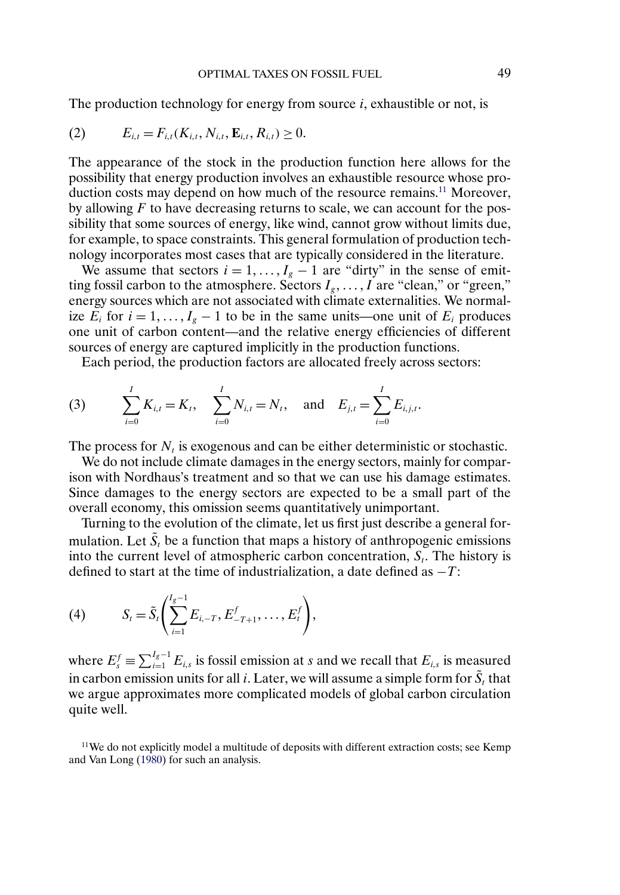The production technology for energy from source $i$, exhaustible or not, is

$$E_{i,t} = F_{i,t}(K_{i,t}, N_{i,t}, \mathbf{E}_{i,t}, R_{i,t}) \geq 0. \tag{2}$$

The appearance of the stock in the production function here allows for the possibility that energy production involves an exhaustible resource whose production costs may depend on how much of the resource remains.[11] Moreover, by allowing $F$ to have decreasing returns to scale, we can account for the possibility that some sources of energy, like wind, cannot grow without limits due, for example, to space constraints. This general formulation of production technology incorporates most cases that are typically considered in the literature.

We assume that sectors $i = 1, \dots, I_g - 1$ are "dirty" in the sense of emitting fossil carbon to the atmosphere. Sectors $I_g, \dots, I$ are "clean," or "green," energy sources which are not associated with climate externalities. We normalize $E_i$ for $i = 1, \dots, I_g - 1$ to be in the same units—one unit of $E_i$ produces one unit of carbon content—and the relative energy efficiencies of different sources of energy are captured implicitly in the production functions.

Each period, the production factors are allocated freely across sectors:

$$\sum_{i=0}^{I} K_{i,t} = K_t, \quad \sum_{i=0}^{I} N_{i,t} = N_t, \quad \text{and} \quad E_{j,t} = \sum_{i=0}^{I} E_{i,j,t}. \tag{3}$$

The process for $N_t$ is exogenous and can be either deterministic or stochastic.

We do not include climate damages in the energy sectors, mainly for comparison with Nordhaus's treatment and so that we can use his damage estimates. Since damages to the energy sectors are expected to be a small part of the overall economy, this omission seems quantitatively unimportant.

Turning to the evolution of the climate, let us first just describe a general formulation. Let $\tilde{S}_t$ be a function that maps a history of anthropogenic emissions into the current level of atmospheric carbon concentration, $S_t$. The history is defined to start at the time of industrialization, a date defined as $-T$:

$$S_t = \tilde{S}_t\left(\sum_{i=1}^{I_g-1} E_{i,-T}, E^f_{-T+1}, \dots, E^f_t\right), \tag{4}$$

where $E^f_s \equiv \sum_{i=1}^{I_g-1} E_{i,s}$ is fossil emission at $s$ and we recall that $E_{i,s}$ is measured in carbon emission units for all $i$. Later, we will assume a simple form for $\tilde{S}_t$ that we argue approximates more complicated models of global carbon circulation quite well.

[11] We do not explicitly model a multitude of deposits with different extraction costs; see Kemp and Van Long (1980) for such an analysis.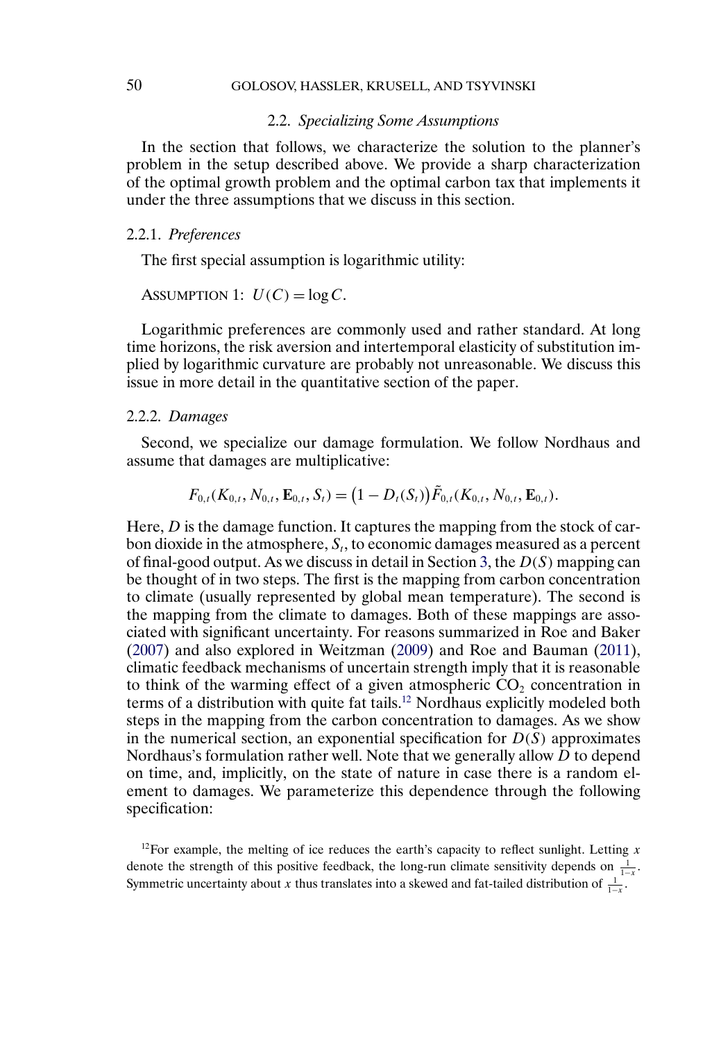### 2.2. *Specializing Some Assumptions*

In the section that follows, we characterize the solution to the planner's problem in the setup described above. We provide a sharp characterization of the optimal growth problem and the optimal carbon tax that implements it under the three assumptions that we discuss in this section.

#### 2.2.1. *Preferences*

The first special assumption is logarithmic utility:

ASSUMPTION 1: $U(C) = \log C$.

Logarithmic preferences are commonly used and rather standard. At long time horizons, the risk aversion and intertemporal elasticity of substitution implied by logarithmic curvature are probably not unreasonable. We discuss this issue in more detail in the quantitative section of the paper.

#### 2.2.2. *Damages*

Second, we specialize our damage formulation. We follow Nordhaus and assume that damages are multiplicative:

$$F_{0,t}(K_{0,t}, N_{0,t}, \mathbf{E}_{0,t}, S_t) = \big(1 - D_t(S_t)\big)\tilde{F}_{0,t}(K_{0,t}, N_{0,t}, \mathbf{E}_{0,t}).$$

Here, $D$ is the damage function. It captures the mapping from the stock of carbon dioxide in the atmosphere, $S_t$, to economic damages measured as a percent of final-good output. As we discuss in detail in Section 3, the $D(S)$ mapping can be thought of in two steps. The first is the mapping from carbon concentration to climate (usually represented by global mean temperature). The second is the mapping from the climate to damages. Both of these mappings are associated with significant uncertainty. For reasons summarized in Roe and Baker (2007) and also explored in Weitzman (2009) and Roe and Bauman (2011), climatic feedback mechanisms of uncertain strength imply that it is reasonable to think of the warming effect of a given atmospheric $CO_2$ concentration in terms of a distribution with quite fat tails.[12] Nordhaus explicitly modeled both steps in the mapping from the carbon concentration to damages. As we show in the numerical section, an exponential specification for $D(S)$ approximates Nordhaus's formulation rather well. Note that we generally allow $D$ to depend on time, and, implicitly, on the state of nature in case there is a random element to damages. We parameterize this dependence through the following specification:

[12]For example, the melting of ice reduces the earth's capacity to reflect sunlight. Letting $x$ denote the strength of this positive feedback, the long-run climate sensitivity depends on $\frac{1}{1-x}$. Symmetric uncertainty about $x$ thus translates into a skewed and fat-tailed distribution of $\frac{1}{1-x}$.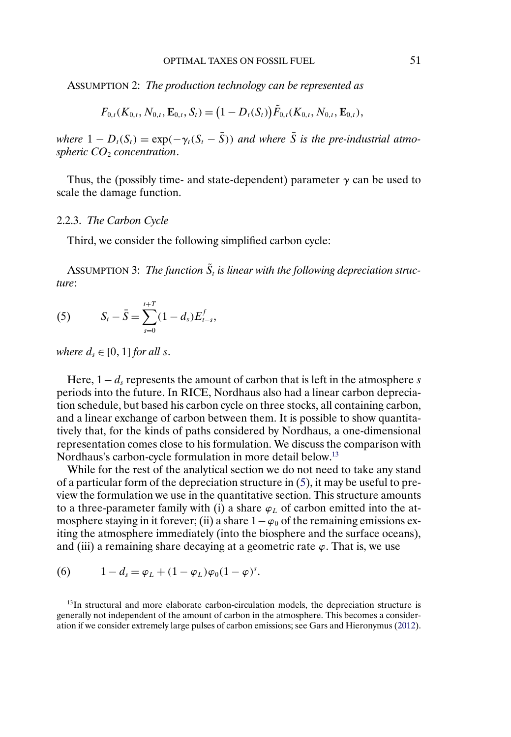ASSUMPTION 2: *The production technology can be represented as*

$$F_{0,t}(K_{0,t}, N_{0,t}, \mathbf{E}_{0,t}, S_t) = \big(1 - D_t(S_t)\big)\tilde{F}_{0,t}(K_{0,t}, N_{0,t}, \mathbf{E}_{0,t}),$$

*where* $1 - D_t(S_t) = \exp(-\gamma_t(S_t - \bar{S}))$ *and where* $\bar{S}$ *is the pre-industrial atmospheric* $CO_2$ *concentration*.

Thus, the (possibly time- and state-dependent) parameter $\gamma$ can be used to scale the damage function.

### 2.2.3. *The Carbon Cycle*

Third, we consider the following simplified carbon cycle:

ASSUMPTION 3: *The function* $\tilde{S}_t$ *is linear with the following depreciation structure*:

$$S_t - \bar{S} = \sum_{s=0}^{t+T} (1 - d_s) E^f_{t-s}, \tag{5}$$

*where* $d_s \in [0, 1]$ *for all* $s$.

Here, $1 - d_s$ represents the amount of carbon that is left in the atmosphere $s$ periods into the future. In RICE, Nordhaus also had a linear carbon depreciation schedule, but based his carbon cycle on three stocks, all containing carbon, and a linear exchange of carbon between them. It is possible to show quantitatively that, for the kinds of paths considered by Nordhaus, a one-dimensional representation comes close to his formulation. We discuss the comparison with Nordhaus's carbon-cycle formulation in more detail below.[13]

While for the rest of the analytical section we do not need to take any stand of a particular form of the depreciation structure in (5), it may be useful to preview the formulation we use in the quantitative section. This structure amounts to a three-parameter family with (i) a share $\varphi_L$ of carbon emitted into the atmosphere staying in it forever; (ii) a share $1 - \varphi_0$ of the remaining emissions exiting the atmosphere immediately (into the biosphere and the surface oceans), and (iii) a remaining share decaying at a geometric rate $\varphi$. That is, we use

$$1 - d_s = \varphi_L + (1 - \varphi_L)\varphi_0(1 - \varphi)^s. \tag{6}$$

[13]In structural and more elaborate carbon-circulation models, the depreciation structure is generally not independent of the amount of carbon in the atmosphere. This becomes a consideration if we consider extremely large pulses of carbon emissions; see Gars and Hieronymus (2012).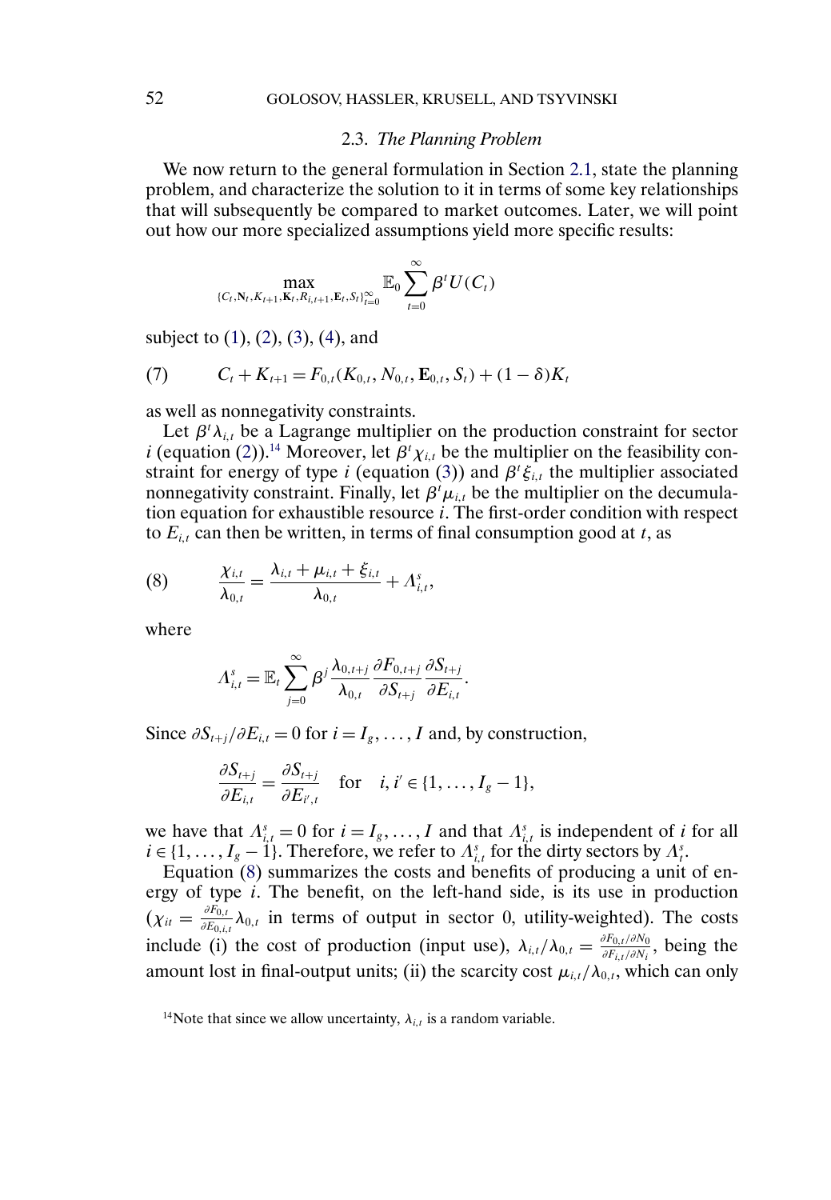### 2.3. *The Planning Problem*

We now return to the general formulation in Section 2.1, state the planning problem, and characterize the solution to it in terms of some key relationships that will subsequently be compared to market outcomes. Later, we will point out how our more specialized assumptions yield more specific results:

$$\max_{\{C_t, \mathbf{N}_t, K_{t+1}, \mathbf{K}_t, R_{i,t+1}, \mathbf{E}_t, S_t\}_{t=0}^{\infty}} \mathbb{E}_0 \sum_{t=0}^{\infty} \beta^t U(C_t)$$

subject to (1), (2), (3), (4), and

$$C_t + K_{t+1} = F_{0,t}(K_{0,t}, N_{0,t}, \mathbf{E}_{0,t}, S_t) + (1-\delta)K_t \tag{7}$$

as well as nonnegativity constraints.

Let $\beta^t \lambda_{i,t}$ be a Lagrange multiplier on the production constraint for sector $i$ (equation (2)).[14] Moreover, let $\beta^t \chi_{i,t}$ be the multiplier on the feasibility constraint for energy of type $i$ (equation (3)) and $\beta^t \xi_{i,t}$ the multiplier associated nonnegativity constraint. Finally, let $\beta^t \mu_{i,t}$ be the multiplier on the decumulation equation for exhaustible resource $i$. The first-order condition with respect to $E_{i,t}$ can then be written, in terms of final consumption good at $t$, as

$$\frac{\chi_{i,t}}{\lambda_{0,t}} = \frac{\lambda_{i,t} + \mu_{i,t} + \xi_{i,t}}{\lambda_{0,t}} + \Lambda_{i,t}^s, \tag{8}$$

where

$$\Lambda_{i,t}^s = \mathbb{E}_t \sum_{j=0}^{\infty} \beta^j \frac{\lambda_{0,t+j}}{\lambda_{0,t}} \frac{\partial F_{0,t+j}}{\partial S_{t+j}} \frac{\partial S_{t+j}}{\partial E_{i,t}}.$$

Since $\partial S_{t+j}/\partial E_{i,t} = 0$ for $i = I_g, \dots, I$ and, by construction,

$$\frac{\partial S_{t+j}}{\partial E_{i,t}} = \frac{\partial S_{t+j}}{\partial E_{i',t}} \quad \text{for} \quad i, i' \in \{1, \dots, I_g - 1\},$$

we have that $\Lambda_{i,t}^s = 0$ for $i = I_g, \dots, I$ and that $\Lambda_{i,t}^s$ is independent of $i$ for all $i \in \{1, \dots, I_g - 1\}$. Therefore, we refer to $\Lambda_{i,t}^s$ for the dirty sectors by $\Lambda_t^s$.

Equation (8) summarizes the costs and benefits of producing a unit of energy of type $i$. The benefit, on the left-hand side, is its use in production ($\chi_{it} = \frac{\partial F_{0,t}}{\partial E_{0,i,t}} \lambda_{0,t}$ in terms of output in sector 0, utility-weighted). The costs include (i) the cost of production (input use), $\lambda_{i,t}/\lambda_{0,t} = \frac{\partial F_{0,t}/\partial N_0}{\partial F_{i,t}/\partial N_i}$, being the amount lost in final-output units; (ii) the scarcity cost $\mu_{i,t}/\lambda_{0,t}$, which can only

[14] Note that since we allow uncertainty, $\lambda_{i,t}$ is a random variable.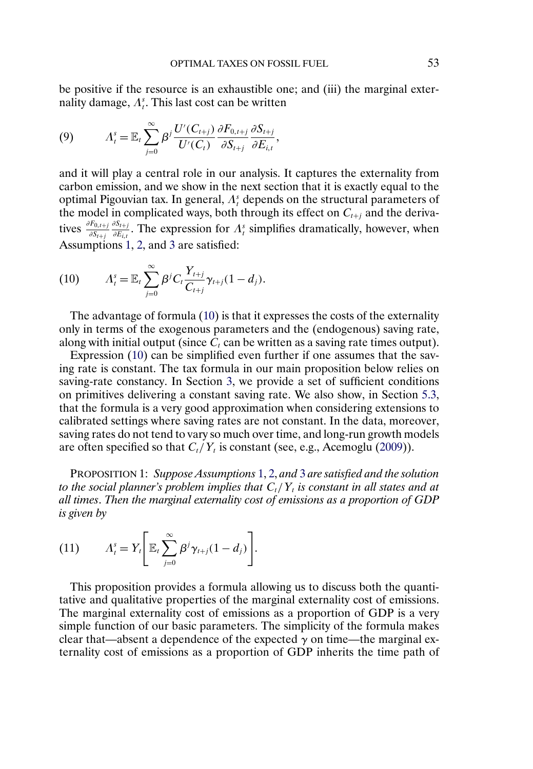be positive if the resource is an exhaustible one; and (iii) the marginal externality damage, $\Lambda_t^s$. This last cost can be written

$$\Lambda_t^s = \mathbb{E}_t \sum_{j=0}^{\infty} \beta^j \frac{U'(C_{t+j})}{U'(C_t)} \frac{\partial F_{0,t+j}}{\partial S_{t+j}} \frac{\partial S_{t+j}}{\partial E_{i,t}}, \tag{9}$$

and it will play a central role in our analysis. It captures the externality from carbon emission, and we show in the next section that it is exactly equal to the optimal Pigouvian tax. In general, $\Lambda_t^s$ depends on the structural parameters of the model in complicated ways, both through its effect on $C_{t+j}$ and the derivatives $\frac{\partial F_{0,t+j}}{\partial S_{t+j}} \frac{\partial S_{t+j}}{\partial E_{i,t}}$. The expression for $\Lambda_t^s$ simplifies dramatically, however, when Assumptions 1, 2, and 3 are satisfied:

$$\Lambda_t^s = \mathbb{E}_t \sum_{j=0}^{\infty} \beta^j C_t \frac{Y_{t+j}}{C_{t+j}} \gamma_{t+j}(1 - d_j). \tag{10}$$

The advantage of formula (10) is that it expresses the costs of the externality only in terms of the exogenous parameters and the (endogenous) saving rate, along with initial output (since $C_t$ can be written as a saving rate times output).

Expression (10) can be simplified even further if one assumes that the saving rate is constant. The tax formula in our main proposition below relies on saving-rate constancy. In Section 3, we provide a set of sufficient conditions on primitives delivering a constant saving rate. We also show, in Section 5.3, that the formula is a very good approximation when considering extensions to calibrated settings where saving rates are not constant. In the data, moreover, saving rates do not tend to vary so much over time, and long-run growth models are often specified so that $C_t/Y_t$ is constant (see, e.g., Acemoglu (2009)).

PROPOSITION 1: *Suppose Assumptions 1, 2, and 3 are satisfied and the solution to the social planner's problem implies that $C_t/Y_t$ is constant in all states and at all times. Then the marginal externality cost of emissions as a proportion of GDP is given by*

$$\Lambda_t^s = Y_t \left[ \mathbb{E}_t \sum_{j=0}^{\infty} \beta^j \gamma_{t+j}(1 - d_j) \right]. \tag{11}$$

This proposition provides a formula allowing us to discuss both the quantitative and qualitative properties of the marginal externality cost of emissions. The marginal externality cost of emissions as a proportion of GDP is a very simple function of our basic parameters. The simplicity of the formula makes clear that—absent a dependence of the expected $\gamma$ on time—the marginal externality cost of emissions as a proportion of GDP inherits the time path of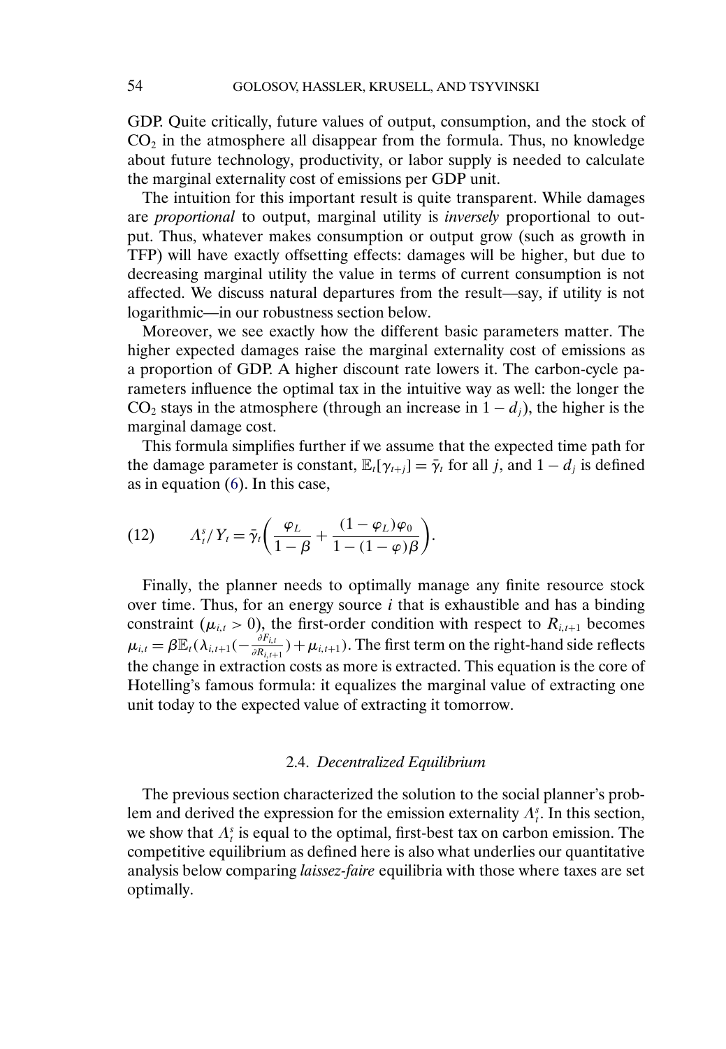GDP. Quite critically, future values of output, consumption, and the stock of $CO_2$ in the atmosphere all disappear from the formula. Thus, no knowledge about future technology, productivity, or labor supply is needed to calculate the marginal externality cost of emissions per GDP unit.

The intuition for this important result is quite transparent. While damages are *proportional* to output, marginal utility is *inversely* proportional to output. Thus, whatever makes consumption or output grow (such as growth in TFP) will have exactly offsetting effects: damages will be higher, but due to decreasing marginal utility the value in terms of current consumption is not affected. We discuss natural departures from the result—say, if utility is not logarithmic—in our robustness section below.

Moreover, we see exactly how the different basic parameters matter. The higher expected damages raise the marginal externality cost of emissions as a proportion of GDP. A higher discount rate lowers it. The carbon-cycle parameters influence the optimal tax in the intuitive way as well: the longer the $CO_2$ stays in the atmosphere (through an increase in $1 - d_j$), the higher is the marginal damage cost.

This formula simplifies further if we assume that the expected time path for the damage parameter is constant, $\mathbb{E}_t[\gamma_{t+j}] = \bar{\gamma}_t$ for all $j$, and $1 - d_j$ is defined as in equation (6). In this case,

$$\Lambda_t^s / Y_t = \bar{\gamma}_t \left( \frac{\varphi_L}{1-\beta} + \frac{(1-\varphi_L)\varphi_0}{1-(1-\varphi)\beta} \right). \tag{12}$$

Finally, the planner needs to optimally manage any finite resource stock over time. Thus, for an energy source $i$ that is exhaustible and has a binding constraint ($\mu_{i,t} > 0$), the first-order condition with respect to $R_{i,t+1}$ becomes $\mu_{i,t} = \beta \mathbb{E}_t(\lambda_{i,t+1}(-\frac{\partial F_{i,t}}{\partial R_{i,t+1}}) + \mu_{i,t+1})$. The first term on the right-hand side reflects the change in extraction costs as more is extracted. This equation is the core of Hotelling's famous formula: it equalizes the marginal value of extracting one unit today to the expected value of extracting it tomorrow.

### 2.4. *Decentralized Equilibrium*

The previous section characterized the solution to the social planner's problem and derived the expression for the emission externality $\Lambda_t^s$. In this section, we show that $\Lambda_t^s$ is equal to the optimal, first-best tax on carbon emission. The competitive equilibrium as defined here is also what underlies our quantitative analysis below comparing *laissez-faire* equilibria with those where taxes are set optimally.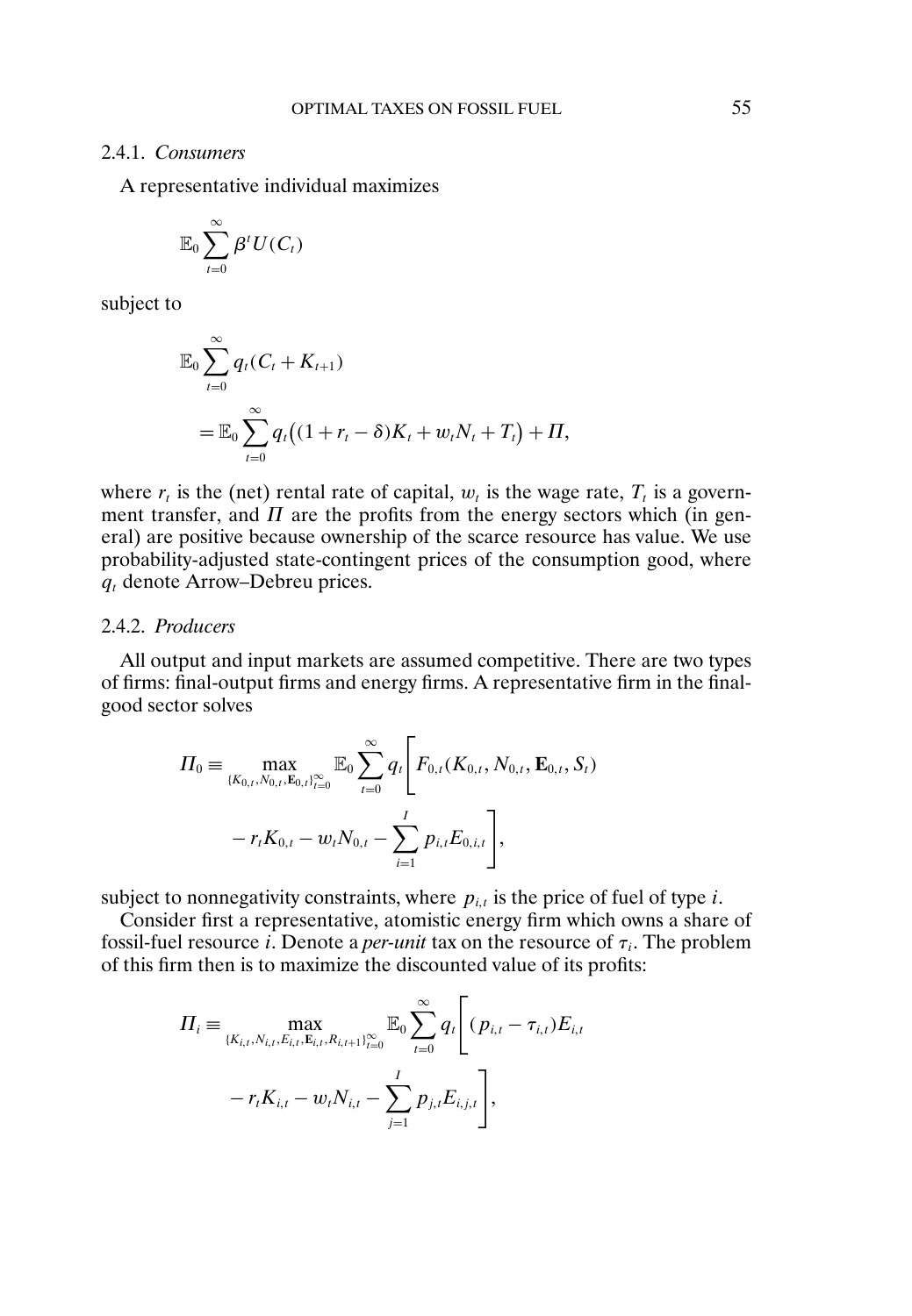#### 2.4.1. *Consumers*

A representative individual maximizes

$$\mathbb{E}_0 \sum_{t=0}^{\infty} \beta^t U(C_t)$$

subject to

$$\mathbb{E}_0 \sum_{t=0}^{\infty} q_t (C_t + K_{t+1}) = \mathbb{E}_0 \sum_{t=0}^{\infty} q_t \big( (1 + r_t - \delta) K_t + w_t N_t + T_t \big) + \Pi,$$

where $r_t$ is the (net) rental rate of capital, $w_t$ is the wage rate, $T_t$ is a government transfer, and $\Pi$ are the profits from the energy sectors which (in general) are positive because ownership of the scarce resource has value. We use probability-adjusted state-contingent prices of the consumption good, where $q_t$ denote Arrow–Debreu prices.

#### 2.4.2. *Producers*

All output and input markets are assumed competitive. There are two types of firms: final-output firms and energy firms. A representative firm in the final-good sector solves

$$\Pi_0 \equiv \max_{\{K_{0,t}, N_{0,t}, \mathbf{E}_{0,t}\}_{t=0}^{\infty}} \mathbb{E}_0 \sum_{t=0}^{\infty} q_t \Bigg[ F_{0,t}(K_{0,t}, N_{0,t}, \mathbf{E}_{0,t}, S_t) - r_t K_{0,t} - w_t N_{0,t} - \sum_{i=1}^{I} p_{i,t} E_{0,i,t} \Bigg],$$

subject to nonnegativity constraints, where $p_{i,t}$ is the price of fuel of type $i$.

Consider first a representative, atomistic energy firm which owns a share of fossil-fuel resource $i$. Denote a *per-unit* tax on the resource of $\tau_i$. The problem of this firm then is to maximize the discounted value of its profits:

$$\Pi_i \equiv \max_{\{K_{i,t}, N_{i,t}, E_{i,t}, \mathbf{E}_{i,t}, R_{i,t+1}\}_{t=0}^{\infty}} \mathbb{E}_0 \sum_{t=0}^{\infty} q_t \Bigg[ (p_{i,t} - \tau_{i,t}) E_{i,t} - r_t K_{i,t} - w_t N_{i,t} - \sum_{j=1}^{I} p_{j,t} E_{i,j,t} \Bigg],$$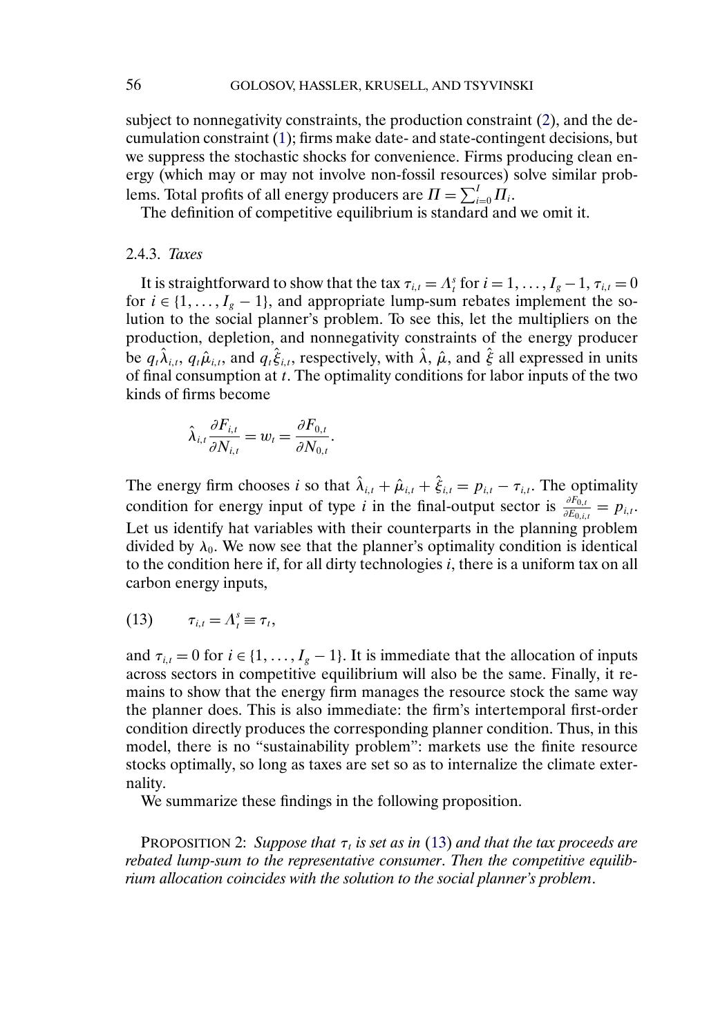subject to nonnegativity constraints, the production constraint (2), and the decumulation constraint (1); firms make date- and state-contingent decisions, but we suppress the stochastic shocks for convenience. Firms producing clean energy (which may or may not involve non-fossil resources) solve similar problems. Total profits of all energy producers are $\Pi = \sum_{i=0}^{I} \Pi_i$.

The definition of competitive equilibrium is standard and we omit it.

### 2.4.3. *Taxes*

It is straightforward to show that the tax $\tau_{i,t} = \Lambda_t^s$ for $i = 1, \dots, I_g - 1$, $\tau_{i,t} = 0$ for $i \in \{1, \dots, I_g - 1\}$, and appropriate lump-sum rebates implement the solution to the social planner's problem. To see this, let the multipliers on the production, depletion, and nonnegativity constraints of the energy producer be $q_t \hat{\lambda}_{i,t}$, $q_t \hat{\mu}_{i,t}$, and $q_t \hat{\xi}_{i,t}$, respectively, with $\hat{\lambda}$, $\hat{\mu}$, and $\hat{\xi}$ all expressed in units of final consumption at $t$. The optimality conditions for labor inputs of the two kinds of firms become

$$\hat{\lambda}_{i,t} \frac{\partial F_{i,t}}{\partial N_{i,t}} = w_t = \frac{\partial F_{0,t}}{\partial N_{0,t}}.$$

The energy firm chooses $i$ so that $\hat{\lambda}_{i,t} + \hat{\mu}_{i,t} + \hat{\xi}_{i,t} = p_{i,t} - \tau_{i,t}$. The optimality condition for energy input of type $i$ in the final-output sector is $\frac{\partial F_{0,t}}{\partial E_{0,i,t}} = p_{i,t}$. Let us identify hat variables with their counterparts in the planning problem divided by $\lambda_0$. We now see that the planner's optimality condition is identical to the condition here if, for all dirty technologies $i$, there is a uniform tax on all carbon energy inputs,

$$\tau_{i,t} = \Lambda_t^s \equiv \tau_t, \tag{13}$$

and $\tau_{i,t} = 0$ for $i \in \{1, \dots, I_g - 1\}$. It is immediate that the allocation of inputs across sectors in competitive equilibrium will also be the same. Finally, it remains to show that the energy firm manages the resource stock the same way the planner does. This is also immediate: the firm's intertemporal first-order condition directly produces the corresponding planner condition. Thus, in this model, there is no "sustainability problem": markets use the finite resource stocks optimally, so long as taxes are set so as to internalize the climate externality.

We summarize these findings in the following proposition.

PROPOSITION 2: *Suppose that $\tau_t$ is set as in (13) and that the tax proceeds are rebated lump-sum to the representative consumer. Then the competitive equilibrium allocation coincides with the solution to the social planner's problem.*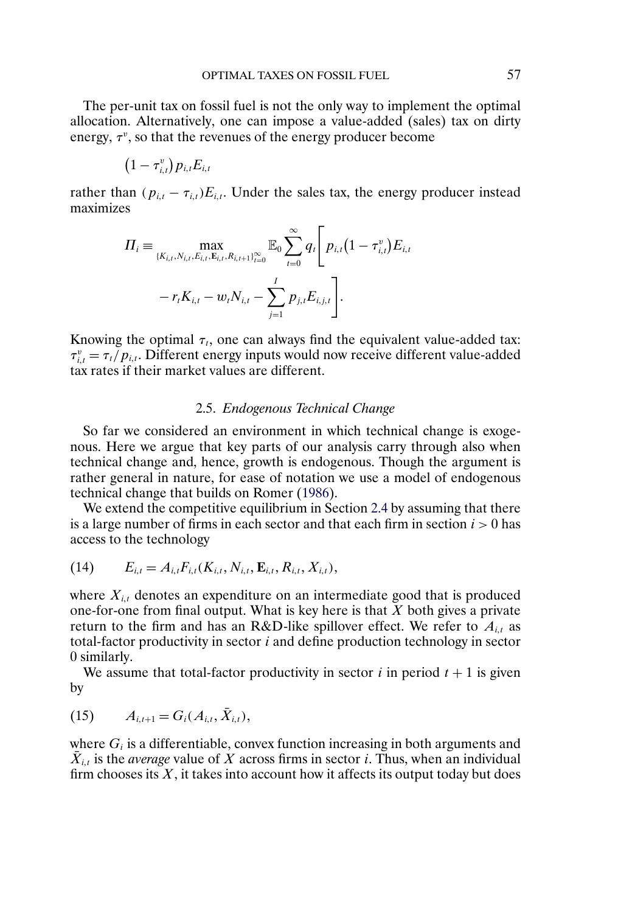The per-unit tax on fossil fuel is not the only way to implement the optimal allocation. Alternatively, one can impose a value-added (sales) tax on dirty energy, $\tau^v$, so that the revenues of the energy producer become

$$\left(1-\tau^v_{i,t}\right)p_{i,t}E_{i,t}$$

rather than $(p_{i,t}-\tau_{i,t})E_{i,t}$. Under the sales tax, the energy producer instead maximizes

$$\Pi_i \equiv \max_{\{K_{i,t},N_{i,t},E_{i,t},\mathbf{E}_{i,t},R_{i,t+1}\}_{t=0}^{\infty}} \mathbb{E}_0 \sum_{t=0}^{\infty} q_t \left[ p_{i,t}\left(1-\tau^v_{i,t}\right)E_{i,t} - r_t K_{i,t} - w_t N_{i,t} - \sum_{j=1}^{I} p_{j,t}E_{i,j,t} \right].$$

Knowing the optimal $\tau_t$, one can always find the equivalent value-added tax: $\tau^v_{i,t} = \tau_t / p_{i,t}$. Different energy inputs would now receive different value-added tax rates if their market values are different.

### 2.5. *Endogenous Technical Change*

So far we considered an environment in which technical change is exogenous. Here we argue that key parts of our analysis carry through also when technical change and, hence, growth is endogenous. Though the argument is rather general in nature, for ease of notation we use a model of endogenous technical change that builds on Romer (1986).

We extend the competitive equilibrium in Section 2.4 by assuming that there is a large number of firms in each sector and that each firm in section $i > 0$ has access to the technology

$$E_{i,t} = A_{i,t}F_{i,t}(K_{i,t}, N_{i,t}, \mathbf{E}_{i,t}, R_{i,t}, X_{i,t}), \tag{14}$$

where $X_{i,t}$ denotes an expenditure on an intermediate good that is produced one-for-one from final output. What is key here is that $X$ both gives a private return to the firm and has an R&D-like spillover effect. We refer to $A_{i,t}$ as total-factor productivity in sector $i$ and define production technology in sector 0 similarly.

We assume that total-factor productivity in sector $i$ in period $t+1$ is given by

$$A_{i,t+1} = G_i(A_{i,t}, \bar{X}_{i,t}), \tag{15}$$

where $G_i$ is a differentiable, convex function increasing in both arguments and $\bar{X}_{i,t}$ is the *average* value of $X$ across firms in sector $i$. Thus, when an individual firm chooses its $X$, it takes into account how it affects its output today but does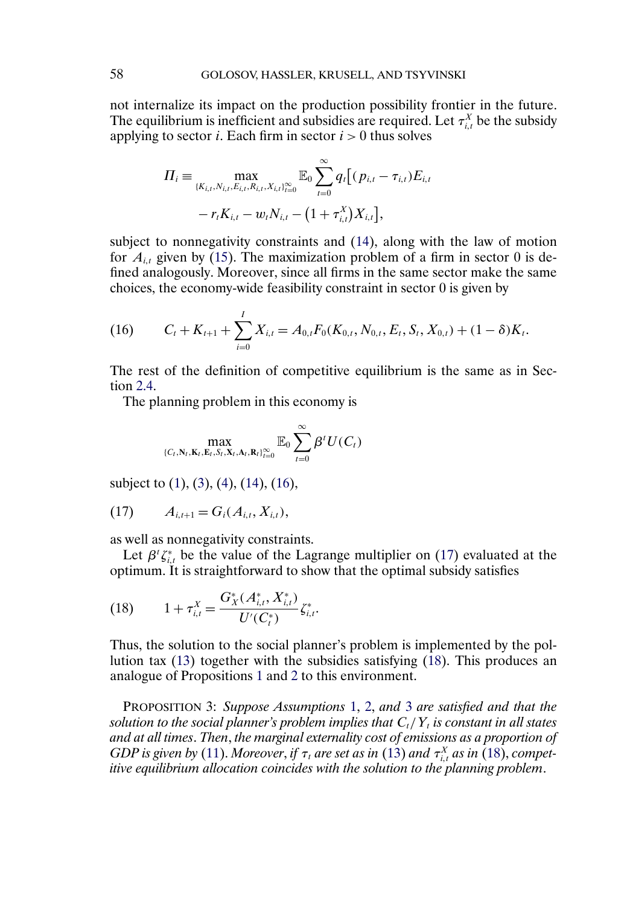not internalize its impact on the production possibility frontier in the future. The equilibrium is inefficient and subsidies are required. Let $\tau_{i,t}^X$ be the subsidy applying to sector $i$. Each firm in sector $i > 0$ thus solves

$$\Pi_i \equiv \max_{\{K_{i,t},N_{i,t},E_{i,t},R_{i,t},X_{i,t}\}_{t=0}^{\infty}} \mathbb{E}_0 \sum_{t=0}^{\infty} q_t\big[(p_{i,t} - \tau_{i,t})E_{i,t} - r_t K_{i,t} - w_t N_{i,t} - \big(1 + \tau_{i,t}^X\big)X_{i,t}\big],$$

subject to nonnegativity constraints and (14), along with the law of motion for $A_{i,t}$ given by (15). The maximization problem of a firm in sector 0 is defined analogously. Moreover, since all firms in the same sector make the same choices, the economy-wide feasibility constraint in sector 0 is given by

$$C_t + K_{t+1} + \sum_{i=0}^{I} X_{i,t} = A_{0,t}F_0(K_{0,t}, N_{0,t}, E_t, S_t, X_{0,t}) + (1 - \delta)K_t. \tag{16}$$

The rest of the definition of competitive equilibrium is the same as in Section 2.4.

The planning problem in this economy is

$$\max_{\{C_t,\mathbf{N}_t,\mathbf{K}_t,\mathbf{E}_t,S_t,\mathbf{X}_t,\mathbf{A}_t,\mathbf{R}_t\}_{t=0}^{\infty}} \mathbb{E}_0 \sum_{t=0}^{\infty} \beta^t U(C_t)$$

subject to (1), (3), (4), (14), (16),

$$A_{i,t+1} = G_i(A_{i,t}, X_{i,t}), \tag{17}$$

as well as nonnegativity constraints.

Let $\beta^t \zeta_{i,t}^*$ be the value of the Lagrange multiplier on (17) evaluated at the optimum. It is straightforward to show that the optimal subsidy satisfies

$$1 + \tau_{i,t}^X = \frac{G_X^*(A_{i,t}^*, X_{i,t}^*)}{U'(C_t^*)} \zeta_{i,t}^*. \tag{18}$$

Thus, the solution to the social planner's problem is implemented by the pollution tax (13) together with the subsidies satisfying (18). This produces an analogue of Propositions 1 and 2 to this environment.

PROPOSITION 3: *Suppose Assumptions 1, 2, and 3 are satisfied and that the solution to the social planner's problem implies that $C_t/Y_t$ is constant in all states and at all times. Then, the marginal externality cost of emissions as a proportion of GDP is given by (11). Moreover, if $\tau_t$ are set as in (13) and $\tau_{i,t}^X$ as in (18), competitive equilibrium allocation coincides with the solution to the planning problem.*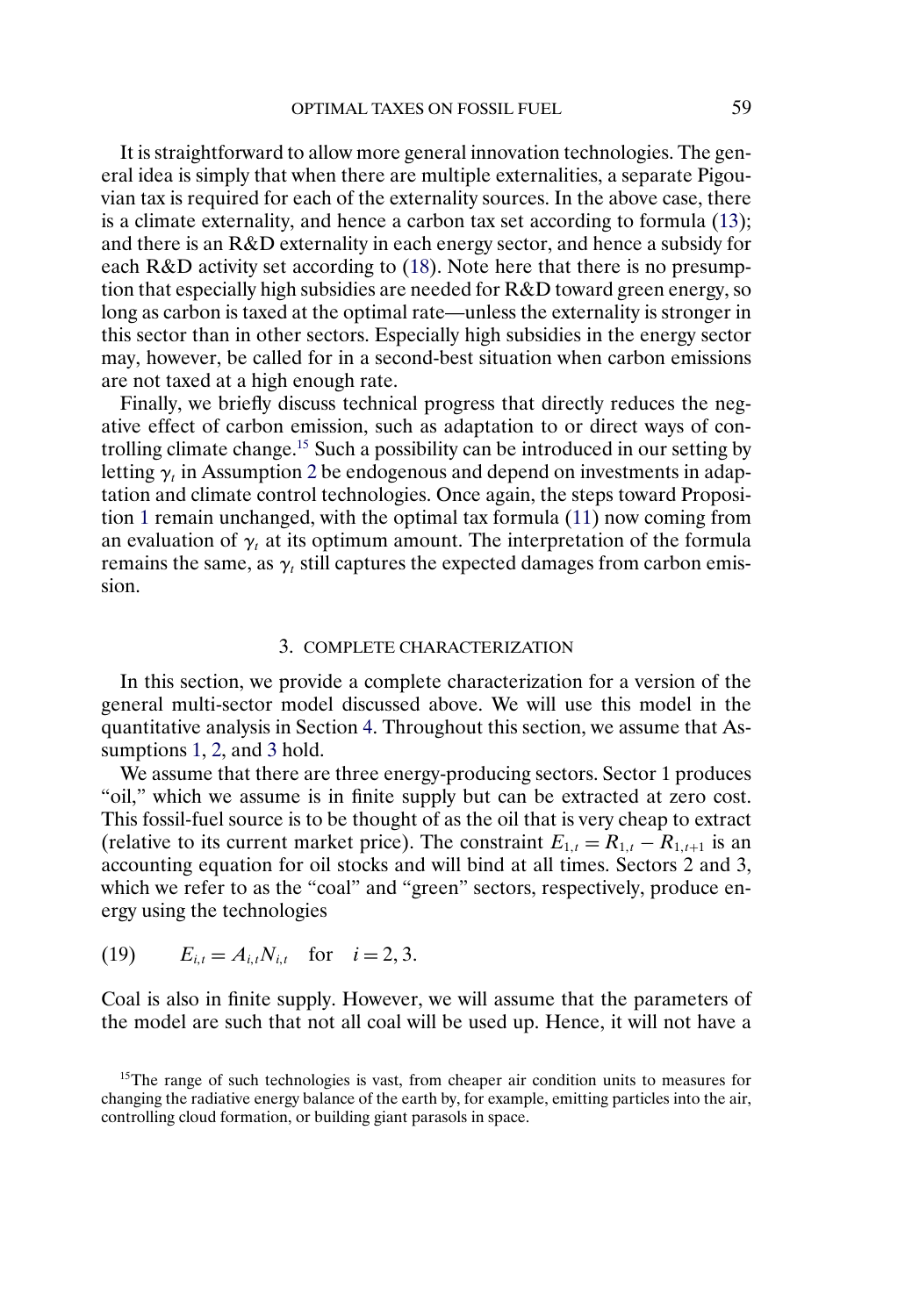It is straightforward to allow more general innovation technologies. The general idea is simply that when there are multiple externalities, a separate Pigouvian tax is required for each of the externality sources. In the above case, there is a climate externality, and hence a carbon tax set according to formula (13); and there is an R&D externality in each energy sector, and hence a subsidy for each R&D activity set according to (18). Note here that there is no presumption that especially high subsidies are needed for R&D toward green energy, so long as carbon is taxed at the optimal rate—unless the externality is stronger in this sector than in other sectors. Especially high subsidies in the energy sector may, however, be called for in a second-best situation when carbon emissions are not taxed at a high enough rate.

Finally, we briefly discuss technical progress that directly reduces the negative effect of carbon emission, such as adaptation to or direct ways of controlling climate change.[15] Such a possibility can be introduced in our setting by letting $\gamma_t$ in Assumption 2 be endogenous and depend on investments in adaptation and climate control technologies. Once again, the steps toward Proposition 1 remain unchanged, with the optimal tax formula (11) now coming from an evaluation of $\gamma_t$ at its optimum amount. The interpretation of the formula remains the same, as $\gamma_t$ still captures the expected damages from carbon emission.

## 3. COMPLETE CHARACTERIZATION

In this section, we provide a complete characterization for a version of the general multi-sector model discussed above. We will use this model in the quantitative analysis in Section 4. Throughout this section, we assume that Assumptions 1, 2, and 3 hold.

We assume that there are three energy-producing sectors. Sector 1 produces "oil," which we assume is in finite supply but can be extracted at zero cost. This fossil-fuel source is to be thought of as the oil that is very cheap to extract (relative to its current market price). The constraint $E_{1,t} = R_{1,t} - R_{1,t+1}$ is an accounting equation for oil stocks and will bind at all times. Sectors 2 and 3, which we refer to as the "coal" and "green" sectors, respectively, produce energy using the technologies

$$E_{i,t} = A_{i,t} N_{i,t} \quad \text{for} \quad i = 2, 3. \tag{19}$$

Coal is also in finite supply. However, we will assume that the parameters of the model are such that not all coal will be used up. Hence, it will not have a

[15] The range of such technologies is vast, from cheaper air condition units to measures for changing the radiative energy balance of the earth by, for example, emitting particles into the air, controlling cloud formation, or building giant parasols in space.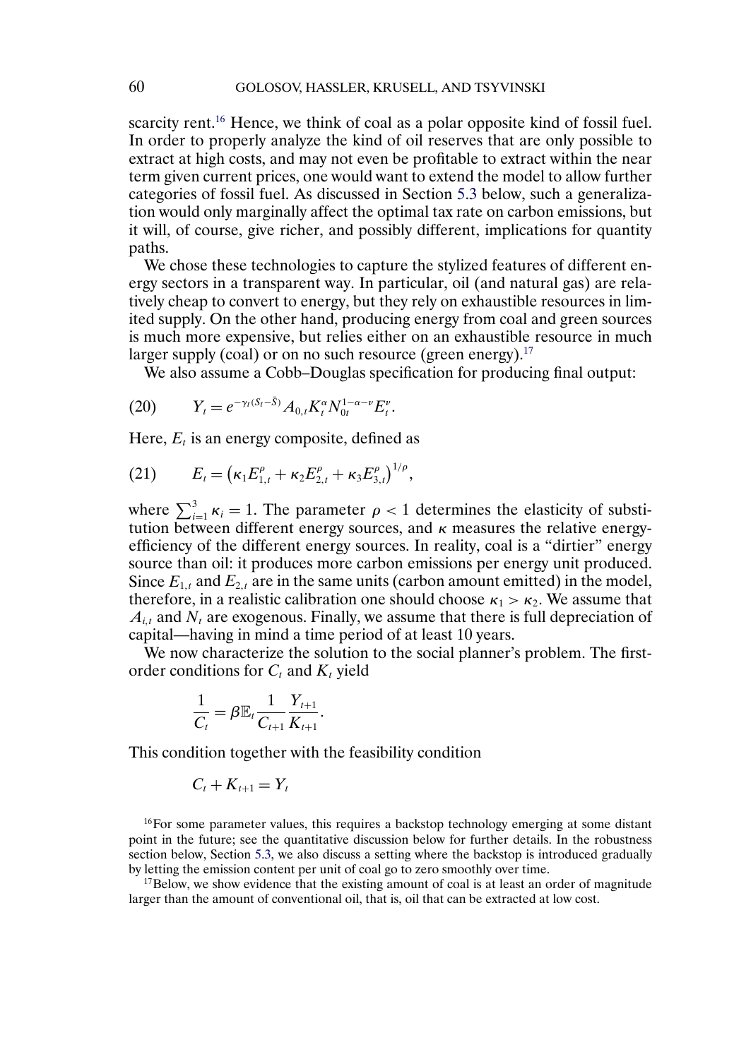scarcity rent.[16] Hence, we think of coal as a polar opposite kind of fossil fuel. In order to properly analyze the kind of oil reserves that are only possible to extract at high costs, and may not even be profitable to extract within the near term given current prices, one would want to extend the model to allow further categories of fossil fuel. As discussed in Section 5.3 below, such a generalization would only marginally affect the optimal tax rate on carbon emissions, but it will, of course, give richer, and possibly different, implications for quantity paths.

We chose these technologies to capture the stylized features of different energy sectors in a transparent way. In particular, oil (and natural gas) are relatively cheap to convert to energy, but they rely on exhaustible resources in limited supply. On the other hand, producing energy from coal and green sources is much more expensive, but relies either on an exhaustible resource in much larger supply (coal) or on no such resource (green energy).[17]

We also assume a Cobb–Douglas specification for producing final output:

$$Y_t = e^{-\gamma_t(S_t - \bar{S})} A_{0,t} K_t^{\alpha} N_{0t}^{1-\alpha-\nu} E_t^{\nu}. \tag{20}$$

Here, $E_t$ is an energy composite, defined as

$$E_t = \left(\kappa_1 E_{1,t}^{\rho} + \kappa_2 E_{2,t}^{\rho} + \kappa_3 E_{3,t}^{\rho}\right)^{1/\rho}, \tag{21}$$

where $\sum_{i=1}^{3} \kappa_i = 1$. The parameter $\rho < 1$ determines the elasticity of substitution between different energy sources, and $\kappa$ measures the relative energy-efficiency of the different energy sources. In reality, coal is a "dirtier" energy source than oil: it produces more carbon emissions per energy unit produced. Since $E_{1,t}$ and $E_{2,t}$ are in the same units (carbon amount emitted) in the model, therefore, in a realistic calibration one should choose $\kappa_1 > \kappa_2$. We assume that $A_{i,t}$ and $N_t$ are exogenous. Finally, we assume that there is full depreciation of capital—having in mind a time period of at least 10 years.

We now characterize the solution to the social planner's problem. The first-order conditions for $C_t$ and $K_t$ yield

$$\frac{1}{C_t} = \beta \mathbb{E}_t \frac{1}{C_{t+1}} \frac{Y_{t+1}}{K_{t+1}}.$$

This condition together with the feasibility condition

$$C_t + K_{t+1} = Y_t$$

[16] For some parameter values, this requires a backstop technology emerging at some distant point in the future; see the quantitative discussion below for further details. In the robustness section below, Section 5.3, we also discuss a setting where the backstop is introduced gradually by letting the emission content per unit of coal go to zero smoothly over time.

[17] Below, we show evidence that the existing amount of coal is at least an order of magnitude larger than the amount of conventional oil, that is, oil that can be extracted at low cost.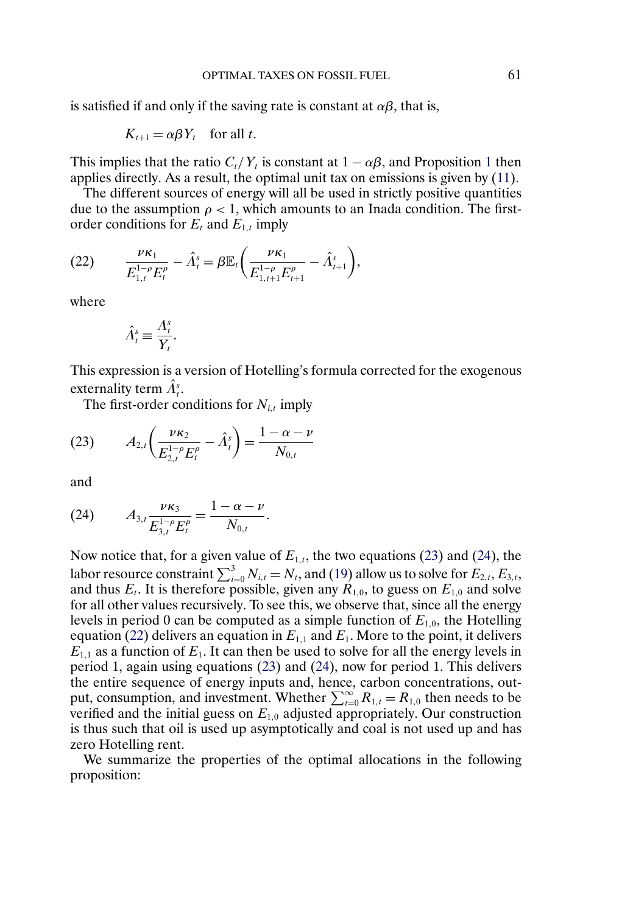is satisfied if and only if the saving rate is constant at $\alpha\beta$, that is,

$$K_{t+1} = \alpha\beta Y_t \quad \text{for all } t.$$

This implies that the ratio $C_t/Y_t$ is constant at $1 - \alpha\beta$, and Proposition 1 then applies directly. As a result, the optimal unit tax on emissions is given by (11).

The different sources of energy will all be used in strictly positive quantities due to the assumption $\rho < 1$, which amounts to an Inada condition. The first-order conditions for $E_t$ and $E_{1,t}$ imply

$$(22) \qquad \frac{\nu\kappa_1}{E_{1,t}^{1-\rho} E_t^{\rho}} - \hat{\Lambda}_t^s = \beta \mathbb{E}_t \left( \frac{\nu\kappa_1}{E_{1,t+1}^{1-\rho} E_{t+1}^{\rho}} - \hat{\Lambda}_{t+1}^s \right),$$

where

$$\hat{\Lambda}_t^s \equiv \frac{\Lambda_t^s}{Y_t}.$$

This expression is a version of Hotelling's formula corrected for the exogenous externality term $\hat{\Lambda}_t^s$.

The first-order conditions for $N_{i,t}$ imply

$$(23) \qquad A_{2,t} \left( \frac{\nu\kappa_2}{E_{2,t}^{1-\rho} E_t^{\rho}} - \hat{\Lambda}_t^s \right) = \frac{1 - \alpha - \nu}{N_{0,t}}$$

and

$$(24) \qquad A_{3,t} \frac{\nu\kappa_3}{E_{3,t}^{1-\rho} E_t^{\rho}} = \frac{1 - \alpha - \nu}{N_{0,t}}.$$

Now notice that, for a given value of $E_{1,t}$, the two equations (23) and (24), the labor resource constraint $\sum_{i=0}^{3} N_{i,t} = N_t$, and (19) allow us to solve for $E_{2,t}$, $E_{3,t}$, and thus $E_t$. It is therefore possible, given any $R_{1,0}$, to guess on $E_{1,0}$ and solve for all other values recursively. To see this, we observe that, since all the energy levels in period 0 can be computed as a simple function of $E_{1,0}$, the Hotelling equation (22) delivers an equation in $E_{1,1}$ and $E_1$. More to the point, it delivers $E_{1,1}$ as a function of $E_1$. It can then be used to solve for all the energy levels in period 1, again using equations (23) and (24), now for period 1. This delivers the entire sequence of energy inputs and, hence, carbon concentrations, output, consumption, and investment. Whether $\sum_{t=0}^{\infty} R_{1,t} = R_{1,0}$ then needs to be verified and the initial guess on $E_{1,0}$ adjusted appropriately. Our construction is thus such that oil is used up asymptotically and coal is not used up and has zero Hotelling rent.

We summarize the properties of the optimal allocations in the following proposition: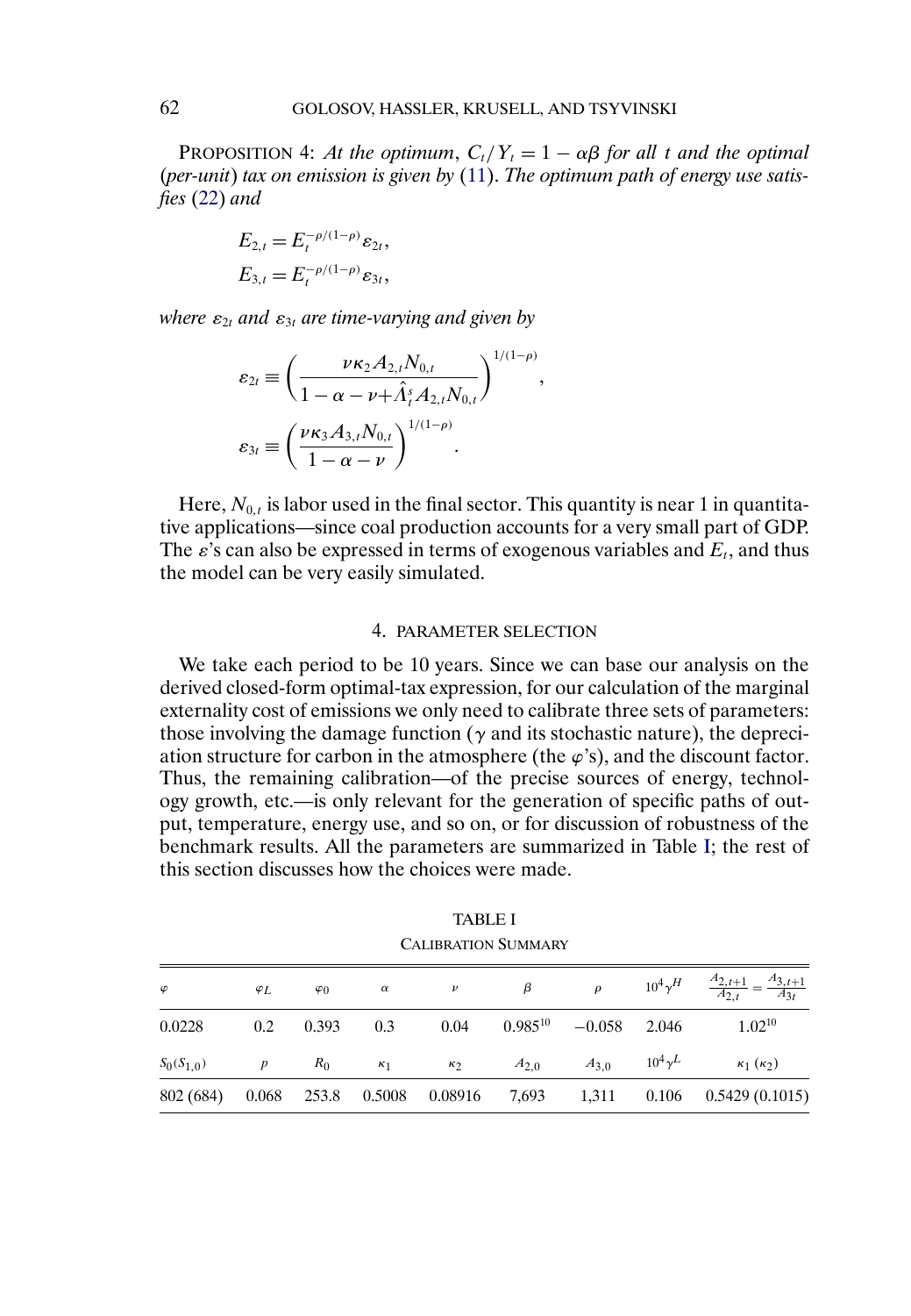PROPOSITION 4: *At the optimum*, $C_t/Y_t = 1 - \alpha\beta$ *for all* $t$ *and the optimal* (*per-unit*) *tax on emission is given by* (11). *The optimum path of energy use satisfies* (22) *and*

$$E_{2,t} = E_t^{-\rho/(1-\rho)}\varepsilon_{2t},$$
$$E_{3,t} = E_t^{-\rho/(1-\rho)}\varepsilon_{3t},$$

*where* $\varepsilon_{2t}$ *and* $\varepsilon_{3t}$ *are time-varying and given by*

$$\varepsilon_{2t} \equiv \left(\frac{\nu\kappa_2 A_{2,t}N_{0,t}}{1-\alpha-\nu+\hat{\Lambda}_t^s A_{2,t}N_{0,t}}\right)^{1/(1-\rho)},$$

$$\varepsilon_{3t} \equiv \left(\frac{\nu\kappa_3 A_{3,t}N_{0,t}}{1-\alpha-\nu}\right)^{1/(1-\rho)}.$$

Here, $N_{0,t}$ is labor used in the final sector. This quantity is near 1 in quantitative applications—since coal production accounts for a very small part of GDP. The $\varepsilon$'s can also be expressed in terms of exogenous variables and $E_t$, and thus the model can be very easily simulated.

## 4. PARAMETER SELECTION

We take each period to be 10 years. Since we can base our analysis on the derived closed-form optimal-tax expression, for our calculation of the marginal externality cost of emissions we only need to calibrate three sets of parameters: those involving the damage function ($\gamma$ and its stochastic nature), the depreciation structure for carbon in the atmosphere (the $\varphi$'s), and the discount factor. Thus, the remaining calibration—of the precise sources of energy, technology growth, etc.—is only relevant for the generation of specific paths of output, temperature, energy use, and so on, or for discussion of robustness of the benchmark results. All the parameters are summarized in Table I; the rest of this section discusses how the choices were made.

TABLE I

CALIBRATION SUMMARY

| $\varphi$ | $\varphi_L$ | $\varphi_0$ | $\alpha$ | $\nu$ | $\beta$ | $\rho$ | $10^4\gamma^H$ | $\frac{A_{2,t+1}}{A_{2,t}} = \frac{A_{3,t+1}}{A_{3t}}$ |
|---|---|---|---|---|---|---|---|---|
| 0.0228 | 0.2 | 0.393 | 0.3 | 0.04 | $0.985^{10}$ | $-0.058$ | 2.046 | $1.02^{10}$ |
| $S_0 (S_{1,0})$ | $p$ | $R_0$ | $\kappa_1$ | $\kappa_2$ | $A_{2,0}$ | $A_{3,0}$ | $10^4\gamma^L$ | $\kappa_1$ ($\kappa_2$) |
| 802 (684) | 0.068 | 253.8 | 0.5008 | 0.08916 | 7,693 | 1,311 | 0.106 | 0.5429 (0.1015) |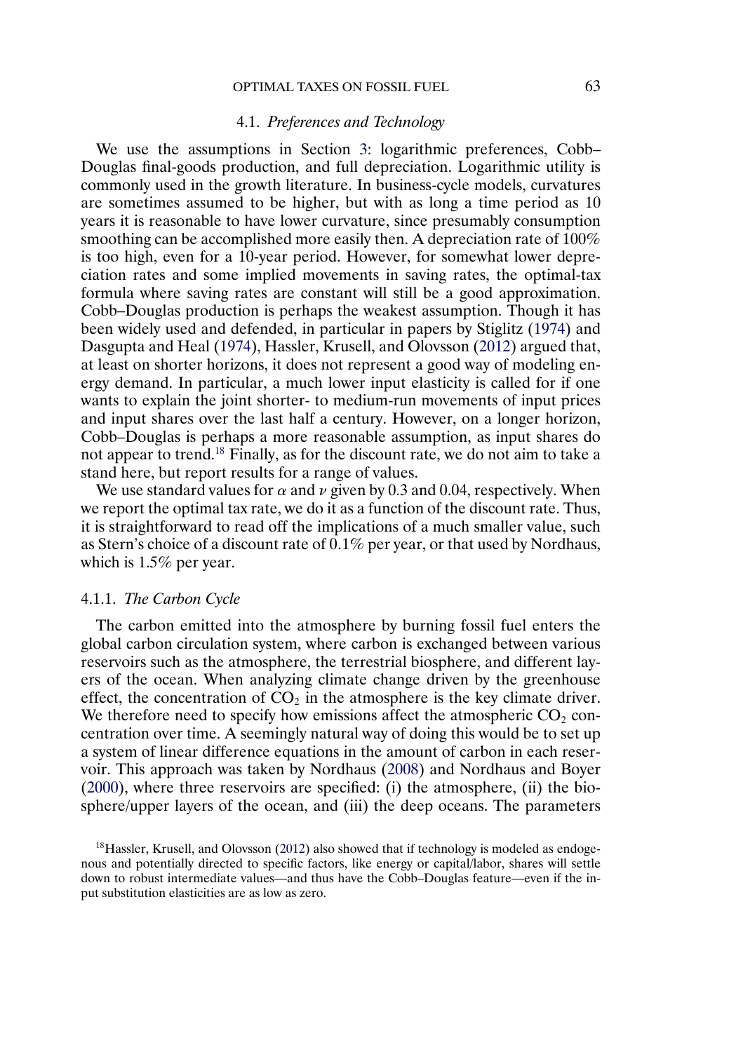### 4.1. *Preferences and Technology*

We use the assumptions in Section 3: logarithmic preferences, Cobb–Douglas final-goods production, and full depreciation. Logarithmic utility is commonly used in the growth literature. In business-cycle models, curvatures are sometimes assumed to be higher, but with as long a time period as 10 years it is reasonable to have lower curvature, since presumably consumption smoothing can be accomplished more easily then. A depreciation rate of 100% is too high, even for a 10-year period. However, for somewhat lower depreciation rates and some implied movements in saving rates, the optimal-tax formula where saving rates are constant will still be a good approximation. Cobb–Douglas production is perhaps the weakest assumption. Though it has been widely used and defended, in particular in papers by Stiglitz (1974) and Dasgupta and Heal (1974), Hassler, Krusell, and Olovsson (2012) argued that, at least on shorter horizons, it does not represent a good way of modeling energy demand. In particular, a much lower input elasticity is called for if one wants to explain the joint shorter- to medium-run movements of input prices and input shares over the last half a century. However, on a longer horizon, Cobb–Douglas is perhaps a more reasonable assumption, as input shares do not appear to trend.[18] Finally, as for the discount rate, we do not aim to take a stand here, but report results for a range of values.

We use standard values for $\alpha$ and $\nu$ given by 0.3 and 0.04, respectively. When we report the optimal tax rate, we do it as a function of the discount rate. Thus, it is straightforward to read off the implications of a much smaller value, such as Stern's choice of a discount rate of 0.1% per year, or that used by Nordhaus, which is 1.5% per year.

#### 4.1.1. *The Carbon Cycle*

The carbon emitted into the atmosphere by burning fossil fuel enters the global carbon circulation system, where carbon is exchanged between various reservoirs such as the atmosphere, the terrestrial biosphere, and different layers of the ocean. When analyzing climate change driven by the greenhouse effect, the concentration of $CO_2$ in the atmosphere is the key climate driver. We therefore need to specify how emissions affect the atmospheric $CO_2$ concentration over time. A seemingly natural way of doing this would be to set up a system of linear difference equations in the amount of carbon in each reservoir. This approach was taken by Nordhaus (2008) and Nordhaus and Boyer (2000), where three reservoirs are specified: (i) the atmosphere, (ii) the biosphere/upper layers of the ocean, and (iii) the deep oceans. The parameters

[18] Hassler, Krusell, and Olovsson (2012) also showed that if technology is modeled as endogenous and potentially directed to specific factors, like energy or capital/labor, shares will settle down to robust intermediate values—and thus have the Cobb–Douglas feature—even if the input substitution elasticities are as low as zero.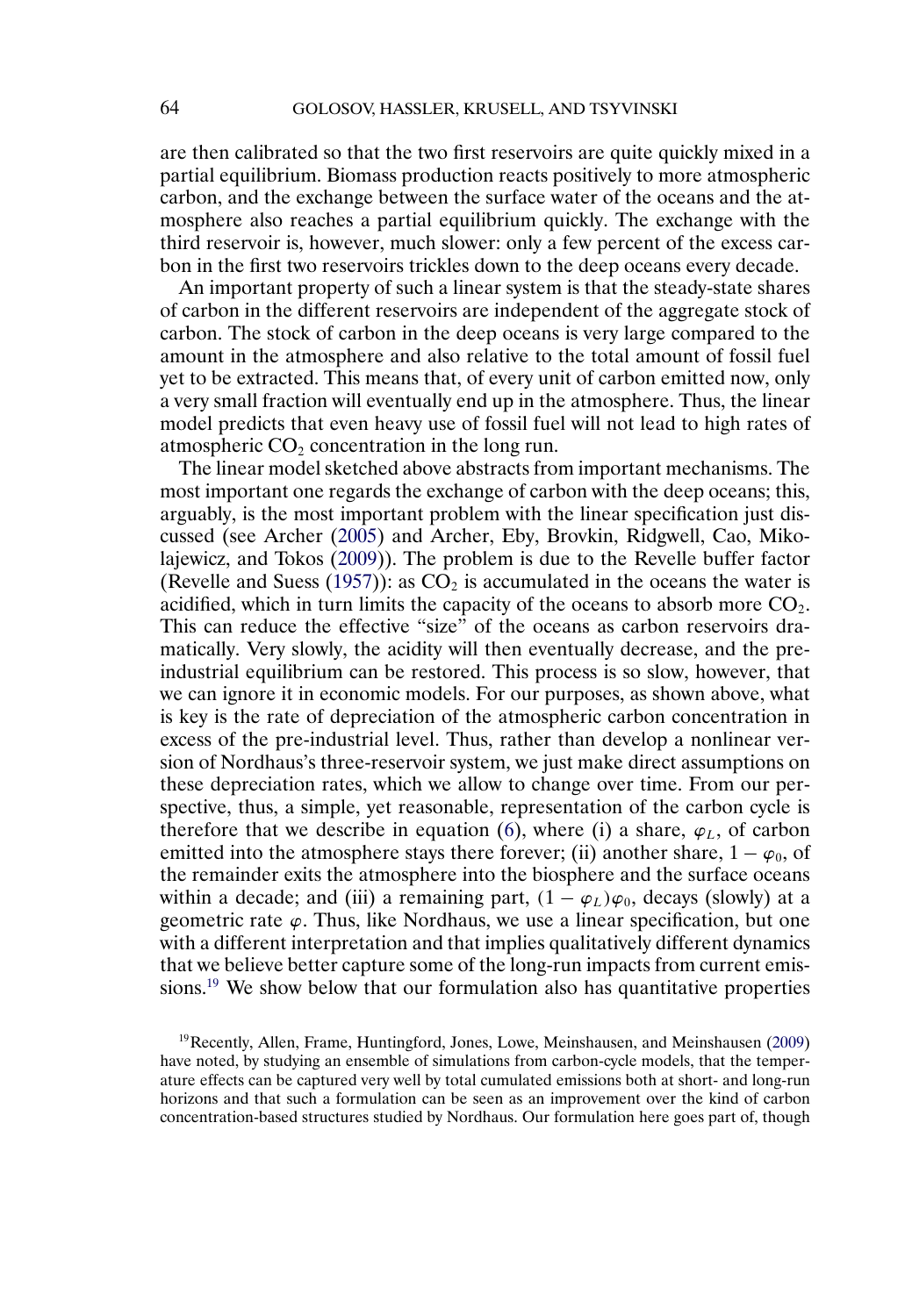are then calibrated so that the two first reservoirs are quite quickly mixed in a partial equilibrium. Biomass production reacts positively to more atmospheric carbon, and the exchange between the surface water of the oceans and the atmosphere also reaches a partial equilibrium quickly. The exchange with the third reservoir is, however, much slower: only a few percent of the excess carbon in the first two reservoirs trickles down to the deep oceans every decade.

An important property of such a linear system is that the steady-state shares of carbon in the different reservoirs are independent of the aggregate stock of carbon. The stock of carbon in the deep oceans is very large compared to the amount in the atmosphere and also relative to the total amount of fossil fuel yet to be extracted. This means that, of every unit of carbon emitted now, only a very small fraction will eventually end up in the atmosphere. Thus, the linear model predicts that even heavy use of fossil fuel will not lead to high rates of atmospheric $CO_2$ concentration in the long run.

The linear model sketched above abstracts from important mechanisms. The most important one regards the exchange of carbon with the deep oceans; this, arguably, is the most important problem with the linear specification just discussed (see Archer (2005) and Archer, Eby, Brovkin, Ridgwell, Cao, Mikolajewicz, and Tokos (2009)). The problem is due to the Revelle buffer factor (Revelle and Suess (1957)): as $CO_2$ is accumulated in the oceans the water is acidified, which in turn limits the capacity of the oceans to absorb more $CO_2$. This can reduce the effective "size" of the oceans as carbon reservoirs dramatically. Very slowly, the acidity will then eventually decrease, and the pre-industrial equilibrium can be restored. This process is so slow, however, that we can ignore it in economic models. For our purposes, as shown above, what is key is the rate of depreciation of the atmospheric carbon concentration in excess of the pre-industrial level. Thus, rather than develop a nonlinear version of Nordhaus's three-reservoir system, we just make direct assumptions on these depreciation rates, which we allow to change over time. From our perspective, thus, a simple, yet reasonable, representation of the carbon cycle is therefore that we describe in equation (6), where (i) a share, $\varphi_L$, of carbon emitted into the atmosphere stays there forever; (ii) another share, $1 - \varphi_0$, of the remainder exits the atmosphere into the biosphere and the surface oceans within a decade; and (iii) a remaining part, $(1 - \varphi_L)\varphi_0$, decays (slowly) at a geometric rate $\varphi$. Thus, like Nordhaus, we use a linear specification, but one with a different interpretation and that implies qualitatively different dynamics that we believe better capture some of the long-run impacts from current emissions.[19] We show below that our formulation also has quantitative properties

[19]Recently, Allen, Frame, Huntingford, Jones, Lowe, Meinshausen, and Meinshausen (2009) have noted, by studying an ensemble of simulations from carbon-cycle models, that the temperature effects can be captured very well by total cumulated emissions both at short- and long-run horizons and that such a formulation can be seen as an improvement over the kind of carbon concentration-based structures studied by Nordhaus. Our formulation here goes part of, though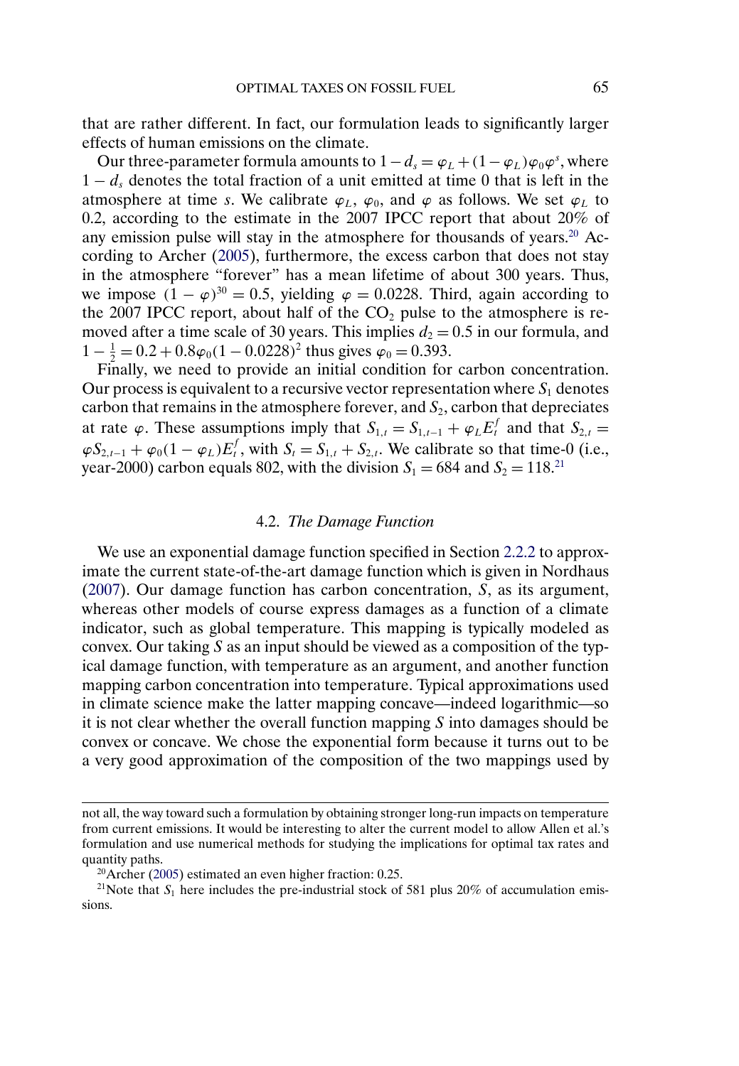that are rather different. In fact, our formulation leads to significantly larger effects of human emissions on the climate.

Our three-parameter formula amounts to $1 - d_s = \varphi_L + (1 - \varphi_L)\varphi_0\varphi^s$, where $1 - d_s$ denotes the total fraction of a unit emitted at time 0 that is left in the atmosphere at time $s$. We calibrate $\varphi_L$, $\varphi_0$, and $\varphi$ as follows. We set $\varphi_L$ to 0.2, according to the estimate in the 2007 IPCC report that about 20% of any emission pulse will stay in the atmosphere for thousands of years.[20] According to Archer (2005), furthermore, the excess carbon that does not stay in the atmosphere "forever" has a mean lifetime of about 300 years. Thus, we impose $(1 - \varphi)^{30} = 0.5$, yielding $\varphi = 0.0228$. Third, again according to the 2007 IPCC report, about half of the $CO_2$ pulse to the atmosphere is removed after a time scale of 30 years. This implies $d_2 = 0.5$ in our formula, and $1 - \frac{1}{2} = 0.2 + 0.8\varphi_0(1 - 0.0228)^2$ thus gives $\varphi_0 = 0.393$.

Finally, we need to provide an initial condition for carbon concentration. Our process is equivalent to a recursive vector representation where $S_1$ denotes carbon that remains in the atmosphere forever, and $S_2$, carbon that depreciates at rate $\varphi$. These assumptions imply that $S_{1,t} = S_{1,t-1} + \varphi_L E_t^f$ and that $S_{2,t} = \varphi S_{2,t-1} + \varphi_0(1 - \varphi_L)E_t^f$, with $S_t = S_{1,t} + S_{2,t}$. We calibrate so that time-0 (i.e., year-2000) carbon equals 802, with the division $S_1 = 684$ and $S_2 = 118$.[21]

### 4.2. *The Damage Function*

We use an exponential damage function specified in Section 2.2.2 to approximate the current state-of-the-art damage function which is given in Nordhaus (2007). Our damage function has carbon concentration, $S$, as its argument, whereas other models of course express damages as a function of a climate indicator, such as global temperature. This mapping is typically modeled as convex. Our taking $S$ as an input should be viewed as a composition of the typical damage function, with temperature as an argument, and another function mapping carbon concentration into temperature. Typical approximations used in climate science make the latter mapping concave—indeed logarithmic—so it is not clear whether the overall function mapping $S$ into damages should be convex or concave. We chose the exponential form because it turns out to be a very good approximation of the composition of the two mappings used by

---

not all, the way toward such a formulation by obtaining stronger long-run impacts on temperature from current emissions. It would be interesting to alter the current model to allow Allen et al.'s formulation and use numerical methods for studying the implications for optimal tax rates and quantity paths.

[20] Archer (2005) estimated an even higher fraction: 0.25.

[21] Note that $S_1$ here includes the pre-industrial stock of 581 plus 20% of accumulation emissions.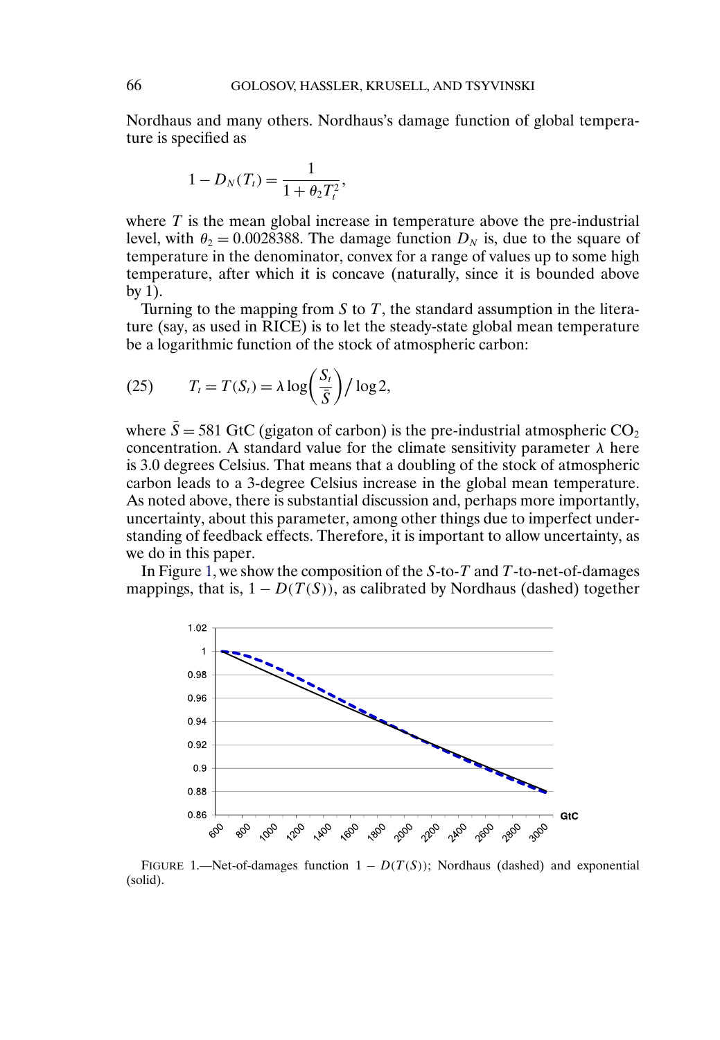Nordhaus and many others. Nordhaus's damage function of global temperature is specified as

$$1 - D_N(T_t) = \frac{1}{1 + \theta_2 T_t^2},$$

where $T$ is the mean global increase in temperature above the pre-industrial level, with $\theta_2 = 0.0028388$. The damage function $D_N$ is, due to the square of temperature in the denominator, convex for a range of values up to some high temperature, after which it is concave (naturally, since it is bounded above by 1).

Turning to the mapping from $S$ to $T$, the standard assumption in the literature (say, as used in RICE) is to let the steady-state global mean temperature be a logarithmic function of the stock of atmospheric carbon:

$$T_t = T(S_t) = \lambda \log\left(\frac{S_t}{\bar{S}}\right) \Big/ \log 2, \tag{25}$$

where $\bar{S} = 581$ GtC (gigaton of carbon) is the pre-industrial atmospheric $CO_2$ concentration. A standard value for the climate sensitivity parameter $\lambda$ here is 3.0 degrees Celsius. That means that a doubling of the stock of atmospheric carbon leads to a 3-degree Celsius increase in the global mean temperature. As noted above, there is substantial discussion and, perhaps more importantly, uncertainty, about this parameter, among other things due to imperfect understanding of feedback effects. Therefore, it is important to allow uncertainty, as we do in this paper.

In Figure 1, we show the composition of the $S$-to-$T$ and $T$-to-net-of-damages mappings, that is, $1 - D(T(S))$, as calibrated by Nordhaus (dashed) together

1.02
1
0.98
0.96
0.94
0.92
0.9
0.88
0.86
GtC
600 800 1000 1200 1400 1600 1800 2000 2200 2400 2600 2800 3000

FIGURE 1.—Net-of-damages function $1 - D(T(S))$; Nordhaus (dashed) and exponential (solid).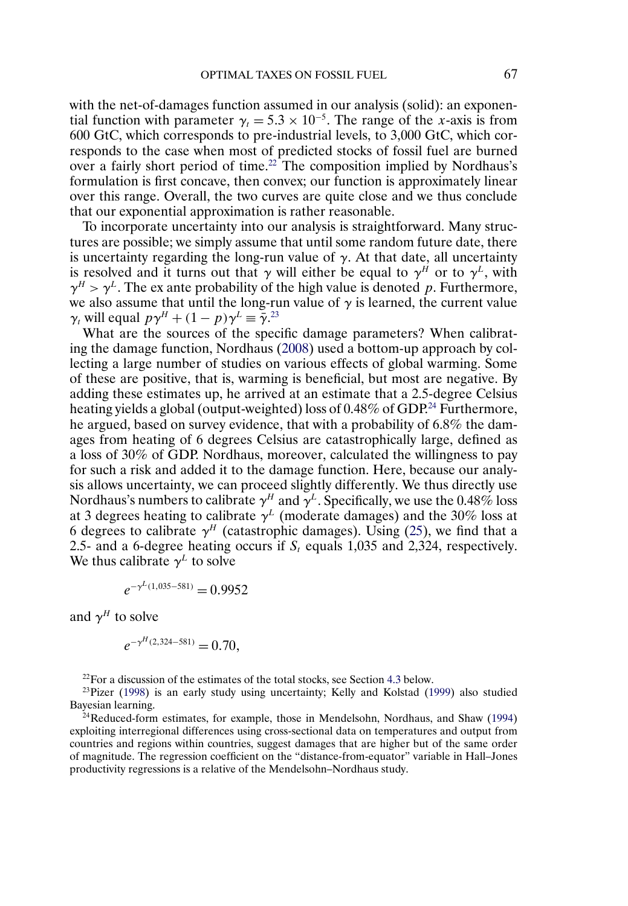with the net-of-damages function assumed in our analysis (solid): an exponential function with parameter $\gamma_t = 5.3 \times 10^{-5}$. The range of the $x$-axis is from 600 GtC, which corresponds to pre-industrial levels, to 3,000 GtC, which corresponds to the case when most of predicted stocks of fossil fuel are burned over a fairly short period of time.[22] The composition implied by Nordhaus's formulation is first concave, then convex; our function is approximately linear over this range. Overall, the two curves are quite close and we thus conclude that our exponential approximation is rather reasonable.

To incorporate uncertainty into our analysis is straightforward. Many structures are possible; we simply assume that until some random future date, there is uncertainty regarding the long-run value of $\gamma$. At that date, all uncertainty is resolved and it turns out that $\gamma$ will either be equal to $\gamma^H$ or to $\gamma^L$, with $\gamma^H > \gamma^L$. The ex ante probability of the high value is denoted $p$. Furthermore, we also assume that until the long-run value of $\gamma$ is learned, the current value $\gamma_t$ will equal $p\gamma^H + (1-p)\gamma^L \equiv \bar{\gamma}$.[23]

What are the sources of the specific damage parameters? When calibrating the damage function, Nordhaus (2008) used a bottom-up approach by collecting a large number of studies on various effects of global warming. Some of these are positive, that is, warming is beneficial, but most are negative. By adding these estimates up, he arrived at an estimate that a 2.5-degree Celsius heating yields a global (output-weighted) loss of 0.48% of GDP.[24] Furthermore, he argued, based on survey evidence, that with a probability of 6.8% the damages from heating of 6 degrees Celsius are catastrophically large, defined as a loss of 30% of GDP. Nordhaus, moreover, calculated the willingness to pay for such a risk and added it to the damage function. Here, because our analysis allows uncertainty, we can proceed slightly differently. We thus directly use Nordhaus's numbers to calibrate $\gamma^H$ and $\gamma^L$. Specifically, we use the 0.48% loss at 3 degrees heating to calibrate $\gamma^L$ (moderate damages) and the 30% loss at 6 degrees to calibrate $\gamma^H$ (catastrophic damages). Using (25), we find that a 2.5- and a 6-degree heating occurs if $S_t$ equals 1,035 and 2,324, respectively. We thus calibrate $\gamma^L$ to solve

$$e^{-\gamma^L(1{,}035-581)} = 0.9952$$

and $\gamma^H$ to solve

$$e^{-\gamma^H(2{,}324-581)} = 0.70,$$

[22]For a discussion of the estimates of the total stocks, see Section 4.3 below.

[23]Pizer (1998) is an early study using uncertainty; Kelly and Kolstad (1999) also studied Bayesian learning.

[24]Reduced-form estimates, for example, those in Mendelsohn, Nordhaus, and Shaw (1994) exploiting interregional differences using cross-sectional data on temperatures and output from countries and regions within countries, suggest damages that are higher but of the same order of magnitude. The regression coefficient on the "distance-from-equator" variable in Hall–Jones productivity regressions is a relative of the Mendelsohn–Nordhaus study.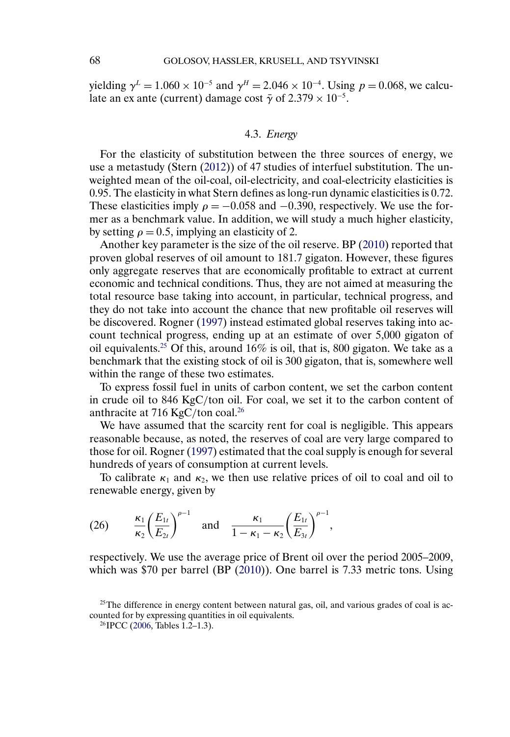yielding $\gamma^L = 1.060 \times 10^{-5}$ and $\gamma^H = 2.046 \times 10^{-4}$. Using $p = 0.068$, we calculate an ex ante (current) damage cost $\bar{\gamma}$ of $2.379 \times 10^{-5}$.

### 4.3. *Energy*

For the elasticity of substitution between the three sources of energy, we use a metastudy (Stern (2012)) of 47 studies of interfuel substitution. The unweighted mean of the oil-coal, oil-electricity, and coal-electricity elasticities is 0.95. The elasticity in what Stern defines as long-run dynamic elasticities is 0.72. These elasticities imply $\rho = -0.058$ and $-0.390$, respectively. We use the former as a benchmark value. In addition, we will study a much higher elasticity, by setting $\rho = 0.5$, implying an elasticity of 2.

Another key parameter is the size of the oil reserve. BP (2010) reported that proven global reserves of oil amount to 181.7 gigaton. However, these figures only aggregate reserves that are economically profitable to extract at current economic and technical conditions. Thus, they are not aimed at measuring the total resource base taking into account, in particular, technical progress, and they do not take into account the chance that new profitable oil reserves will be discovered. Rogner (1997) instead estimated global reserves taking into account technical progress, ending up at an estimate of over 5,000 gigaton of oil equivalents.[25] Of this, around 16% is oil, that is, 800 gigaton. We take as a benchmark that the existing stock of oil is 300 gigaton, that is, somewhere well within the range of these two estimates.

To express fossil fuel in units of carbon content, we set the carbon content in crude oil to 846 KgC/ton oil. For coal, we set it to the carbon content of anthracite at 716 KgC/ton coal.[26]

We have assumed that the scarcity rent for coal is negligible. This appears reasonable because, as noted, the reserves of coal are very large compared to those for oil. Rogner (1997) estimated that the coal supply is enough for several hundreds of years of consumption at current levels.

To calibrate $\kappa_1$ and $\kappa_2$, we then use relative prices of oil to coal and oil to renewable energy, given by

$$\frac{\kappa_1}{\kappa_2}\left(\frac{E_{1t}}{E_{2t}}\right)^{\rho-1} \quad \text{and} \quad \frac{\kappa_1}{1-\kappa_1-\kappa_2}\left(\frac{E_{1t}}{E_{3t}}\right)^{\rho-1}, \tag{26}$$

respectively. We use the average price of Brent oil over the period 2005–2009, which was \$70 per barrel (BP (2010)). One barrel is 7.33 metric tons. Using

[25] The difference in energy content between natural gas, oil, and various grades of coal is accounted for by expressing quantities in oil equivalents.

[26] IPCC (2006, Tables 1.2–1.3).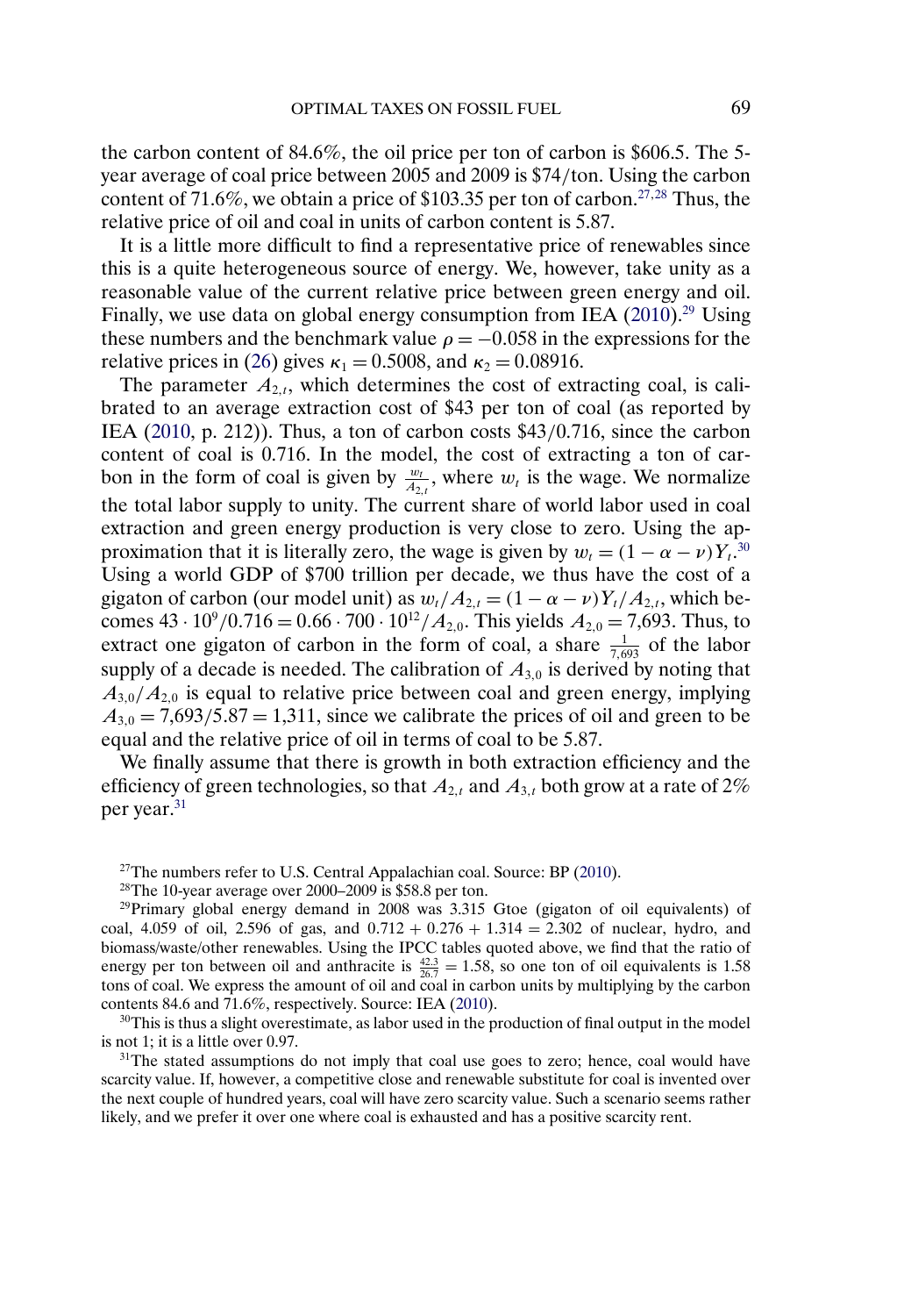the carbon content of 84.6%, the oil price per ton of carbon is \$606.5. The 5-year average of coal price between 2005 and 2009 is \$74/ton. Using the carbon content of 71.6%, we obtain a price of \$103.35 per ton of carbon.[27,28] Thus, the relative price of oil and coal in units of carbon content is 5.87.

It is a little more difficult to find a representative price of renewables since this is a quite heterogeneous source of energy. We, however, take unity as a reasonable value of the current relative price between green energy and oil. Finally, we use data on global energy consumption from IEA (2010).[29] Using these numbers and the benchmark value $\rho = -0.058$ in the expressions for the relative prices in (26) gives $\kappa_1 = 0.5008$, and $\kappa_2 = 0.08916$.

The parameter $A_{2,t}$, which determines the cost of extracting coal, is calibrated to an average extraction cost of \$43 per ton of coal (as reported by IEA (2010, p. 212)). Thus, a ton of carbon costs \$43/0.716, since the carbon content of coal is 0.716. In the model, the cost of extracting a ton of carbon in the form of coal is given by $\frac{w_t}{A_{2,t}}$, where $w_t$ is the wage. We normalize the total labor supply to unity. The current share of world labor used in coal extraction and green energy production is very close to zero. Using the approximation that it is literally zero, the wage is given by $w_t = (1 - \alpha - \nu)Y_t$.[30] Using a world GDP of \$700 trillion per decade, we thus have the cost of a gigaton of carbon (our model unit) as $w_t/A_{2,t} = (1 - \alpha - \nu)Y_t/A_{2,t}$, which becomes $43 \cdot 10^9/0.716 = 0.66 \cdot 700 \cdot 10^{12}/A_{2,0}$. This yields $A_{2,0} = 7{,}693$. Thus, to extract one gigaton of carbon in the form of coal, a share $\frac{1}{7{,}693}$ of the labor supply of a decade is needed. The calibration of $A_{3,0}$ is derived by noting that $A_{3,0}/A_{2,0}$ is equal to relative price between coal and green energy, implying $A_{3,0} = 7{,}693/5.87 = 1{,}311$, since we calibrate the prices of oil and green to be equal and the relative price of oil in terms of coal to be 5.87.

We finally assume that there is growth in both extraction efficiency and the efficiency of green technologies, so that $A_{2,t}$ and $A_{3,t}$ both grow at a rate of 2% per year.[31]

[27]The numbers refer to U.S. Central Appalachian coal. Source: BP (2010).

[28]The 10-year average over 2000–2009 is \$58.8 per ton.

[29]Primary global energy demand in 2008 was 3.315 Gtoe (gigaton of oil equivalents) of coal, 4.059 of oil, 2.596 of gas, and $0.712 + 0.276 + 1.314 = 2.302$ of nuclear, hydro, and biomass/waste/other renewables. Using the IPCC tables quoted above, we find that the ratio of energy per ton between oil and anthracite is $\frac{42.3}{26.7} = 1.58$, so one ton of oil equivalents is 1.58 tons of coal. We express the amount of oil and coal in carbon units by multiplying by the carbon contents 84.6 and 71.6%, respectively. Source: IEA (2010).

[30]This is thus a slight overestimate, as labor used in the production of final output in the model is not 1; it is a little over 0.97.

[31]The stated assumptions do not imply that coal use goes to zero; hence, coal would have scarcity value. If, however, a competitive close and renewable substitute for coal is invented over the next couple of hundred years, coal will have zero scarcity value. Such a scenario seems rather likely, and we prefer it over one where coal is exhausted and has a positive scarcity rent.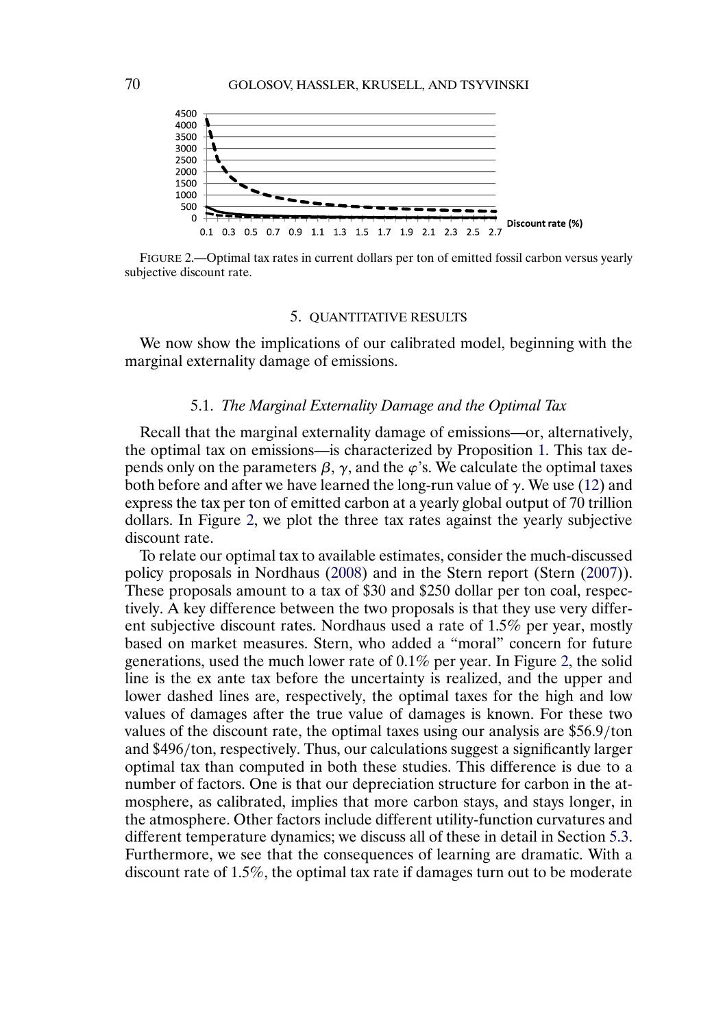4500
4000
3500
3000
2500
2000
1500
1000
500
0

0.1 0.3 0.5 0.7 0.9 1.1 1.3 1.5 1.7 1.9 2.1 2.3 2.5 2.7

Discount rate (%)

FIGURE 2.—Optimal tax rates in current dollars per ton of emitted fossil carbon versus yearly subjective discount rate.

## 5. QUANTITATIVE RESULTS

We now show the implications of our calibrated model, beginning with the marginal externality damage of emissions.

### 5.1. *The Marginal Externality Damage and the Optimal Tax*

Recall that the marginal externality damage of emissions—or, alternatively, the optimal tax on emissions—is characterized by Proposition 1. This tax depends only on the parameters $\beta$, $\gamma$, and the $\varphi$'s. We calculate the optimal taxes both before and after we have learned the long-run value of $\gamma$. We use (12) and express the tax per ton of emitted carbon at a yearly global output of 70 trillion dollars. In Figure 2, we plot the three tax rates against the yearly subjective discount rate.

To relate our optimal tax to available estimates, consider the much-discussed policy proposals in Nordhaus (2008) and in the Stern report (Stern (2007)). These proposals amount to a tax of \$30 and \$250 dollar per ton coal, respectively. A key difference between the two proposals is that they use very different subjective discount rates. Nordhaus used a rate of 1.5% per year, mostly based on market measures. Stern, who added a "moral" concern for future generations, used the much lower rate of 0.1% per year. In Figure 2, the solid line is the ex ante tax before the uncertainty is realized, and the upper and lower dashed lines are, respectively, the optimal taxes for the high and low values of damages after the true value of damages is known. For these two values of the discount rate, the optimal taxes using our analysis are \$56.9/ton and \$496/ton, respectively. Thus, our calculations suggest a significantly larger optimal tax than computed in both these studies. This difference is due to a number of factors. One is that our depreciation structure for carbon in the atmosphere, as calibrated, implies that more carbon stays, and stays longer, in the atmosphere. Other factors include different utility-function curvatures and different temperature dynamics; we discuss all of these in detail in Section 5.3. Furthermore, we see that the consequences of learning are dramatic. With a discount rate of 1.5%, the optimal tax rate if damages turn out to be moderate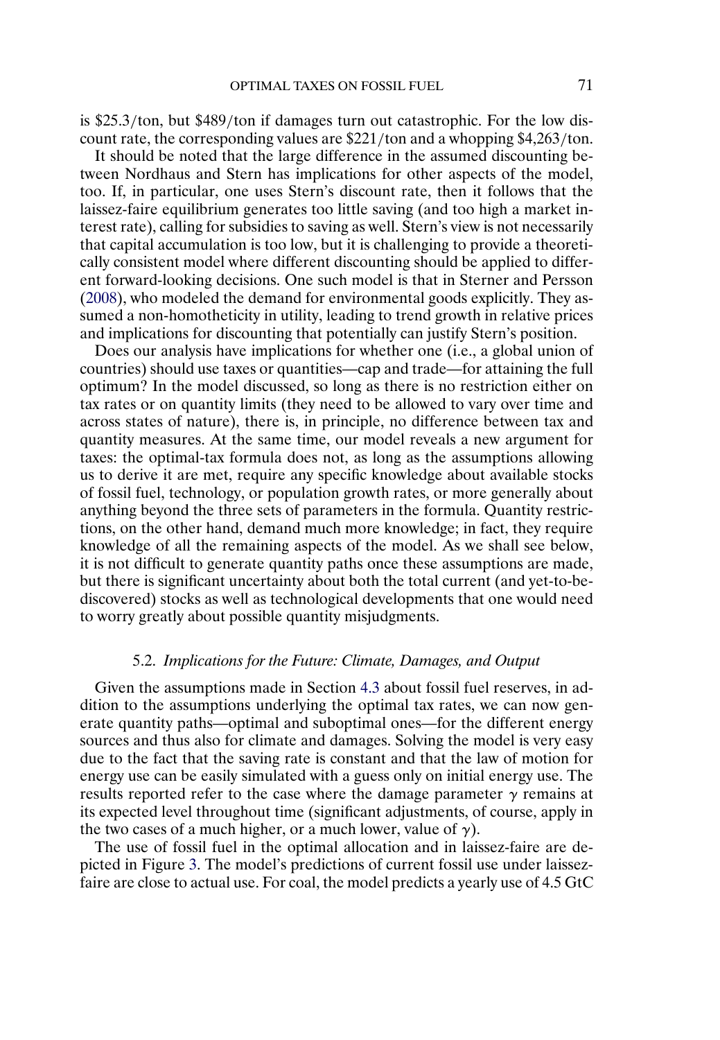is \$25.3/ton, but \$489/ton if damages turn out catastrophic. For the low discount rate, the corresponding values are \$221/ton and a whopping \$4,263/ton.

It should be noted that the large difference in the assumed discounting between Nordhaus and Stern has implications for other aspects of the model, too. If, in particular, one uses Stern's discount rate, then it follows that the laissez-faire equilibrium generates too little saving (and too high a market interest rate), calling for subsidies to saving as well. Stern's view is not necessarily that capital accumulation is too low, but it is challenging to provide a theoretically consistent model where different discounting should be applied to different forward-looking decisions. One such model is that in Sterner and Persson (2008), who modeled the demand for environmental goods explicitly. They assumed a non-homotheticity in utility, leading to trend growth in relative prices and implications for discounting that potentially can justify Stern's position.

Does our analysis have implications for whether one (i.e., a global union of countries) should use taxes or quantities—cap and trade—for attaining the full optimum? In the model discussed, so long as there is no restriction either on tax rates or on quantity limits (they need to be allowed to vary over time and across states of nature), there is, in principle, no difference between tax and quantity measures. At the same time, our model reveals a new argument for taxes: the optimal-tax formula does not, as long as the assumptions allowing us to derive it are met, require any specific knowledge about available stocks of fossil fuel, technology, or population growth rates, or more generally about anything beyond the three sets of parameters in the formula. Quantity restrictions, on the other hand, demand much more knowledge; in fact, they require knowledge of all the remaining aspects of the model. As we shall see below, it is not difficult to generate quantity paths once these assumptions are made, but there is significant uncertainty about both the total current (and yet-to-be-discovered) stocks as well as technological developments that one would need to worry greatly about possible quantity misjudgments.

### 5.2. *Implications for the Future: Climate, Damages, and Output*

Given the assumptions made in Section 4.3 about fossil fuel reserves, in addition to the assumptions underlying the optimal tax rates, we can now generate quantity paths—optimal and suboptimal ones—for the different energy sources and thus also for climate and damages. Solving the model is very easy due to the fact that the saving rate is constant and that the law of motion for energy use can be easily simulated with a guess only on initial energy use. The results reported refer to the case where the damage parameter $\gamma$ remains at its expected level throughout time (significant adjustments, of course, apply in the two cases of a much higher, or a much lower, value of $\gamma$).

The use of fossil fuel in the optimal allocation and in laissez-faire are depicted in Figure 3. The model's predictions of current fossil use under laissez-faire are close to actual use. For coal, the model predicts a yearly use of 4.5 GtC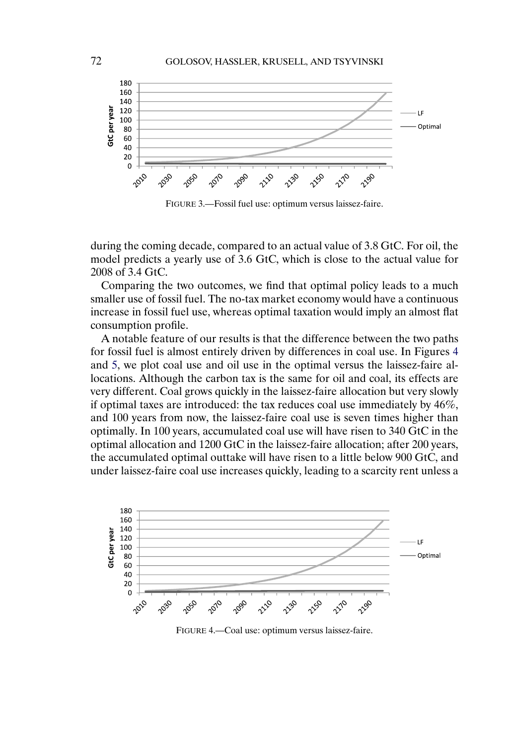180
160
140
120
100
80
60
40
20
0

GtC per year

2010 2030 2050 2070 2090 2110 2130 2150 2170 2190

LF
Optimal

FIGURE 3.—Fossil fuel use: optimum versus laissez-faire.

during the coming decade, compared to an actual value of 3.8 GtC. For oil, the model predicts a yearly use of 3.6 GtC, which is close to the actual value for 2008 of 3.4 GtC.

Comparing the two outcomes, we find that optimal policy leads to a much smaller use of fossil fuel. The no-tax market economy would have a continuous increase in fossil fuel use, whereas optimal taxation would imply an almost flat consumption profile.

A notable feature of our results is that the difference between the two paths for fossil fuel is almost entirely driven by differences in coal use. In Figures 4 and 5, we plot coal use and oil use in the optimal versus the laissez-faire allocations. Although the carbon tax is the same for oil and coal, its effects are very different. Coal grows quickly in the laissez-faire allocation but very slowly if optimal taxes are introduced: the tax reduces coal use immediately by 46%, and 100 years from now, the laissez-faire coal use is seven times higher than optimally. In 100 years, accumulated coal use will have risen to 340 GtC in the optimal allocation and 1200 GtC in the laissez-faire allocation; after 200 years, the accumulated optimal outtake will have risen to a little below 900 GtC, and under laissez-faire coal use increases quickly, leading to a scarcity rent unless a

180
160
140
120
100
80
60
40
20
0

GtC per year

2010 2030 2050 2070 2090 2110 2130 2150 2170 2190

LF
Optimal

FIGURE 4.—Coal use: optimum versus laissez-faire.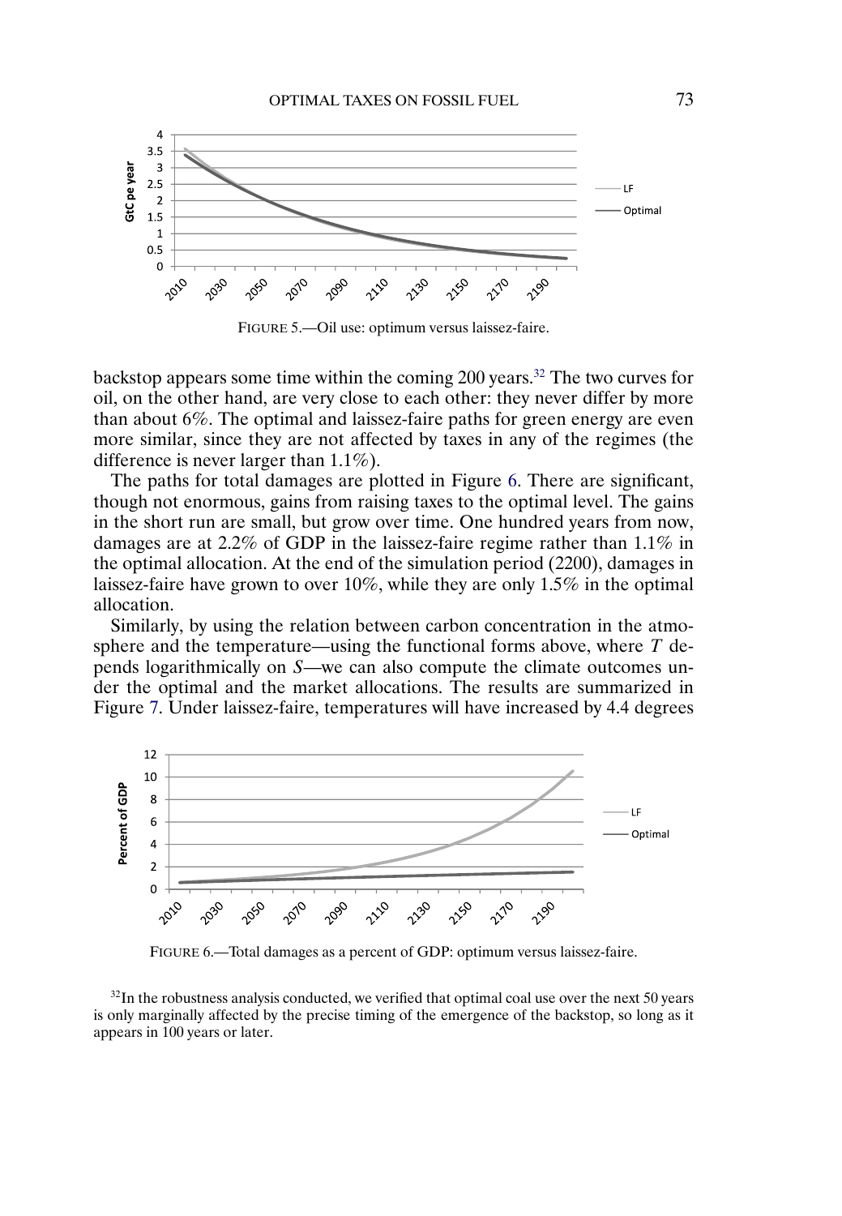4
3.5
3
2.5
2
1.5
1
0.5
0

GtC pe year

2010 2030 2050 2070 2090 2110 2130 2150 2170 2190

LF
Optimal

FIGURE 5.—Oil use: optimum versus laissez-faire.

backstop appears some time within the coming 200 years.[32] The two curves for oil, on the other hand, are very close to each other: they never differ by more than about 6%. The optimal and laissez-faire paths for green energy are even more similar, since they are not affected by taxes in any of the regimes (the difference is never larger than 1.1%).

The paths for total damages are plotted in Figure 6. There are significant, though not enormous, gains from raising taxes to the optimal level. The gains in the short run are small, but grow over time. One hundred years from now, damages are at 2.2% of GDP in the laissez-faire regime rather than 1.1% in the optimal allocation. At the end of the simulation period (2200), damages in laissez-faire have grown to over 10%, while they are only 1.5% in the optimal allocation.

Similarly, by using the relation between carbon concentration in the atmosphere and the temperature—using the functional forms above, where $T$ depends logarithmically on $S$—we can also compute the climate outcomes under the optimal and the market allocations. The results are summarized in Figure 7. Under laissez-faire, temperatures will have increased by 4.4 degrees

12
10
8
6
4
2
0

Percent of GDP

2010 2030 2050 2070 2090 2110 2130 2150 2170 2190

LF
Optimal

FIGURE 6.—Total damages as a percent of GDP: optimum versus laissez-faire.

[32] In the robustness analysis conducted, we verified that optimal coal use over the next 50 years is only marginally affected by the precise timing of the emergence of the backstop, so long as it appears in 100 years or later.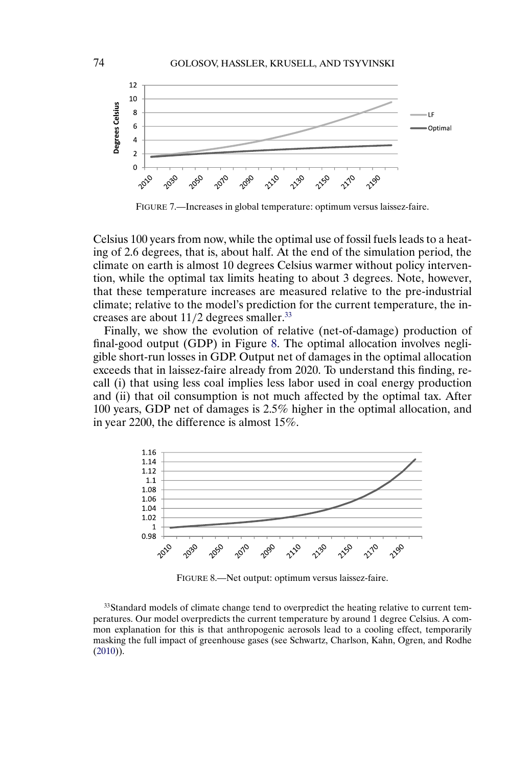12
10
8
6
4
2
0

Degrees Celsius

2010 2030 2050 2070 2090 2110 2130 2150 2170 2190

LF
Optimal

FIGURE 7.—Increases in global temperature: optimum versus laissez-faire.

Celsius 100 years from now, while the optimal use of fossil fuels leads to a heating of 2.6 degrees, that is, about half. At the end of the simulation period, the climate on earth is almost 10 degrees Celsius warmer without policy intervention, while the optimal tax limits heating to about 3 degrees. Note, however, that these temperature increases are measured relative to the pre-industrial climate; relative to the model's prediction for the current temperature, the increases are about $1 1/2$ degrees smaller.[33]

Finally, we show the evolution of relative (net-of-damage) production of final-good output (GDP) in Figure 8. The optimal allocation involves negligible short-run losses in GDP. Output net of damages in the optimal allocation exceeds that in laissez-faire already from 2020. To understand this finding, recall (i) that using less coal implies less labor used in coal energy production and (ii) that oil consumption is not much affected by the optimal tax. After 100 years, GDP net of damages is 2.5% higher in the optimal allocation, and in year 2200, the difference is almost 15%.

1.16
1.14
1.12
1.1
1.08
1.06
1.04
1.02
1
0.98

2010 2030 2050 2070 2090 2110 2130 2150 2170 2190

FIGURE 8.—Net output: optimum versus laissez-faire.

[33]Standard models of climate change tend to overpredict the heating relative to current temperatures. Our model overpredicts the current temperature by around 1 degree Celsius. A common explanation for this is that anthropogenic aerosols lead to a cooling effect, temporarily masking the full impact of greenhouse gases (see Schwartz, Charlson, Kahn, Ogren, and Rodhe (2010)).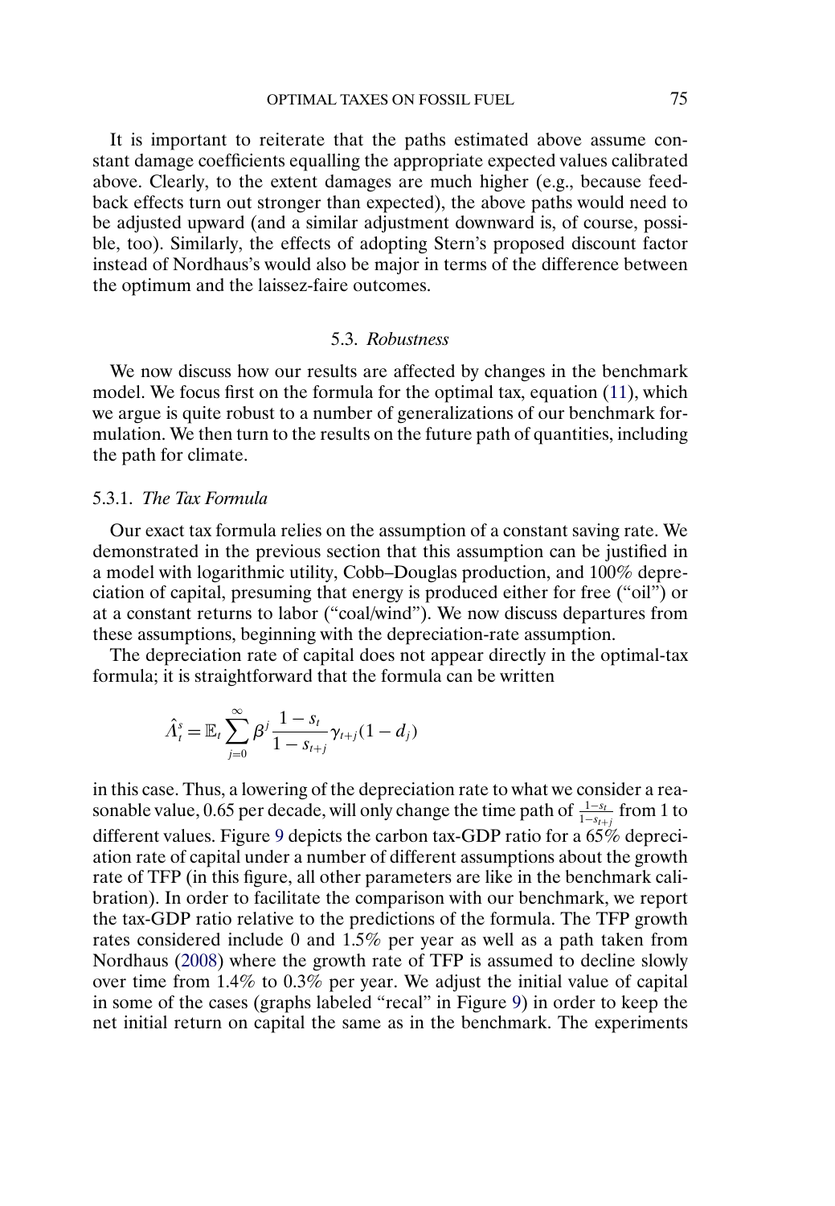It is important to reiterate that the paths estimated above assume constant damage coefficients equalling the appropriate expected values calibrated above. Clearly, to the extent damages are much higher (e.g., because feedback effects turn out stronger than expected), the above paths would need to be adjusted upward (and a similar adjustment downward is, of course, possible, too). Similarly, the effects of adopting Stern's proposed discount factor instead of Nordhaus's would also be major in terms of the difference between the optimum and the laissez-faire outcomes.

### 5.3. *Robustness*

We now discuss how our results are affected by changes in the benchmark model. We focus first on the formula for the optimal tax, equation (11), which we argue is quite robust to a number of generalizations of our benchmark formulation. We then turn to the results on the future path of quantities, including the path for climate.

#### 5.3.1. *The Tax Formula*

Our exact tax formula relies on the assumption of a constant saving rate. We demonstrated in the previous section that this assumption can be justified in a model with logarithmic utility, Cobb–Douglas production, and 100% depreciation of capital, presuming that energy is produced either for free ("oil") or at a constant returns to labor ("coal/wind"). We now discuss departures from these assumptions, beginning with the depreciation-rate assumption.

The depreciation rate of capital does not appear directly in the optimal-tax formula; it is straightforward that the formula can be written

$$\hat{\Lambda}_t^s = \mathbb{E}_t \sum_{j=0}^{\infty} \beta^j \frac{1-s_t}{1-s_{t+j}} \gamma_{t+j}(1-d_j)$$

in this case. Thus, a lowering of the depreciation rate to what we consider a reasonable value, 0.65 per decade, will only change the time path of $\frac{1-s_t}{1-s_{t+j}}$ from 1 to different values. Figure 9 depicts the carbon tax-GDP ratio for a 65% depreciation rate of capital under a number of different assumptions about the growth rate of TFP (in this figure, all other parameters are like in the benchmark calibration). In order to facilitate the comparison with our benchmark, we report the tax-GDP ratio relative to the predictions of the formula. The TFP growth rates considered include 0 and 1.5% per year as well as a path taken from Nordhaus (2008) where the growth rate of TFP is assumed to decline slowly over time from 1.4% to 0.3% per year. We adjust the initial value of capital in some of the cases (graphs labeled "recal" in Figure 9) in order to keep the net initial return on capital the same as in the benchmark. The experiments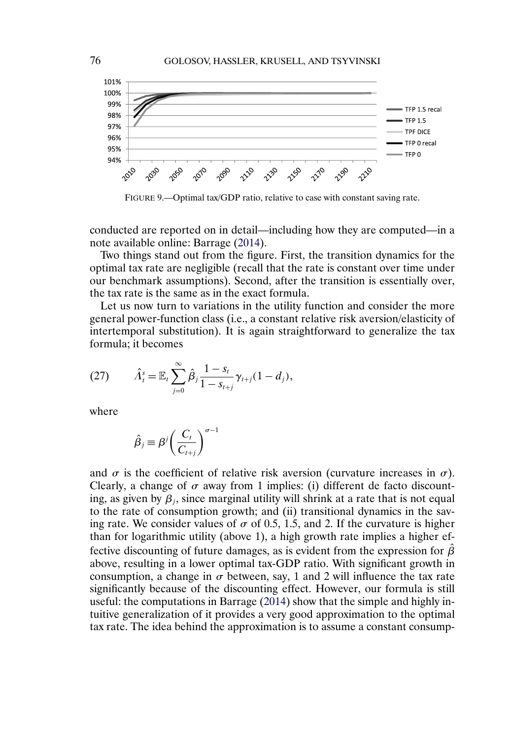101%
100%
99%
98%
97%
96%
95%
94%

2010 2030 2050 2070 2090 2110 2130 2150 2170 2190 2210

TFP 1.5 recal
TFP 1.5
TPF DICE
TFP 0 recal
TFP 0

FIGURE 9.—Optimal tax/GDP ratio, relative to case with constant saving rate.

conducted are reported on in detail—including how they are computed—in a note available online: Barrage (2014).

Two things stand out from the figure. First, the transition dynamics for the optimal tax rate are negligible (recall that the rate is constant over time under our benchmark assumptions). Second, after the transition is essentially over, the tax rate is the same as in the exact formula.

Let us now turn to variations in the utility function and consider the more general power-function class (i.e., a constant relative risk aversion/elasticity of intertemporal substitution). It is again straightforward to generalize the tax formula; it becomes

$$\hat{\Lambda}_t^s = \mathbb{E}_t \sum_{j=0}^{\infty} \hat{\beta}_j \frac{1-s_t}{1-s_{t+j}} \gamma_{t+j}(1-d_j), \tag{27}$$

where

$$\hat{\beta}_j \equiv \beta^j \left( \frac{C_t}{C_{t+j}} \right)^{\sigma-1}$$

and $\sigma$ is the coefficient of relative risk aversion (curvature increases in $\sigma$). Clearly, a change of $\sigma$ away from 1 implies: (i) different de facto discounting, as given by $\beta_j$, since marginal utility will shrink at a rate that is not equal to the rate of consumption growth; and (ii) transitional dynamics in the saving rate. We consider values of $\sigma$ of 0.5, 1.5, and 2. If the curvature is higher than for logarithmic utility (above 1), a high growth rate implies a higher effective discounting of future damages, as is evident from the expression for $\hat{\beta}$ above, resulting in a lower optimal tax-GDP ratio. With significant growth in consumption, a change in $\sigma$ between, say, 1 and 2 will influence the tax rate significantly because of the discounting effect. However, our formula is still useful: the computations in Barrage (2014) show that the simple and highly intuitive generalization of it provides a very good approximation to the optimal tax rate. The idea behind the approximation is to assume a constant consump-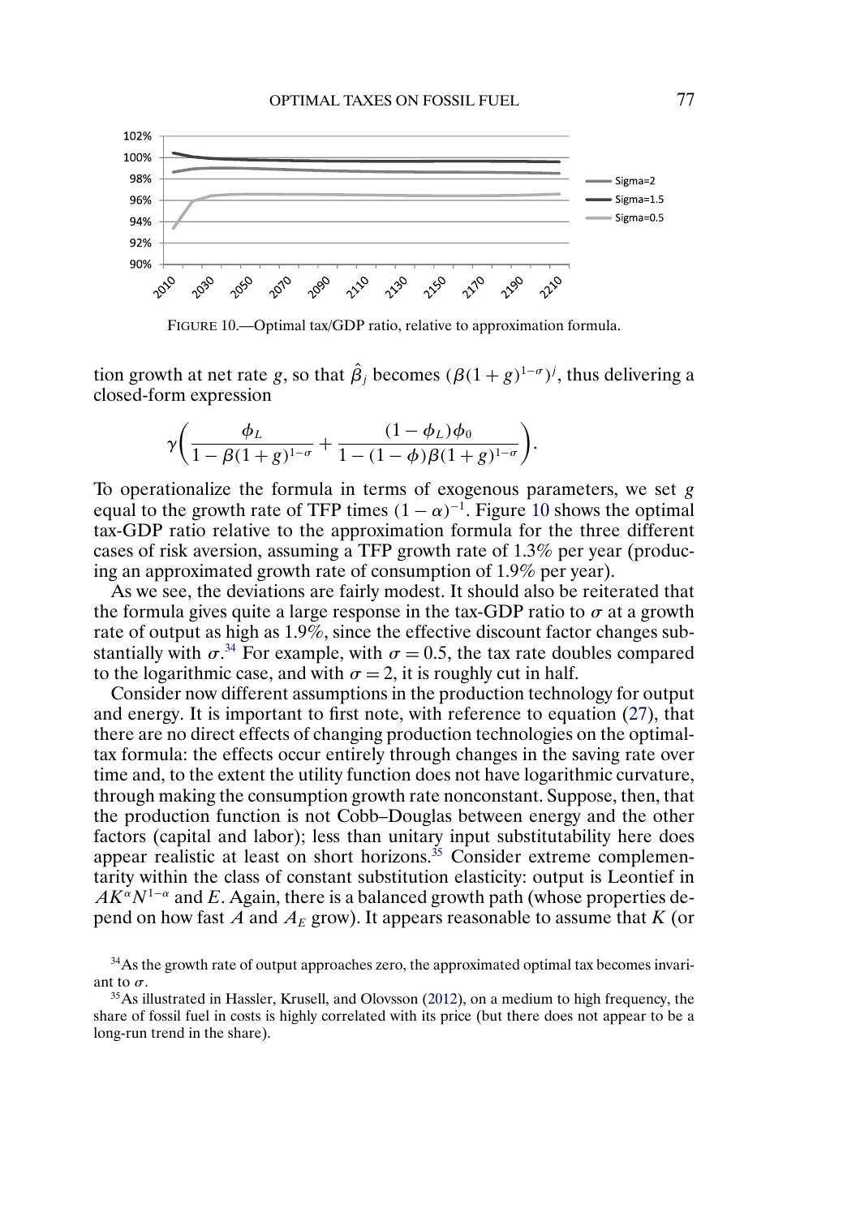102%
100%
98%
96%
94%
92%
90%

2010 2030 2050 2070 2090 2110 2130 2150 2170 2190 2210

Sigma=2
Sigma=1.5
Sigma=0.5

FIGURE 10.—Optimal tax/GDP ratio, relative to approximation formula.

tion growth at net rate $g$, so that $\hat{\beta}_j$ becomes $(\beta(1+g)^{1-\sigma})^j$, thus delivering a closed-form expression

$$\gamma\left(\frac{\phi_L}{1-\beta(1+g)^{1-\sigma}} + \frac{(1-\phi_L)\phi_0}{1-(1-\phi)\beta(1+g)^{1-\sigma}}\right).$$

To operationalize the formula in terms of exogenous parameters, we set $g$ equal to the growth rate of TFP times $(1-\alpha)^{-1}$. Figure 10 shows the optimal tax-GDP ratio relative to the approximation formula for the three different cases of risk aversion, assuming a TFP growth rate of 1.3% per year (producing an approximated growth rate of consumption of 1.9% per year).

As we see, the deviations are fairly modest. It should also be reiterated that the formula gives quite a large response in the tax-GDP ratio to $\sigma$ at a growth rate of output as high as 1.9%, since the effective discount factor changes substantially with $\sigma$.[34] For example, with $\sigma = 0.5$, the tax rate doubles compared to the logarithmic case, and with $\sigma = 2$, it is roughly cut in half.

Consider now different assumptions in the production technology for output and energy. It is important to first note, with reference to equation (27), that there are no direct effects of changing production technologies on the optimal-tax formula: the effects occur entirely through changes in the saving rate over time and, to the extent the utility function does not have logarithmic curvature, through making the consumption growth rate nonconstant. Suppose, then, that the production function is not Cobb–Douglas between energy and the other factors (capital and labor); less than unitary input substitutability here does appear realistic at least on short horizons.[35] Consider extreme complementarity within the class of constant substitution elasticity: output is Leontief in $AK^{\alpha}N^{1-\alpha}$ and $E$. Again, there is a balanced growth path (whose properties depend on how fast $A$ and $A_E$ grow). It appears reasonable to assume that $K$ (or

[34] As the growth rate of output approaches zero, the approximated optimal tax becomes invariant to $\sigma$.

[35] As illustrated in Hassler, Krusell, and Olovsson (2012), on a medium to high frequency, the share of fossil fuel in costs is highly correlated with its price (but there does not appear to be a long-run trend in the share).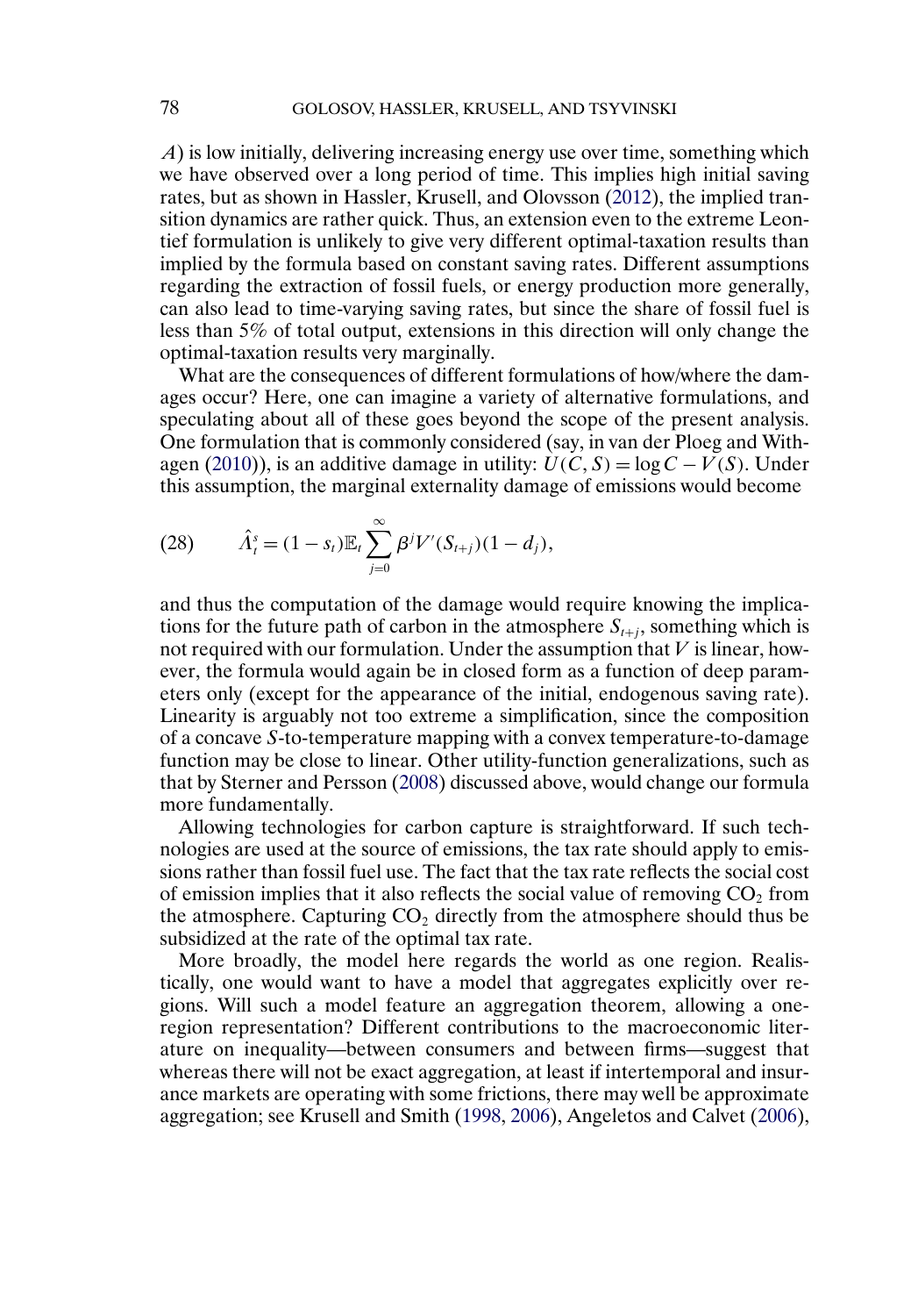$A$) is low initially, delivering increasing energy use over time, something which we have observed over a long period of time. This implies high initial saving rates, but as shown in Hassler, Krusell, and Olovsson (2012), the implied transition dynamics are rather quick. Thus, an extension even to the extreme Leontief formulation is unlikely to give very different optimal-taxation results than implied by the formula based on constant saving rates. Different assumptions regarding the extraction of fossil fuels, or energy production more generally, can also lead to time-varying saving rates, but since the share of fossil fuel is less than 5% of total output, extensions in this direction will only change the optimal-taxation results very marginally.

What are the consequences of different formulations of how/where the damages occur? Here, one can imagine a variety of alternative formulations, and speculating about all of these goes beyond the scope of the present analysis. One formulation that is commonly considered (say, in van der Ploeg and Withagen (2010)), is an additive damage in utility: $U(C, S) = \log C - V(S)$. Under this assumption, the marginal externality damage of emissions would become

$$\text{(28)} \qquad \hat{\Lambda}_t^s = (1 - s_t)\mathbb{E}_t \sum_{j=0}^{\infty} \beta^j V'(S_{t+j})(1 - d_j),$$

and thus the computation of the damage would require knowing the implications for the future path of carbon in the atmosphere $S_{t+j}$, something which is not required with our formulation. Under the assumption that $V$ is linear, however, the formula would again be in closed form as a function of deep parameters only (except for the appearance of the initial, endogenous saving rate). Linearity is arguably not too extreme a simplification, since the composition of a concave $S$-to-temperature mapping with a convex temperature-to-damage function may be close to linear. Other utility-function generalizations, such as that by Sterner and Persson (2008) discussed above, would change our formula more fundamentally.

Allowing technologies for carbon capture is straightforward. If such technologies are used at the source of emissions, the tax rate should apply to emissions rather than fossil fuel use. The fact that the tax rate reflects the social cost of emission implies that it also reflects the social value of removing $CO_2$ from the atmosphere. Capturing $CO_2$ directly from the atmosphere should thus be subsidized at the rate of the optimal tax rate.

More broadly, the model here regards the world as one region. Realistically, one would want to have a model that aggregates explicitly over regions. Will such a model feature an aggregation theorem, allowing a one-region representation? Different contributions to the macroeconomic literature on inequality—between consumers and between firms—suggest that whereas there will not be exact aggregation, at least if intertemporal and insurance markets are operating with some frictions, there may well be approximate aggregation; see Krusell and Smith (1998, 2006), Angeletos and Calvet (2006),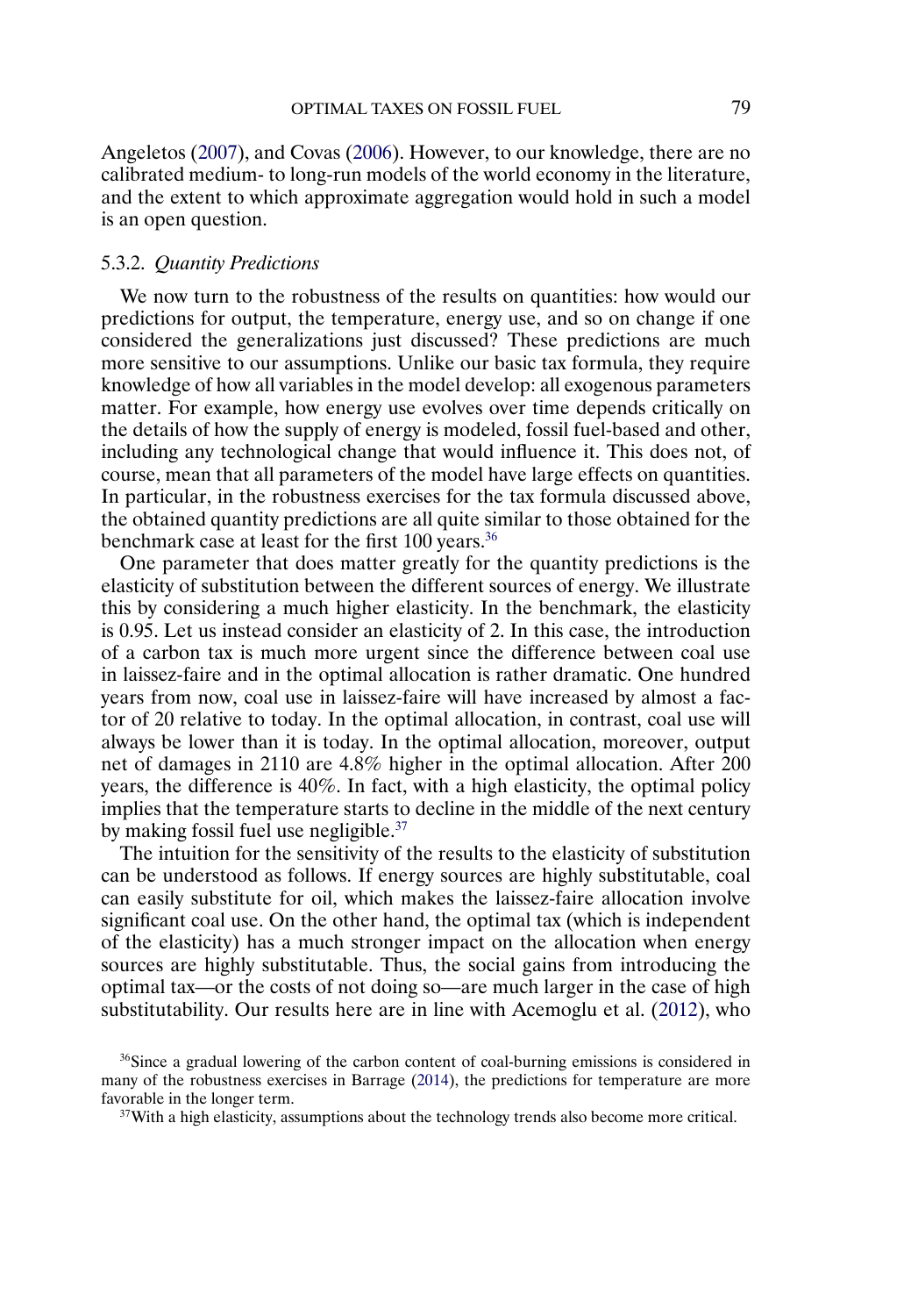Angeletos (2007), and Covas (2006). However, to our knowledge, there are no calibrated medium- to long-run models of the world economy in the literature, and the extent to which approximate aggregation would hold in such a model is an open question.

### 5.3.2. *Quantity Predictions*

We now turn to the robustness of the results on quantities: how would our predictions for output, the temperature, energy use, and so on change if one considered the generalizations just discussed? These predictions are much more sensitive to our assumptions. Unlike our basic tax formula, they require knowledge of how all variables in the model develop: all exogenous parameters matter. For example, how energy use evolves over time depends critically on the details of how the supply of energy is modeled, fossil fuel-based and other, including any technological change that would influence it. This does not, of course, mean that all parameters of the model have large effects on quantities. In particular, in the robustness exercises for the tax formula discussed above, the obtained quantity predictions are all quite similar to those obtained for the benchmark case at least for the first 100 years.[36]

One parameter that does matter greatly for the quantity predictions is the elasticity of substitution between the different sources of energy. We illustrate this by considering a much higher elasticity. In the benchmark, the elasticity is 0.95. Let us instead consider an elasticity of 2. In this case, the introduction of a carbon tax is much more urgent since the difference between coal use in laissez-faire and in the optimal allocation is rather dramatic. One hundred years from now, coal use in laissez-faire will have increased by almost a factor of 20 relative to today. In the optimal allocation, in contrast, coal use will always be lower than it is today. In the optimal allocation, moreover, output net of damages in 2110 are 4.8% higher in the optimal allocation. After 200 years, the difference is 40%. In fact, with a high elasticity, the optimal policy implies that the temperature starts to decline in the middle of the next century by making fossil fuel use negligible.[37]

The intuition for the sensitivity of the results to the elasticity of substitution can be understood as follows. If energy sources are highly substitutable, coal can easily substitute for oil, which makes the laissez-faire allocation involve significant coal use. On the other hand, the optimal tax (which is independent of the elasticity) has a much stronger impact on the allocation when energy sources are highly substitutable. Thus, the social gains from introducing the optimal tax—or the costs of not doing so—are much larger in the case of high substitutability. Our results here are in line with Acemoglu et al. (2012), who

[36] Since a gradual lowering of the carbon content of coal-burning emissions is considered in many of the robustness exercises in Barrage (2014), the predictions for temperature are more favorable in the longer term.

[37] With a high elasticity, assumptions about the technology trends also become more critical.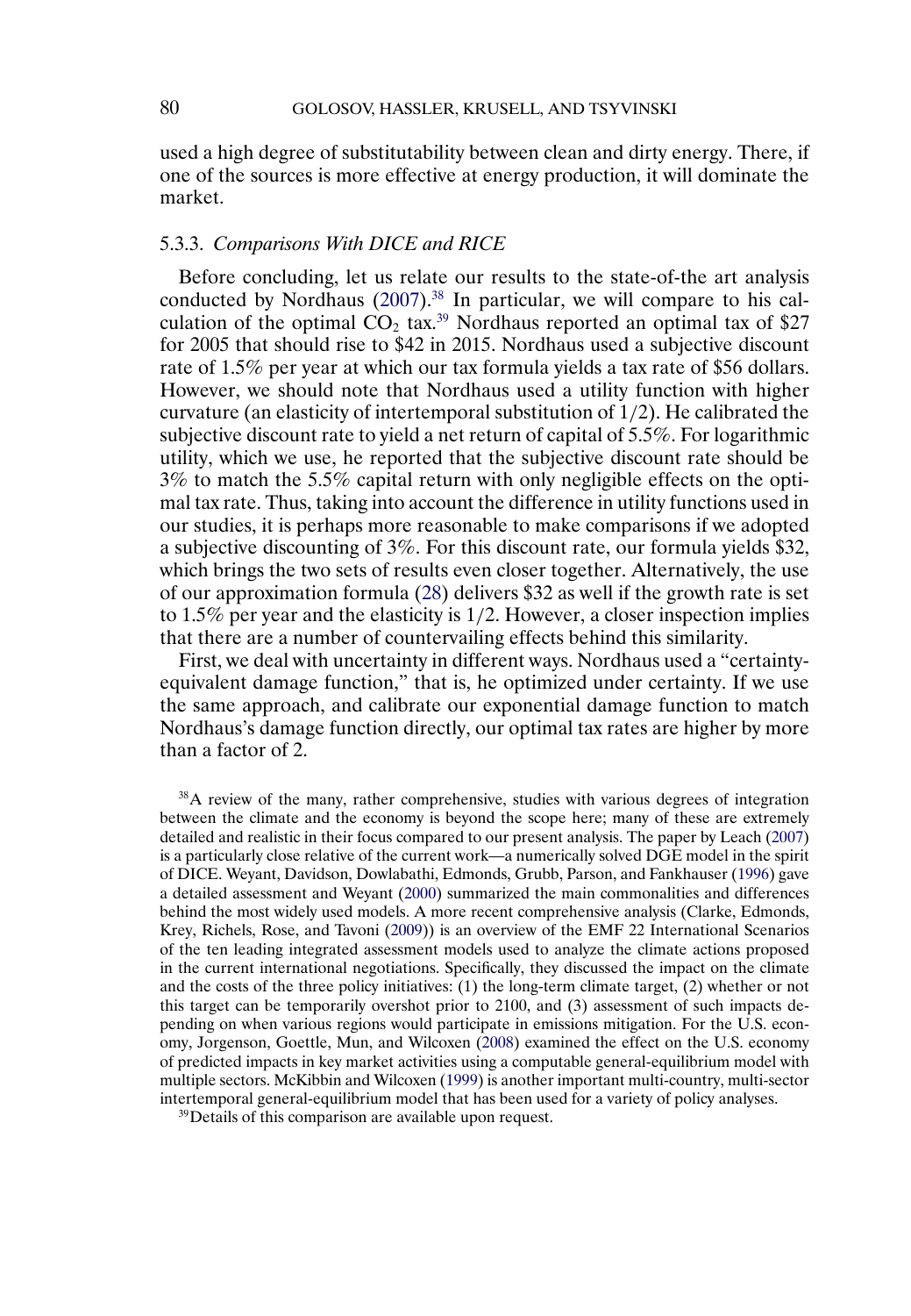used a high degree of substitutability between clean and dirty energy. There, if one of the sources is more effective at energy production, it will dominate the market.

### 5.3.3. *Comparisons With DICE and RICE*

Before concluding, let us relate our results to the state-of-the art analysis conducted by Nordhaus (2007).[38] In particular, we will compare to his calculation of the optimal $CO_2$ tax.[39] Nordhaus reported an optimal tax of $27 for 2005 that should rise to $42 in 2015. Nordhaus used a subjective discount rate of 1.5% per year at which our tax formula yields a tax rate of $56 dollars. However, we should note that Nordhaus used a utility function with higher curvature (an elasticity of intertemporal substitution of 1/2). He calibrated the subjective discount rate to yield a net return of capital of 5.5%. For logarithmic utility, which we use, he reported that the subjective discount rate should be 3% to match the 5.5% capital return with only negligible effects on the optimal tax rate. Thus, taking into account the difference in utility functions used in our studies, it is perhaps more reasonable to make comparisons if we adopted a subjective discounting of 3%. For this discount rate, our formula yields $32, which brings the two sets of results even closer together. Alternatively, the use of our approximation formula (28) delivers $32 as well if the growth rate is set to 1.5% per year and the elasticity is 1/2. However, a closer inspection implies that there are a number of countervailing effects behind this similarity.

First, we deal with uncertainty in different ways. Nordhaus used a "certainty-equivalent damage function," that is, he optimized under certainty. If we use the same approach, and calibrate our exponential damage function to match Nordhaus's damage function directly, our optimal tax rates are higher by more than a factor of 2.

[38]A review of the many, rather comprehensive, studies with various degrees of integration between the climate and the economy is beyond the scope here; many of these are extremely detailed and realistic in their focus compared to our present analysis. The paper by Leach (2007) is a particularly close relative of the current work—a numerically solved DGE model in the spirit of DICE. Weyant, Davidson, Dowlabathi, Edmonds, Grubb, Parson, and Fankhauser (1996) gave a detailed assessment and Weyant (2000) summarized the main commonalities and differences behind the most widely used models. A more recent comprehensive analysis (Clarke, Edmonds, Krey, Richels, Rose, and Tavoni (2009)) is an overview of the EMF 22 International Scenarios of the ten leading integrated assessment models used to analyze the climate actions proposed in the current international negotiations. Specifically, they discussed the impact on the climate and the costs of the three policy initiatives: (1) the long-term climate target, (2) whether or not this target can be temporarily overshot prior to 2100, and (3) assessment of such impacts depending on when various regions would participate in emissions mitigation. For the U.S. economy, Jorgenson, Goettle, Mun, and Wilcoxen (2008) examined the effect on the U.S. economy of predicted impacts in key market activities using a computable general-equilibrium model with multiple sectors. McKibbin and Wilcoxen (1999) is another important multi-country, multi-sector intertemporal general-equilibrium model that has been used for a variety of policy analyses.

[39]Details of this comparison are available upon request.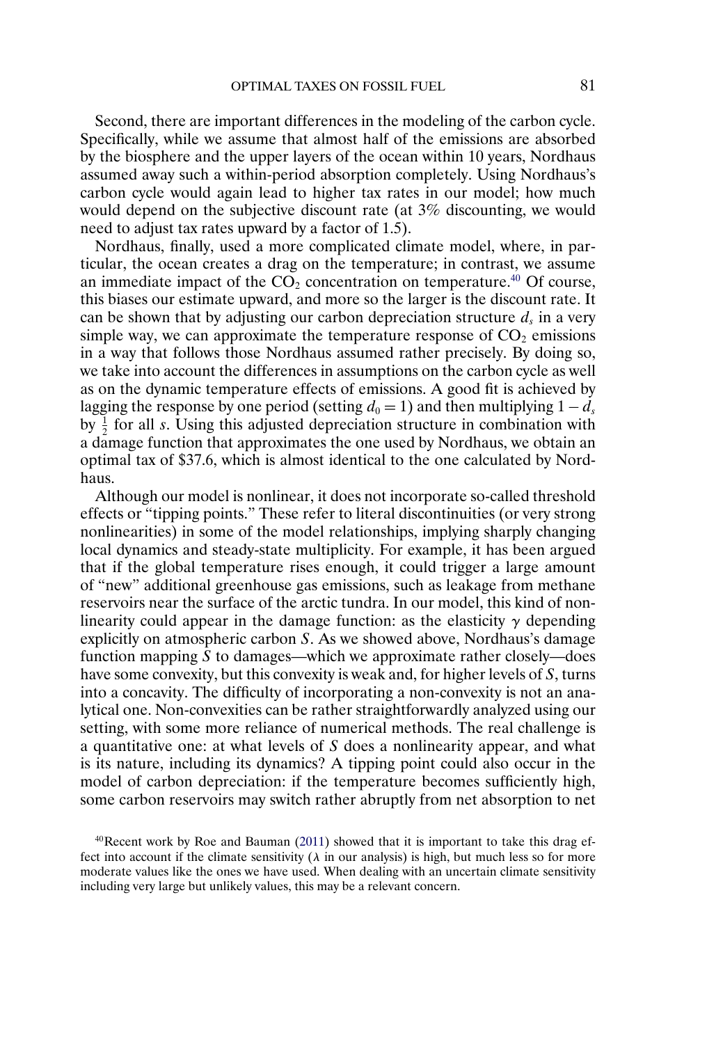Second, there are important differences in the modeling of the carbon cycle. Specifically, while we assume that almost half of the emissions are absorbed by the biosphere and the upper layers of the ocean within 10 years, Nordhaus assumed away such a within-period absorption completely. Using Nordhaus's carbon cycle would again lead to higher tax rates in our model; how much would depend on the subjective discount rate (at 3% discounting, we would need to adjust tax rates upward by a factor of 1.5).

Nordhaus, finally, used a more complicated climate model, where, in particular, the ocean creates a drag on the temperature; in contrast, we assume an immediate impact of the $CO_2$ concentration on temperature.[40] Of course, this biases our estimate upward, and more so the larger is the discount rate. It can be shown that by adjusting our carbon depreciation structure $d_s$ in a very simple way, we can approximate the temperature response of $CO_2$ emissions in a way that follows those Nordhaus assumed rather precisely. By doing so, we take into account the differences in assumptions on the carbon cycle as well as on the dynamic temperature effects of emissions. A good fit is achieved by lagging the response by one period (setting $d_0 = 1$) and then multiplying $1 - d_s$ by $\frac{1}{2}$ for all $s$. Using this adjusted depreciation structure in combination with a damage function that approximates the one used by Nordhaus, we obtain an optimal tax of \$37.6, which is almost identical to the one calculated by Nordhaus.

Although our model is nonlinear, it does not incorporate so-called threshold effects or "tipping points." These refer to literal discontinuities (or very strong nonlinearities) in some of the model relationships, implying sharply changing local dynamics and steady-state multiplicity. For example, it has been argued that if the global temperature rises enough, it could trigger a large amount of "new" additional greenhouse gas emissions, such as leakage from methane reservoirs near the surface of the arctic tundra. In our model, this kind of nonlinearity could appear in the damage function: as the elasticity $\gamma$ depending explicitly on atmospheric carbon $S$. As we showed above, Nordhaus's damage function mapping $S$ to damages—which we approximate rather closely—does have some convexity, but this convexity is weak and, for higher levels of $S$, turns into a concavity. The difficulty of incorporating a non-convexity is not an analytical one. Non-convexities can be rather straightforwardly analyzed using our setting, with some more reliance of numerical methods. The real challenge is a quantitative one: at what levels of $S$ does a nonlinearity appear, and what is its nature, including its dynamics? A tipping point could also occur in the model of carbon depreciation: if the temperature becomes sufficiently high, some carbon reservoirs may switch rather abruptly from net absorption to net

[40] Recent work by Roe and Bauman (2011) showed that it is important to take this drag effect into account if the climate sensitivity ($\lambda$ in our analysis) is high, but much less so for more moderate values like the ones we have used. When dealing with an uncertain climate sensitivity including very large but unlikely values, this may be a relevant concern.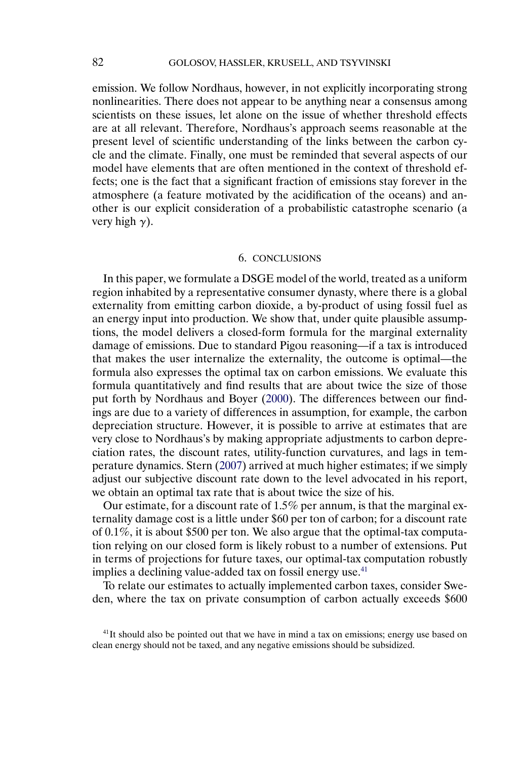emission. We follow Nordhaus, however, in not explicitly incorporating strong nonlinearities. There does not appear to be anything near a consensus among scientists on these issues, let alone on the issue of whether threshold effects are at all relevant. Therefore, Nordhaus's approach seems reasonable at the present level of scientific understanding of the links between the carbon cycle and the climate. Finally, one must be reminded that several aspects of our model have elements that are often mentioned in the context of threshold effects; one is the fact that a significant fraction of emissions stay forever in the atmosphere (a feature motivated by the acidification of the oceans) and another is our explicit consideration of a probabilistic catastrophe scenario (a very high $\gamma$).

## 6. CONCLUSIONS

In this paper, we formulate a DSGE model of the world, treated as a uniform region inhabited by a representative consumer dynasty, where there is a global externality from emitting carbon dioxide, a by-product of using fossil fuel as an energy input into production. We show that, under quite plausible assumptions, the model delivers a closed-form formula for the marginal externality damage of emissions. Due to standard Pigou reasoning—if a tax is introduced that makes the user internalize the externality, the outcome is optimal—the formula also expresses the optimal tax on carbon emissions. We evaluate this formula quantitatively and find results that are about twice the size of those put forth by Nordhaus and Boyer (2000). The differences between our findings are due to a variety of differences in assumption, for example, the carbon depreciation structure. However, it is possible to arrive at estimates that are very close to Nordhaus's by making appropriate adjustments to carbon depreciation rates, the discount rates, utility-function curvatures, and lags in temperature dynamics. Stern (2007) arrived at much higher estimates; if we simply adjust our subjective discount rate down to the level advocated in his report, we obtain an optimal tax rate that is about twice the size of his.

Our estimate, for a discount rate of 1.5% per annum, is that the marginal externality damage cost is a little under \$60 per ton of carbon; for a discount rate of 0.1%, it is about \$500 per ton. We also argue that the optimal-tax computation relying on our closed form is likely robust to a number of extensions. Put in terms of projections for future taxes, our optimal-tax computation robustly implies a declining value-added tax on fossil energy use.[41]

To relate our estimates to actually implemented carbon taxes, consider Sweden, where the tax on private consumption of carbon actually exceeds \$600

[41]It should also be pointed out that we have in mind a tax on emissions; energy use based on clean energy should not be taxed, and any negative emissions should be subsidized.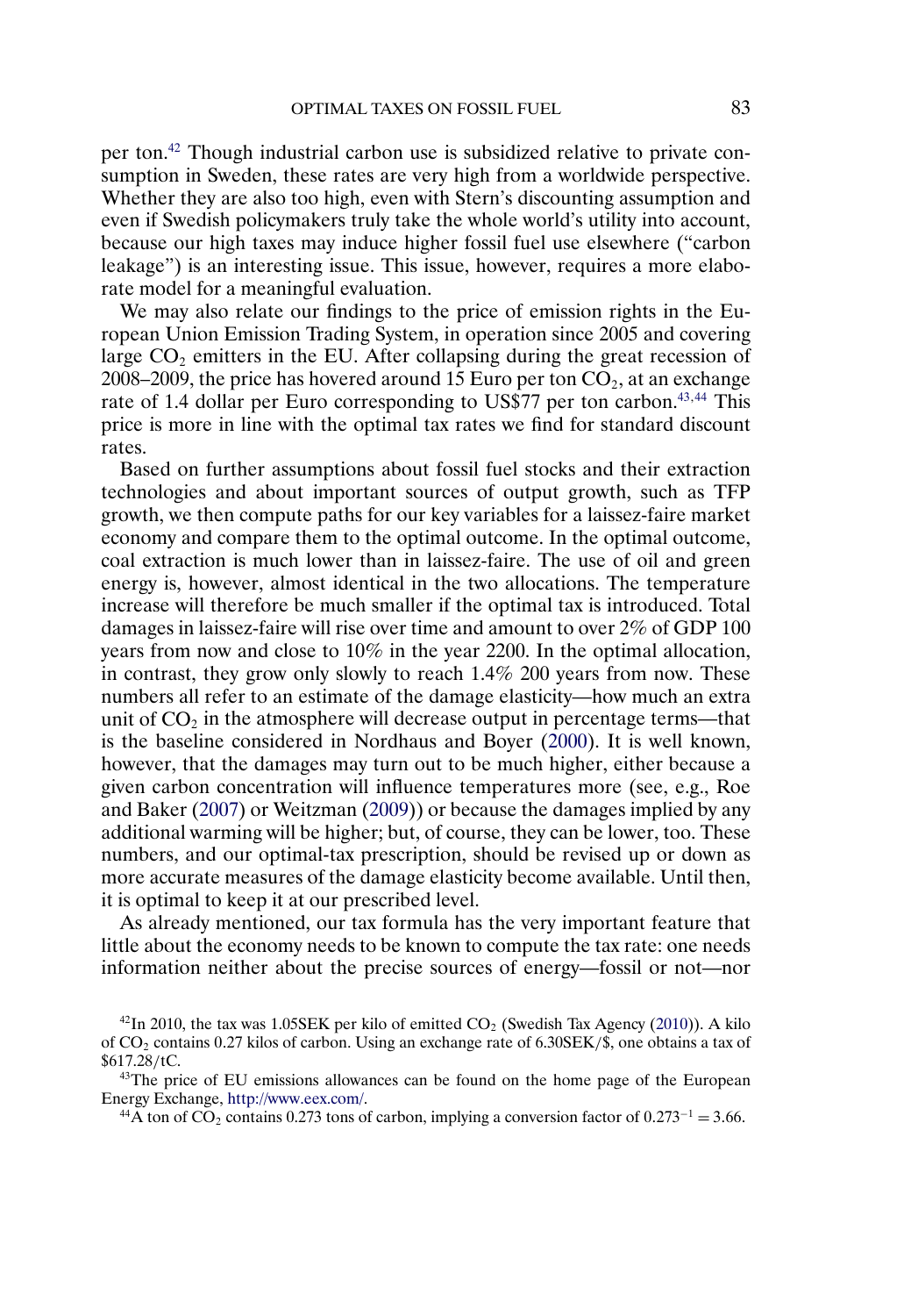per ton.[42] Though industrial carbon use is subsidized relative to private consumption in Sweden, these rates are very high from a worldwide perspective. Whether they are also too high, even with Stern's discounting assumption and even if Swedish policymakers truly take the whole world's utility into account, because our high taxes may induce higher fossil fuel use elsewhere ("carbon leakage") is an interesting issue. This issue, however, requires a more elaborate model for a meaningful evaluation.

We may also relate our findings to the price of emission rights in the European Union Emission Trading System, in operation since 2005 and covering large $CO_2$ emitters in the EU. After collapsing during the great recession of 2008–2009, the price has hovered around 15 Euro per ton $CO_2$, at an exchange rate of 1.4 dollar per Euro corresponding to US$77 per ton carbon.[43,44] This price is more in line with the optimal tax rates we find for standard discount rates.

Based on further assumptions about fossil fuel stocks and their extraction technologies and about important sources of output growth, such as TFP growth, we then compute paths for our key variables for a laissez-faire market economy and compare them to the optimal outcome. In the optimal outcome, coal extraction is much lower than in laissez-faire. The use of oil and green energy is, however, almost identical in the two allocations. The temperature increase will therefore be much smaller if the optimal tax is introduced. Total damages in laissez-faire will rise over time and amount to over 2% of GDP 100 years from now and close to 10% in the year 2200. In the optimal allocation, in contrast, they grow only slowly to reach 1.4% 200 years from now. These numbers all refer to an estimate of the damage elasticity—how much an extra unit of $CO_2$ in the atmosphere will decrease output in percentage terms—that is the baseline considered in Nordhaus and Boyer (2000). It is well known, however, that the damages may turn out to be much higher, either because a given carbon concentration will influence temperatures more (see, e.g., Roe and Baker (2007) or Weitzman (2009)) or because the damages implied by any additional warming will be higher; but, of course, they can be lower, too. These numbers, and our optimal-tax prescription, should be revised up or down as more accurate measures of the damage elasticity become available. Until then, it is optimal to keep it at our prescribed level.

As already mentioned, our tax formula has the very important feature that little about the economy needs to be known to compute the tax rate: one needs information neither about the precise sources of energy—fossil or not—nor

[42]In 2010, the tax was 1.05SEK per kilo of emitted $CO_2$ (Swedish Tax Agency (2010)). A kilo of $CO_2$ contains 0.27 kilos of carbon. Using an exchange rate of 6.30SEK/$, one obtains a tax of $617.28/tC.

[43]The price of EU emissions allowances can be found on the home page of the European Energy Exchange, http://www.eex.com/.

[44]A ton of $CO_2$ contains 0.273 tons of carbon, implying a conversion factor of $0.273^{-1} = 3.66$.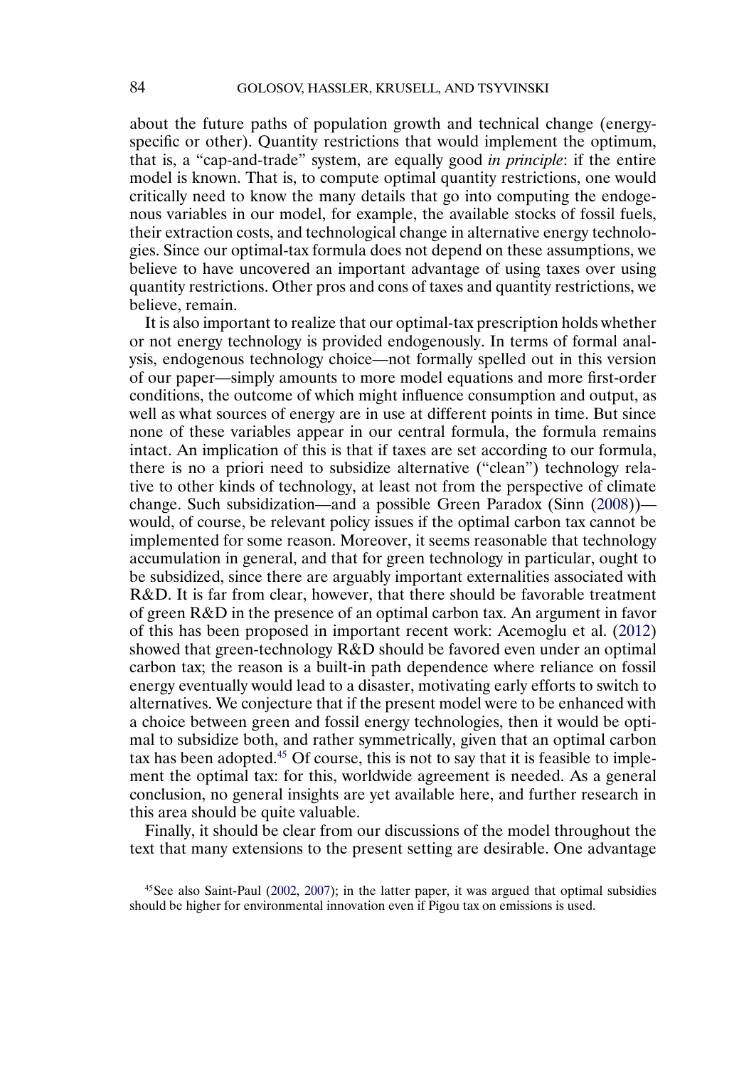about the future paths of population growth and technical change (energy-specific or other). Quantity restrictions that would implement the optimum, that is, a "cap-and-trade" system, are equally good *in principle*: if the entire model is known. That is, to compute optimal quantity restrictions, one would critically need to know the many details that go into computing the endogenous variables in our model, for example, the available stocks of fossil fuels, their extraction costs, and technological change in alternative energy technologies. Since our optimal-tax formula does not depend on these assumptions, we believe to have uncovered an important advantage of using taxes over using quantity restrictions. Other pros and cons of taxes and quantity restrictions, we believe, remain.

It is also important to realize that our optimal-tax prescription holds whether or not energy technology is provided endogenously. In terms of formal analysis, endogenous technology choice—not formally spelled out in this version of our paper—simply amounts to more model equations and more first-order conditions, the outcome of which might influence consumption and output, as well as what sources of energy are in use at different points in time. But since none of these variables appear in our central formula, the formula remains intact. An implication of this is that if taxes are set according to our formula, there is no a priori need to subsidize alternative ("clean") technology relative to other kinds of technology, at least not from the perspective of climate change. Such subsidization—and a possible Green Paradox (Sinn (2008))—would, of course, be relevant policy issues if the optimal carbon tax cannot be implemented for some reason. Moreover, it seems reasonable that technology accumulation in general, and that for green technology in particular, ought to be subsidized, since there are arguably important externalities associated with R&D. It is far from clear, however, that there should be favorable treatment of green R&D in the presence of an optimal carbon tax. An argument in favor of this has been proposed in important recent work: Acemoglu et al. (2012) showed that green-technology R&D should be favored even under an optimal carbon tax; the reason is a built-in path dependence where reliance on fossil energy eventually would lead to a disaster, motivating early efforts to switch to alternatives. We conjecture that if the present model were to be enhanced with a choice between green and fossil energy technologies, then it would be optimal to subsidize both, and rather symmetrically, given that an optimal carbon tax has been adopted.[45] Of course, this is not to say that it is feasible to implement the optimal tax: for this, worldwide agreement is needed. As a general conclusion, no general insights are yet available here, and further research in this area should be quite valuable.

Finally, it should be clear from our discussions of the model throughout the text that many extensions to the present setting are desirable. One advantage

[45] See also Saint-Paul (2002, 2007); in the latter paper, it was argued that optimal subsidies should be higher for environmental innovation even if Pigou tax on emissions is used.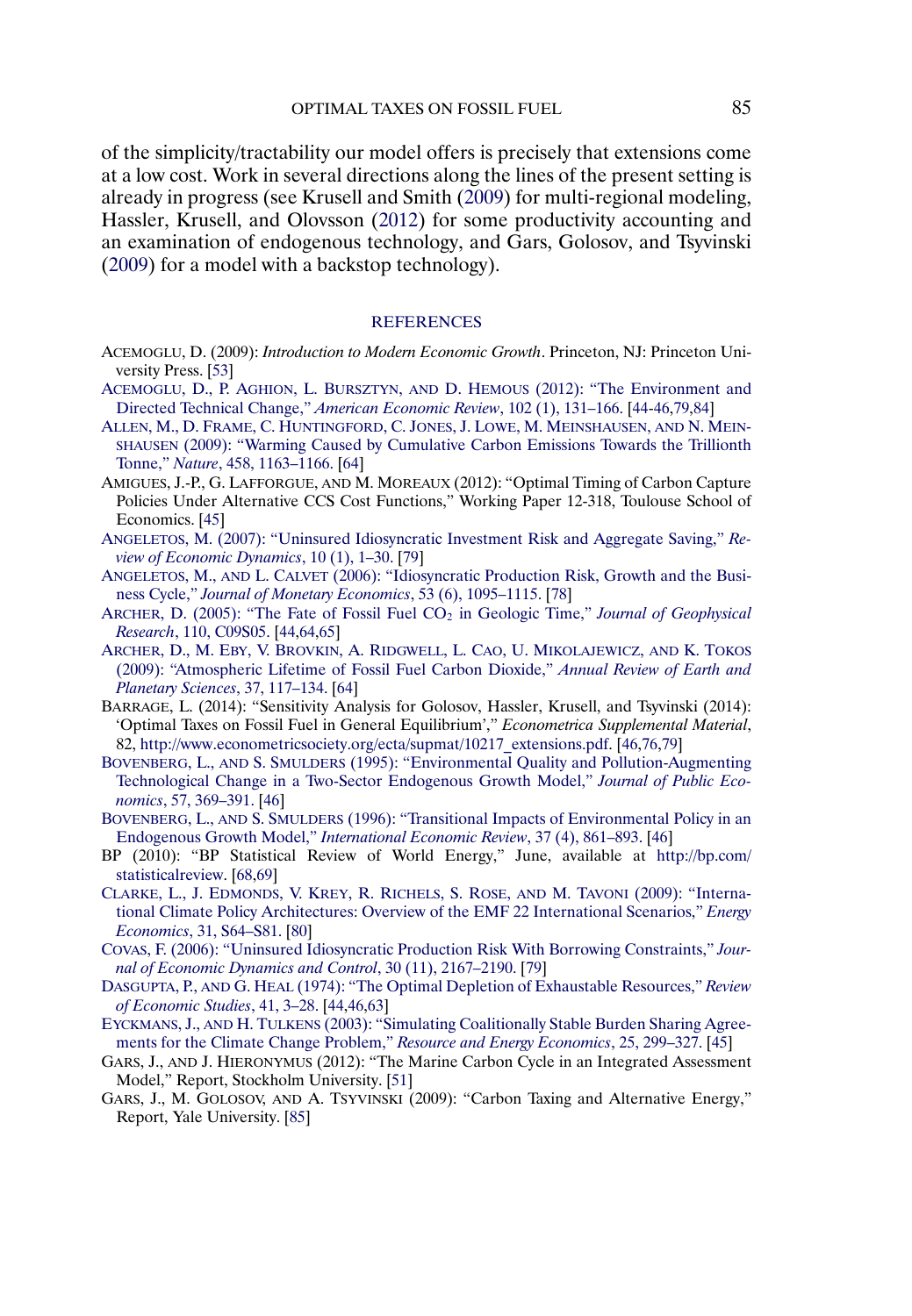of the simplicity/tractability our model offers is precisely that extensions come at a low cost. Work in several directions along the lines of the present setting is already in progress (see Krusell and Smith (2009) for multi-regional modeling, Hassler, Krusell, and Olovsson (2012) for some productivity accounting and an examination of endogenous technology, and Gars, Golosov, and Tsyvinski (2009) for a model with a backstop technology).

## REFERENCES

ACEMOGLU, D. (2009): *Introduction to Modern Economic Growth*. Princeton, NJ: Princeton University Press. [53]

ACEMOGLU, D., P. AGHION, L. BURSZTYN, AND D. HEMOUS (2012): "The Environment and Directed Technical Change," *American Economic Review*, 102 (1), 131–166. [44-46,79,84]

ALLEN, M., D. FRAME, C. HUNTINGFORD, C. JONES, J. LOWE, M. MEINSHAUSEN, AND N. MEINSHAUSEN (2009): "Warming Caused by Cumulative Carbon Emissions Towards the Trillionth Tonne," *Nature*, 458, 1163–1166. [64]

AMIGUES, J.-P., G. LAFFORGUE, AND M. MOREAUX (2012): "Optimal Timing of Carbon Capture Policies Under Alternative CCS Cost Functions," Working Paper 12-318, Toulouse School of Economics. [45]

ANGELETOS, M. (2007): "Uninsured Idiosyncratic Investment Risk and Aggregate Saving," *Review of Economic Dynamics*, 10 (1), 1–30. [79]

ANGELETOS, M., AND L. CALVET (2006): "Idiosyncratic Production Risk, Growth and the Business Cycle," *Journal of Monetary Economics*, 53 (6), 1095–1115. [78]

ARCHER, D. (2005): "The Fate of Fossil Fuel $CO_2$ in Geologic Time," *Journal of Geophysical Research*, 110, C09S05. [44,64,65]

ARCHER, D., M. EBY, V. BROVKIN, A. RIDGWELL, L. CAO, U. MIKOLAJEWICZ, AND K. TOKOS (2009): "Atmospheric Lifetime of Fossil Fuel Carbon Dioxide," *Annual Review of Earth and Planetary Sciences*, 37, 117–134. [64]

BARRAGE, L. (2014): "Sensitivity Analysis for Golosov, Hassler, Krusell, and Tsyvinski (2014): 'Optimal Taxes on Fossil Fuel in General Equilibrium'," *Econometrica Supplemental Material*, 82, http://www.econometricsociety.org/ecta/supmat/10217_extensions.pdf. [46,76,79]

BOVENBERG, L., AND S. SMULDERS (1995): "Environmental Quality and Pollution-Augmenting Technological Change in a Two-Sector Endogenous Growth Model," *Journal of Public Economics*, 57, 369–391. [46]

BOVENBERG, L., AND S. SMULDERS (1996): "Transitional Impacts of Environmental Policy in an Endogenous Growth Model," *International Economic Review*, 37 (4), 861–893. [46]

BP (2010): "BP Statistical Review of World Energy," June, available at http://bp.com/statisticalreview. [68,69]

CLARKE, L., J. EDMONDS, V. KREY, R. RICHELS, S. ROSE, AND M. TAVONI (2009): "International Climate Policy Architectures: Overview of the EMF 22 International Scenarios," *Energy Economics*, 31, S64–S81. [80]

COVAS, F. (2006): "Uninsured Idiosyncratic Production Risk With Borrowing Constraints," *Journal of Economic Dynamics and Control*, 30 (11), 2167–2190. [79]

DASGUPTA, P., AND G. HEAL (1974): "The Optimal Depletion of Exhaustable Resources," *Review of Economic Studies*, 41, 3–28. [44,46,63]

EYCKMANS, J., AND H. TULKENS (2003): "Simulating Coalitionally Stable Burden Sharing Agreements for the Climate Change Problem," *Resource and Energy Economics*, 25, 299–327. [45]

GARS, J., AND J. HIERONYMUS (2012): "The Marine Carbon Cycle in an Integrated Assessment Model," Report, Stockholm University. [51]

GARS, J., M. GOLOSOV, AND A. TSYVINSKI (2009): "Carbon Taxing and Alternative Energy," Report, Yale University. [85]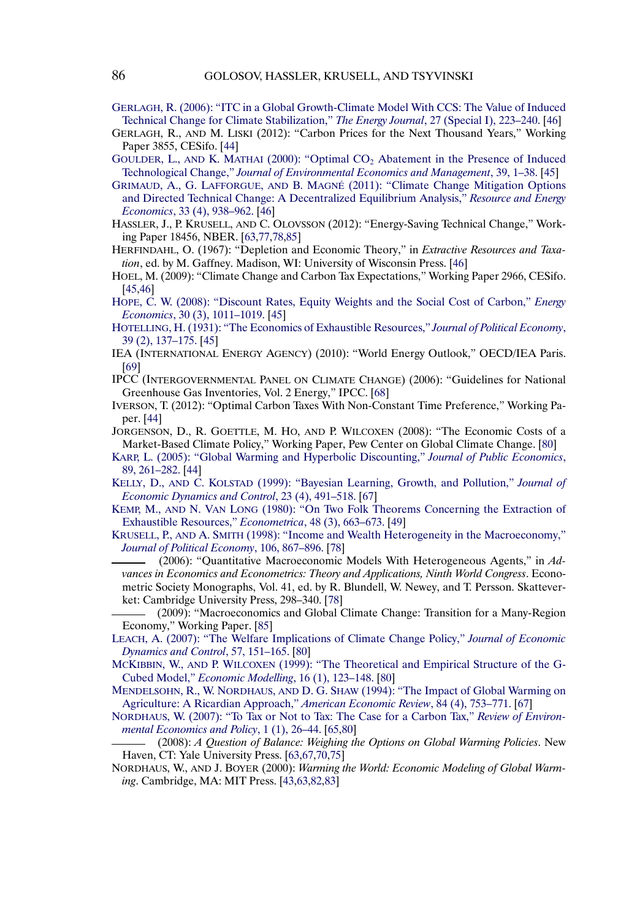GERLAGH, R. (2006): "ITC in a Global Growth-Climate Model With CCS: The Value of Induced Technical Change for Climate Stabilization," *The Energy Journal*, 27 (Special I), 223–240. [46]

GERLAGH, R., AND M. LISKI (2012): "Carbon Prices for the Next Thousand Years," Working Paper 3855, CESifo. [44]

GOULDER, L., AND K. MATHAI (2000): "Optimal $CO_2$ Abatement in the Presence of Induced Technological Change," *Journal of Environmental Economics and Management*, 39, 1–38. [45]

GRIMAUD, A., G. LAFFORGUE, AND B. MAGNÉ (2011): "Climate Change Mitigation Options and Directed Technical Change: A Decentralized Equilibrium Analysis," *Resource and Energy Economics*, 33 (4), 938–962. [46]

HASSLER, J., P. KRUSELL, AND C. OLOVSSON (2012): "Energy-Saving Technical Change," Working Paper 18456, NBER. [63,77,78,85]

HERFINDAHL, O. (1967): "Depletion and Economic Theory," in *Extractive Resources and Taxation*, ed. by M. Gaffney. Madison, WI: University of Wisconsin Press. [46]

HOEL, M. (2009): "Climate Change and Carbon Tax Expectations," Working Paper 2966, CESifo. [45,46]

HOPE, C. W. (2008): "Discount Rates, Equity Weights and the Social Cost of Carbon," *Energy Economics*, 30 (3), 1011–1019. [45]

HOTELLING, H. (1931): "The Economics of Exhaustible Resources," *Journal of Political Economy*, 39 (2), 137–175. [45]

IEA (INTERNATIONAL ENERGY AGENCY) (2010): "World Energy Outlook," OECD/IEA Paris. [69]

IPCC (INTERGOVERNMENTAL PANEL ON CLIMATE CHANGE) (2006): "Guidelines for National Greenhouse Gas Inventories, Vol. 2 Energy," IPCC. [68]

IVERSON, T. (2012): "Optimal Carbon Taxes With Non-Constant Time Preference," Working Paper. [44]

JORGENSON, D., R. GOETTLE, M. HO, AND P. WILCOXEN (2008): "The Economic Costs of a Market-Based Climate Policy," Working Paper, Pew Center on Global Climate Change. [80]

KARP, L. (2005): "Global Warming and Hyperbolic Discounting," *Journal of Public Economics*, 89, 261–282. [44]

KELLY, D., AND C. KOLSTAD (1999): "Bayesian Learning, Growth, and Pollution," *Journal of Economic Dynamics and Control*, 23 (4), 491–518. [67]

KEMP, M., AND N. VAN LONG (1980): "On Two Folk Theorems Concerning the Extraction of Exhaustible Resources," *Econometrica*, 48 (3), 663–673. [49]

KRUSELL, P., AND A. SMITH (1998): "Income and Wealth Heterogeneity in the Macroeconomy," *Journal of Political Economy*, 106, 867–896. [78]

——— (2006): "Quantitative Macroeconomic Models With Heterogeneous Agents," in *Advances in Economics and Econometrics: Theory and Applications, Ninth World Congress*. Econometric Society Monographs, Vol. 41, ed. by R. Blundell, W. Newey, and T. Persson. Skatteverket: Cambridge University Press, 298–340. [78]

——— (2009): "Macroeconomics and Global Climate Change: Transition for a Many-Region Economy," Working Paper. [85]

LEACH, A. (2007): "The Welfare Implications of Climate Change Policy," *Journal of Economic Dynamics and Control*, 57, 151–165. [80]

MCKIBBIN, W., AND P. WILCOXEN (1999): "The Theoretical and Empirical Structure of the G-Cubed Model," *Economic Modelling*, 16 (1), 123–148. [80]

MENDELSOHN, R., W. NORDHAUS, AND D. G. SHAW (1994): "The Impact of Global Warming on Agriculture: A Ricardian Approach," *American Economic Review*, 84 (4), 753–771. [67]

NORDHAUS, W. (2007): "To Tax or Not to Tax: The Case for a Carbon Tax," *Review of Environmental Economics and Policy*, 1 (1), 26–44. [65,80]

——— (2008): *A Question of Balance: Weighing the Options on Global Warming Policies*. New Haven, CT: Yale University Press. [63,67,70,75]

NORDHAUS, W., AND J. BOYER (2000): *Warming the World: Economic Modeling of Global Warming*. Cambridge, MA: MIT Press. [43,63,82,83]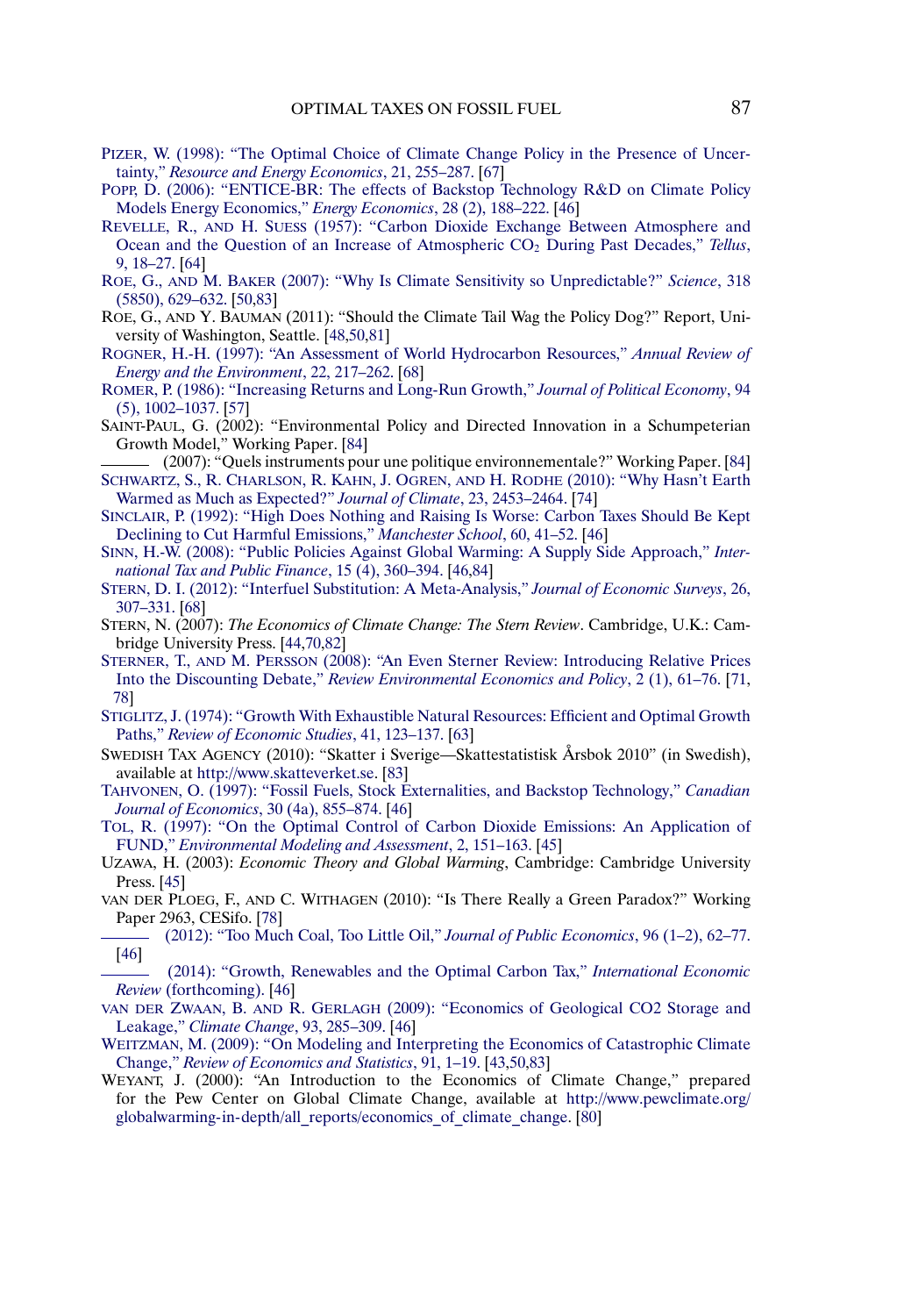PIZER, W. (1998): "The Optimal Choice of Climate Change Policy in the Presence of Uncertainty," *Resource and Energy Economics*, 21, 255–287. [67]

POPP, D. (2006): "ENTICE-BR: The effects of Backstop Technology R&D on Climate Policy Models Energy Economics," *Energy Economics*, 28 (2), 188–222. [46]

REVELLE, R., AND H. SUESS (1957): "Carbon Dioxide Exchange Between Atmosphere and Ocean and the Question of an Increase of Atmospheric $CO_2$ During Past Decades," *Tellus*, 9, 18–27. [64]

ROE, G., AND M. BAKER (2007): "Why Is Climate Sensitivity so Unpredictable?" *Science*, 318 (5850), 629–632. [50,83]

ROE, G., AND Y. BAUMAN (2011): "Should the Climate Tail Wag the Policy Dog?" Report, University of Washington, Seattle. [48,50,81]

ROGNER, H.-H. (1997): "An Assessment of World Hydrocarbon Resources," *Annual Review of Energy and the Environment*, 22, 217–262. [68]

ROMER, P. (1986): "Increasing Returns and Long-Run Growth," *Journal of Political Economy*, 94 (5), 1002–1037. [57]

SAINT-PAUL, G. (2002): "Environmental Policy and Directed Innovation in a Schumpeterian Growth Model," Working Paper. [84]

——— (2007): "Quels instruments pour une politique environnementale?" Working Paper. [84]

SCHWARTZ, S., R. CHARLSON, R. KAHN, J. OGREN, AND H. RODHE (2010): "Why Hasn't Earth Warmed as Much as Expected?" *Journal of Climate*, 23, 2453–2464. [74]

SINCLAIR, P. (1992): "High Does Nothing and Raising Is Worse: Carbon Taxes Should Be Kept Declining to Cut Harmful Emissions," *Manchester School*, 60, 41–52. [46]

SINN, H.-W. (2008): "Public Policies Against Global Warming: A Supply Side Approach," *International Tax and Public Finance*, 15 (4), 360–394. [46,84]

STERN, D. I. (2012): "Interfuel Substitution: A Meta-Analysis," *Journal of Economic Surveys*, 26, 307–331. [68]

STERN, N. (2007): *The Economics of Climate Change: The Stern Review*. Cambridge, U.K.: Cambridge University Press. [44,70,82]

STERNER, T., AND M. PERSSON (2008): "An Even Sterner Review: Introducing Relative Prices Into the Discounting Debate," *Review Environmental Economics and Policy*, 2 (1), 61–76. [71, 78]

STIGLITZ, J. (1974): "Growth With Exhaustible Natural Resources: Efficient and Optimal Growth Paths," *Review of Economic Studies*, 41, 123–137. [63]

SWEDISH TAX AGENCY (2010): "Skatter i Sverige—Skattestatistisk Årsbok 2010" (in Swedish), available at http://www.skatteverket.se. [83]

TAHVONEN, O. (1997): "Fossil Fuels, Stock Externalities, and Backstop Technology," *Canadian Journal of Economics*, 30 (4a), 855–874. [46]

TOL, R. (1997): "On the Optimal Control of Carbon Dioxide Emissions: An Application of FUND," *Environmental Modeling and Assessment*, 2, 151–163. [45]

UZAWA, H. (2003): *Economic Theory and Global Warming*, Cambridge: Cambridge University Press. [45]

VAN DER PLOEG, F., AND C. WITHAGEN (2010): "Is There Really a Green Paradox?" Working Paper 2963, CESifo. [78]

——— (2012): "Too Much Coal, Too Little Oil," *Journal of Public Economics*, 96 (1–2), 62–77. [46]

——— (2014): "Growth, Renewables and the Optimal Carbon Tax," *International Economic Review* (forthcoming). [46]

VAN DER ZWAAN, B. AND R. GERLAGH (2009): "Economics of Geological CO2 Storage and Leakage," *Climate Change*, 93, 285–309. [46]

WEITZMAN, M. (2009): "On Modeling and Interpreting the Economics of Catastrophic Climate Change," *Review of Economics and Statistics*, 91, 1–19. [43,50,83]

WEYANT, J. (2000): "An Introduction to the Economics of Climate Change," prepared for the Pew Center on Global Climate Change, available at http://www.pewclimate.org/globalwarming-in-depth/all_reports/economics_of_climate_change. [80]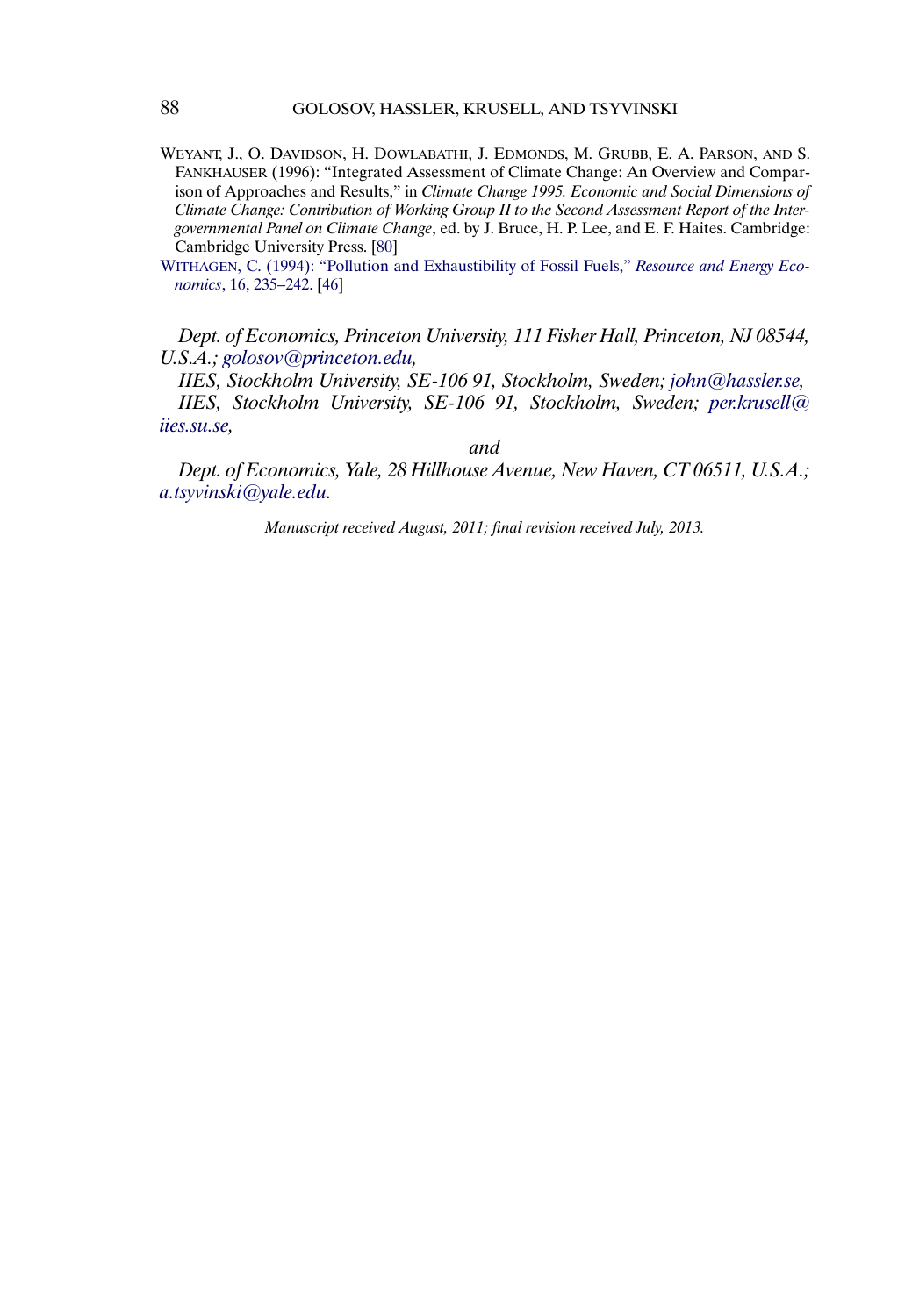WEYANT, J., O. DAVIDSON, H. DOWLABATHI, J. EDMONDS, M. GRUBB, E. A. PARSON, AND S. FANKHAUSER (1996): "Integrated Assessment of Climate Change: An Overview and Comparison of Approaches and Results," in *Climate Change 1995. Economic and Social Dimensions of Climate Change: Contribution of Working Group II to the Second Assessment Report of the Intergovernmental Panel on Climate Change*, ed. by J. Bruce, H. P. Lee, and E. F. Haites. Cambridge: Cambridge University Press. [80]

WITHAGEN, C. (1994): "Pollution and Exhaustibility of Fossil Fuels," *Resource and Energy Economics*, 16, 235–242. [46]

*Dept. of Economics, Princeton University, 111 Fisher Hall, Princeton, NJ 08544, U.S.A.; golosov@princeton.edu,*

*IIES, Stockholm University, SE-106 91, Stockholm, Sweden; john@hassler.se,*

*IIES, Stockholm University, SE-106 91, Stockholm, Sweden; per.krusell@iies.su.se,*

*and*

*Dept. of Economics, Yale, 28 Hillhouse Avenue, New Haven, CT 06511, U.S.A.; a.tsyvinski@yale.edu.*

*Manuscript received August, 2011; final revision received July, 2013.*